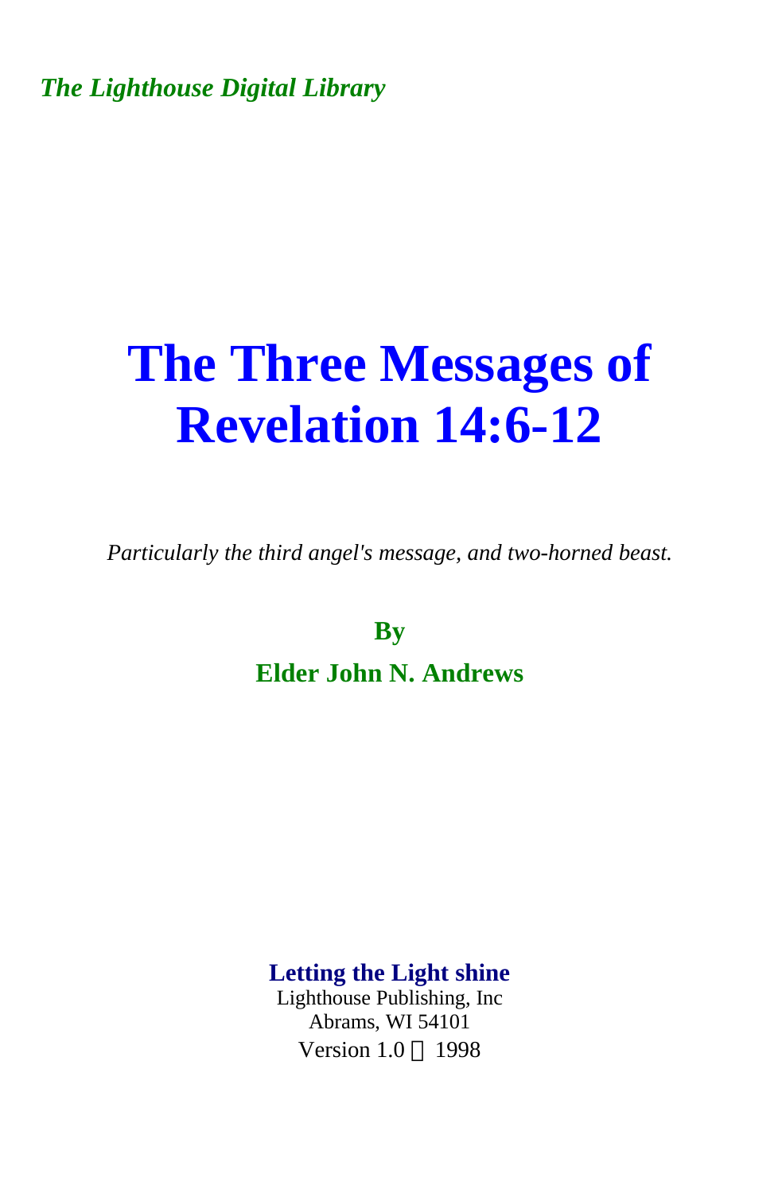*The Lighthouse Digital Library*

# The Three Messages of Revelation 14:6-12

*Particularly the third angel's message, and two-horned beast.*

**By**

**Elder John N. Andrews**

**Letting the Light shine**

Lighthouse Publishing, Inc
Abrams, WI 54101
Version 1.0 © 1998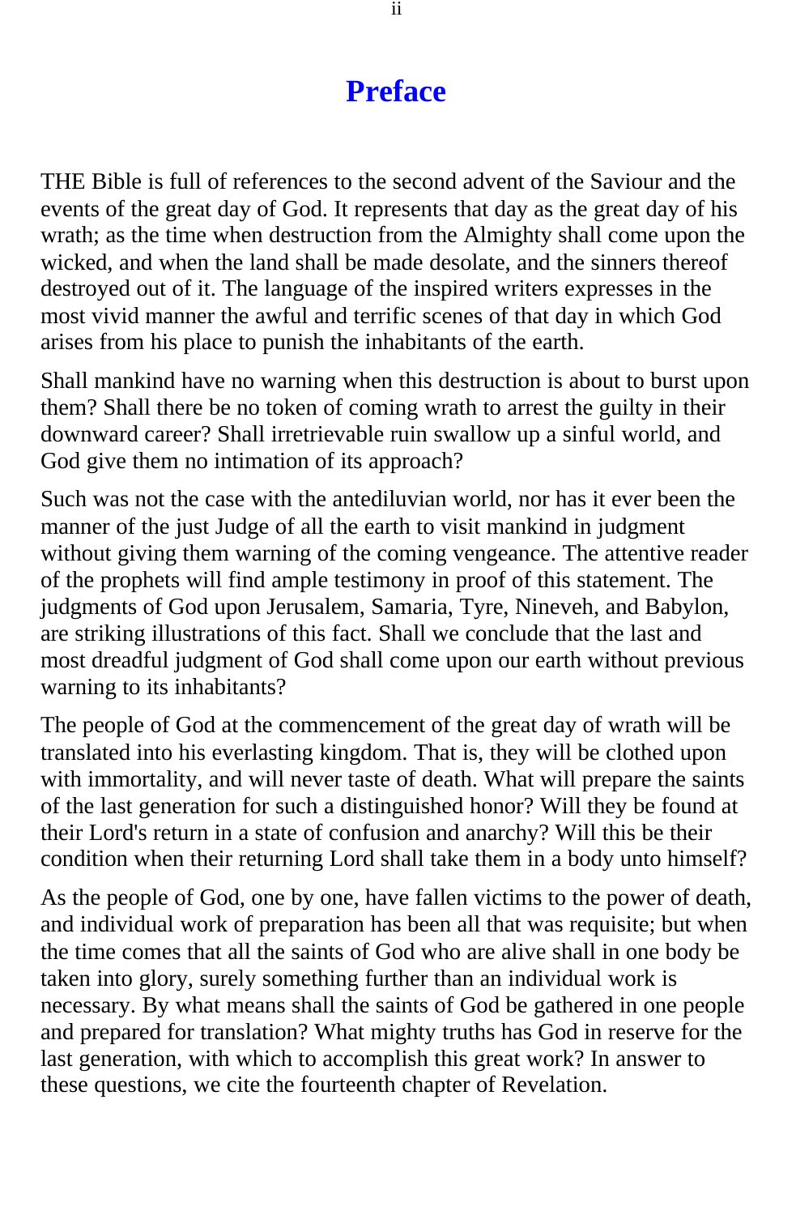# Preface

THE Bible is full of references to the second advent of the Saviour and the events of the great day of God. It represents that day as the great day of his wrath; as the time when destruction from the Almighty shall come upon the wicked, and when the land shall be made desolate, and the sinners thereof destroyed out of it. The language of the inspired writers expresses in the most vivid manner the awful and terrific scenes of that day in which God arises from his place to punish the inhabitants of the earth.

Shall mankind have no warning when this destruction is about to burst upon them? Shall there be no token of coming wrath to arrest the guilty in their downward career? Shall irretrievable ruin swallow up a sinful world, and God give them no intimation of its approach?

Such was not the case with the antediluvian world, nor has it ever been the manner of the just Judge of all the earth to visit mankind in judgment without giving them warning of the coming vengeance. The attentive reader of the prophets will find ample testimony in proof of this statement. The judgments of God upon Jerusalem, Samaria, Tyre, Nineveh, and Babylon, are striking illustrations of this fact. Shall we conclude that the last and most dreadful judgment of God shall come upon our earth without previous warning to its inhabitants?

The people of God at the commencement of the great day of wrath will be translated into his everlasting kingdom. That is, they will be clothed upon with immortality, and will never taste of death. What will prepare the saints of the last generation for such a distinguished honor? Will they be found at their Lord's return in a state of confusion and anarchy? Will this be their condition when their returning Lord shall take them in a body unto himself?

As the people of God, one by one, have fallen victims to the power of death, and individual work of preparation has been all that was requisite; but when the time comes that all the saints of God who are alive shall in one body be taken into glory, surely something further than an individual work is necessary. By what means shall the saints of God be gathered in one people and prepared for translation? What mighty truths has God in reserve for the last generation, with which to accomplish this great work? In answer to these questions, we cite the fourteenth chapter of Revelation.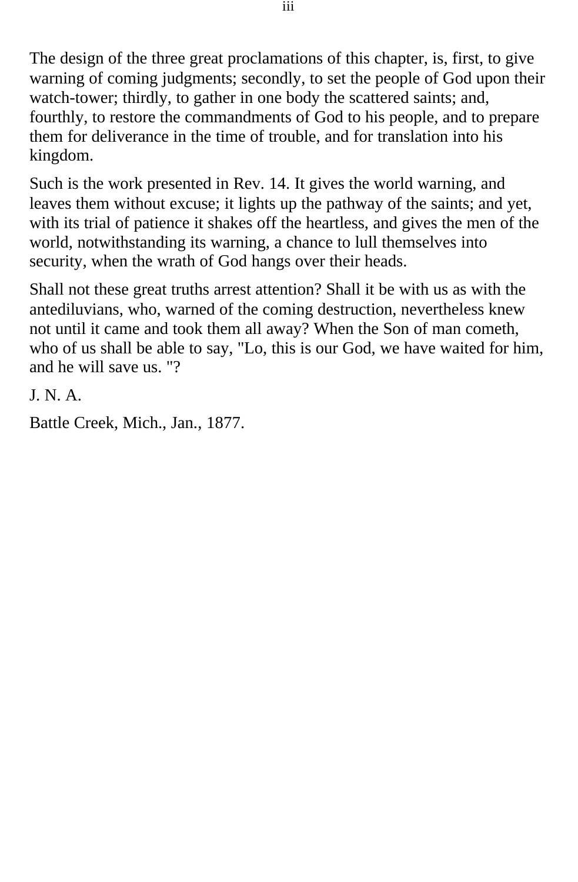The design of the three great proclamations of this chapter, is, first, to give warning of coming judgments; secondly, to set the people of God upon their watch-tower; thirdly, to gather in one body the scattered saints; and, fourthly, to restore the commandments of God to his people, and to prepare them for deliverance in the time of trouble, and for translation into his kingdom.

Such is the work presented in Rev. 14. It gives the world warning, and leaves them without excuse; it lights up the pathway of the saints; and yet, with its trial of patience it shakes off the heartless, and gives the men of the world, notwithstanding its warning, a chance to lull themselves into security, when the wrath of God hangs over their heads.

Shall not these great truths arrest attention? Shall it be with us as with the antediluvians, who, warned of the coming destruction, nevertheless knew not until it came and took them all away? When the Son of man cometh, who of us shall be able to say, "Lo, this is our God, we have waited for him, and he will save us. "?

J. N. A.

Battle Creek, Mich., Jan., 1877.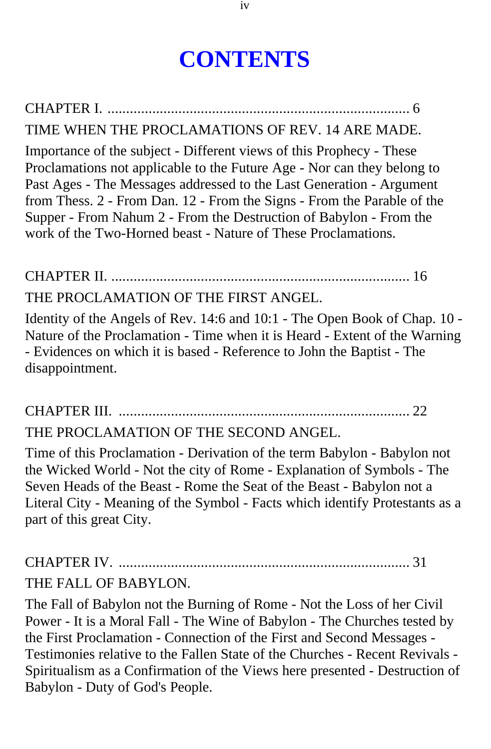# CONTENTS

CHAPTER I. ................................................................................ 6

TIME WHEN THE PROCLAMATIONS OF REV. 14 ARE MADE.

Importance of the subject - Different views of this Prophecy - These Proclamations not applicable to the Future Age - Nor can they belong to Past Ages - The Messages addressed to the Last Generation - Argument from Thess. 2 - From Dan. 12 - From the Signs - From the Parable of the Supper - From Nahum 2 - From the Destruction of Babylon - From the work of the Two-Horned beast - Nature of These Proclamations.

CHAPTER II. ................................................................................ 16

THE PROCLAMATION OF THE FIRST ANGEL.

Identity of the Angels of Rev. 14:6 and 10:1 - The Open Book of Chap. 10 - Nature of the Proclamation - Time when it is Heard - Extent of the Warning - Evidences on which it is based - Reference to John the Baptist - The disappointment.

CHAPTER III. .............................................................................. 22

THE PROCLAMATION OF THE SECOND ANGEL.

Time of this Proclamation - Derivation of the term Babylon - Babylon not the Wicked World - Not the city of Rome - Explanation of Symbols - The Seven Heads of the Beast - Rome the Seat of the Beast - Babylon not a Literal City - Meaning of the Symbol - Facts which identify Protestants as a part of this great City.

CHAPTER IV. .............................................................................. 31

THE FALL OF BABYLON.

The Fall of Babylon not the Burning of Rome - Not the Loss of her Civil Power - It is a Moral Fall - The Wine of Babylon - The Churches tested by the First Proclamation - Connection of the First and Second Messages - Testimonies relative to the Fallen State of the Churches - Recent Revivals - Spiritualism as a Confirmation of the Views here presented - Destruction of Babylon - Duty of God's People.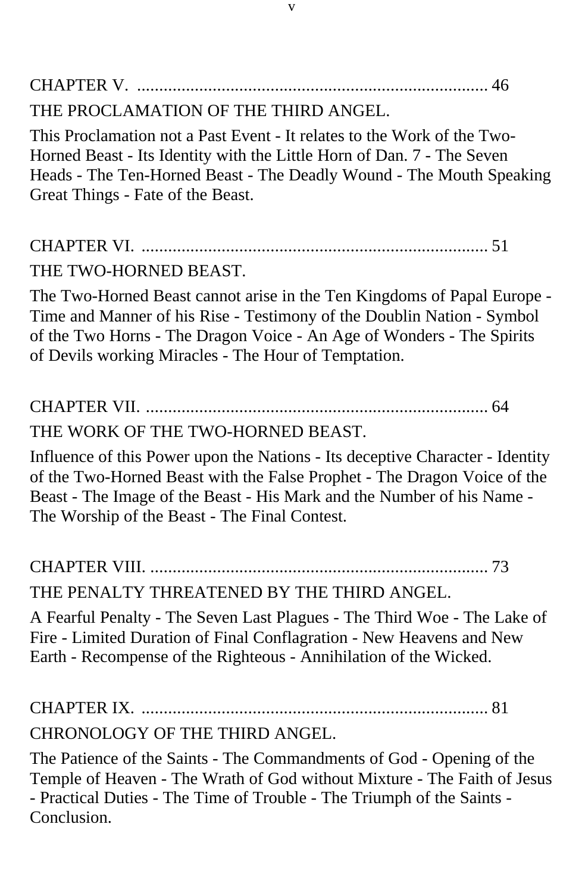CHAPTER V. .............................................................................. 46

THE PROCLAMATION OF THE THIRD ANGEL.

This Proclamation not a Past Event - It relates to the Work of the Two-Horned Beast - Its Identity with the Little Horn of Dan. 7 - The Seven Heads - The Ten-Horned Beast - The Deadly Wound - The Mouth Speaking Great Things - Fate of the Beast.

CHAPTER VI. ............................................................................. 51

THE TWO-HORNED BEAST.

The Two-Horned Beast cannot arise in the Ten Kingdoms of Papal Europe - Time and Manner of his Rise - Testimony of the Doublin Nation - Symbol of the Two Horns - The Dragon Voice - An Age of Wonders - The Spirits of Devils working Miracles - The Hour of Temptation.

CHAPTER VII. ............................................................................ 64

THE WORK OF THE TWO-HORNED BEAST.

Influence of this Power upon the Nations - Its deceptive Character - Identity of the Two-Horned Beast with the False Prophet - The Dragon Voice of the Beast - The Image of the Beast - His Mark and the Number of his Name - The Worship of the Beast - The Final Contest.

CHAPTER VIII. ........................................................................... 73

THE PENALTY THREATENED BY THE THIRD ANGEL.

A Fearful Penalty - The Seven Last Plagues - The Third Woe - The Lake of Fire - Limited Duration of Final Conflagration - New Heavens and New Earth - Recompense of the Righteous - Annihilation of the Wicked.

CHAPTER IX. ............................................................................. 81

CHRONOLOGY OF THE THIRD ANGEL.

The Patience of the Saints - The Commandments of God - Opening of the Temple of Heaven - The Wrath of God without Mixture - The Faith of Jesus - Practical Duties - The Time of Trouble - The Triumph of the Saints - Conclusion.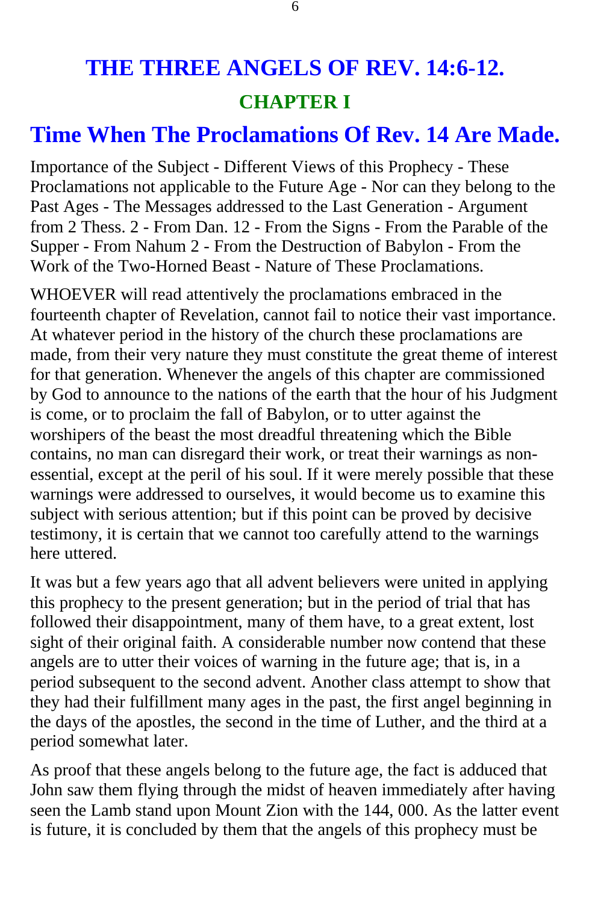# THE THREE ANGELS OF REV. 14:6-12.

## CHAPTER I

## Time When The Proclamations Of Rev. 14 Are Made.

Importance of the Subject - Different Views of this Prophecy - These Proclamations not applicable to the Future Age - Nor can they belong to the Past Ages - The Messages addressed to the Last Generation - Argument from 2 Thess. 2 - From Dan. 12 - From the Signs - From the Parable of the Supper - From Nahum 2 - From the Destruction of Babylon - From the Work of the Two-Horned Beast - Nature of These Proclamations.

WHOEVER will read attentively the proclamations embraced in the fourteenth chapter of Revelation, cannot fail to notice their vast importance. At whatever period in the history of the church these proclamations are made, from their very nature they must constitute the great theme of interest for that generation. Whenever the angels of this chapter are commissioned by God to announce to the nations of the earth that the hour of his Judgment is come, or to proclaim the fall of Babylon, or to utter against the worshipers of the beast the most dreadful threatening which the Bible contains, no man can disregard their work, or treat their warnings as non-essential, except at the peril of his soul. If it were merely possible that these warnings were addressed to ourselves, it would become us to examine this subject with serious attention; but if this point can be proved by decisive testimony, it is certain that we cannot too carefully attend to the warnings here uttered.

It was but a few years ago that all advent believers were united in applying this prophecy to the present generation; but in the period of trial that has followed their disappointment, many of them have, to a great extent, lost sight of their original faith. A considerable number now contend that these angels are to utter their voices of warning in the future age; that is, in a period subsequent to the second advent. Another class attempt to show that they had their fulfillment many ages in the past, the first angel beginning in the days of the apostles, the second in the time of Luther, and the third at a period somewhat later.

As proof that these angels belong to the future age, the fact is adduced that John saw them flying through the midst of heaven immediately after having seen the Lamb stand upon Mount Zion with the 144, 000. As the latter event is future, it is concluded by them that the angels of this prophecy must be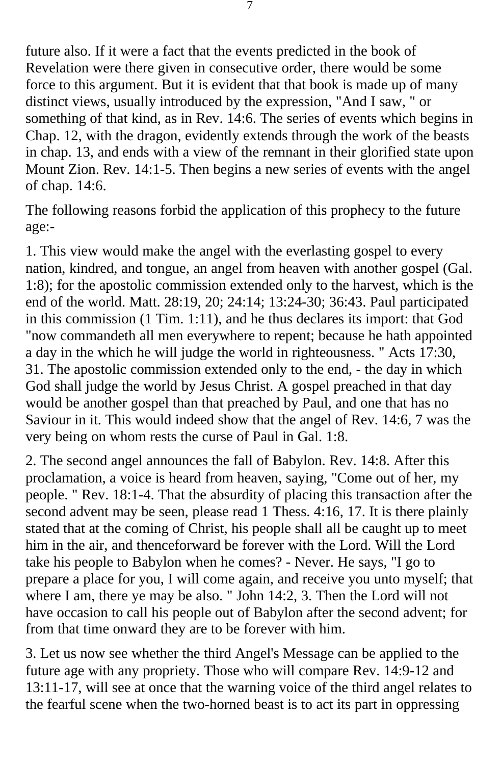future also. If it were a fact that the events predicted in the book of Revelation were there given in consecutive order, there would be some force to this argument. But it is evident that that book is made up of many distinct views, usually introduced by the expression, "And I saw, " or something of that kind, as in Rev. 14:6. The series of events which begins in Chap. 12, with the dragon, evidently extends through the work of the beasts in chap. 13, and ends with a view of the remnant in their glorified state upon Mount Zion. Rev. 14:1-5. Then begins a new series of events with the angel of chap. 14:6.

The following reasons forbid the application of this prophecy to the future age:-

1. This view would make the angel with the everlasting gospel to every nation, kindred, and tongue, an angel from heaven with another gospel (Gal. 1:8); for the apostolic commission extended only to the harvest, which is the end of the world. Matt. 28:19, 20; 24:14; 13:24-30; 36:43. Paul participated in this commission (1 Tim. 1:11), and he thus declares its import: that God "now commandeth all men everywhere to repent; because he hath appointed a day in the which he will judge the world in righteousness. " Acts 17:30, 31. The apostolic commission extended only to the end, - the day in which God shall judge the world by Jesus Christ. A gospel preached in that day would be another gospel than that preached by Paul, and one that has no Saviour in it. This would indeed show that the angel of Rev. 14:6, 7 was the very being on whom rests the curse of Paul in Gal. 1:8.

2. The second angel announces the fall of Babylon. Rev. 14:8. After this proclamation, a voice is heard from heaven, saying, "Come out of her, my people. " Rev. 18:1-4. That the absurdity of placing this transaction after the second advent may be seen, please read 1 Thess. 4:16, 17. It is there plainly stated that at the coming of Christ, his people shall all be caught up to meet him in the air, and thenceforward be forever with the Lord. Will the Lord take his people to Babylon when he comes? - Never. He says, "I go to prepare a place for you, I will come again, and receive you unto myself; that where I am, there ye may be also. " John 14:2, 3. Then the Lord will not have occasion to call his people out of Babylon after the second advent; for from that time onward they are to be forever with him.

3. Let us now see whether the third Angel's Message can be applied to the future age with any propriety. Those who will compare Rev. 14:9-12 and 13:11-17, will see at once that the warning voice of the third angel relates to the fearful scene when the two-horned beast is to act its part in oppressing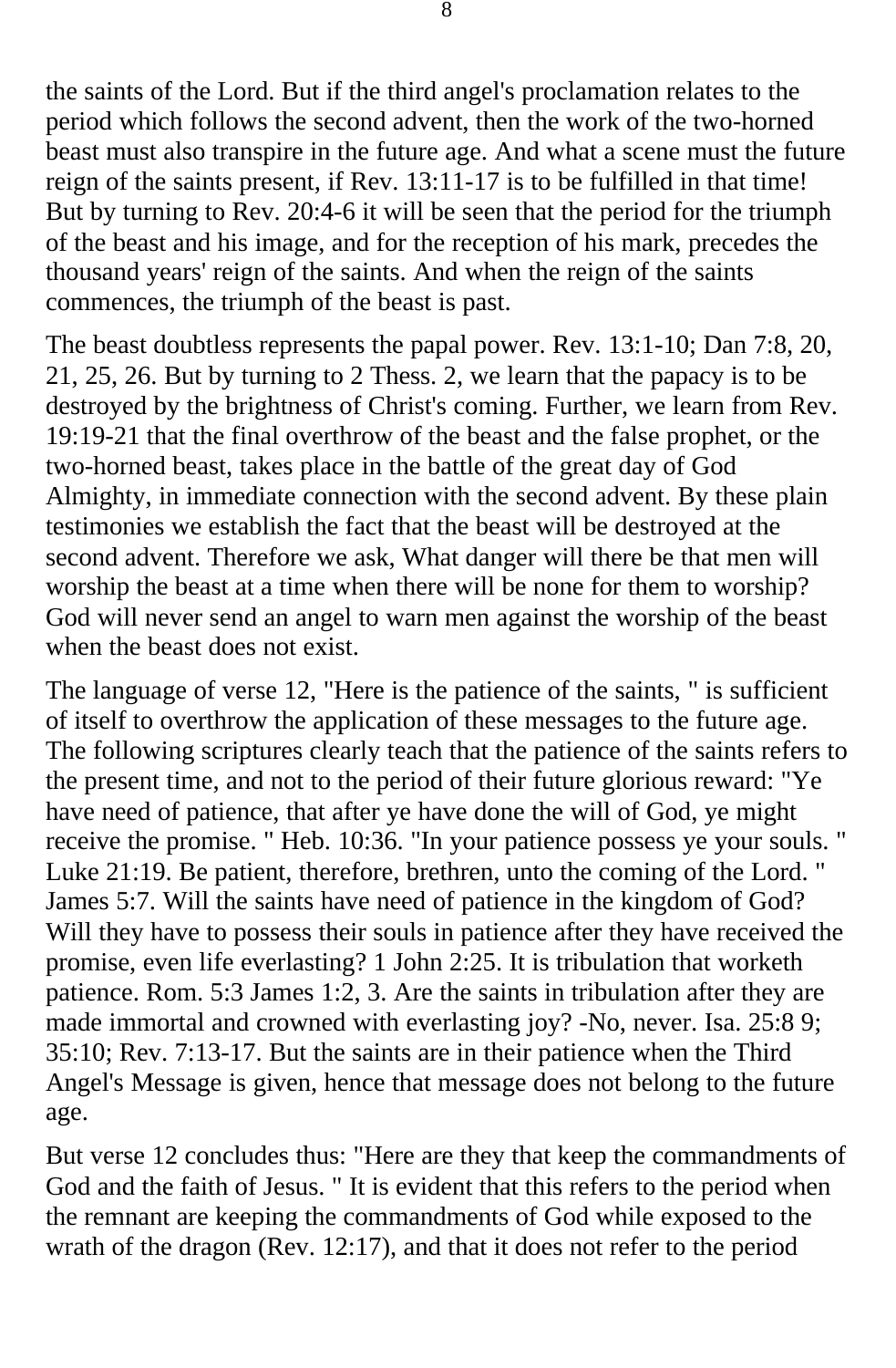the saints of the Lord. But if the third angel's proclamation relates to the period which follows the second advent, then the work of the two-horned beast must also transpire in the future age. And what a scene must the future reign of the saints present, if Rev. 13:11-17 is to be fulfilled in that time! But by turning to Rev. 20:4-6 it will be seen that the period for the triumph of the beast and his image, and for the reception of his mark, precedes the thousand years' reign of the saints. And when the reign of the saints commences, the triumph of the beast is past.

The beast doubtless represents the papal power. Rev. 13:1-10; Dan 7:8, 20, 21, 25, 26. But by turning to 2 Thess. 2, we learn that the papacy is to be destroyed by the brightness of Christ's coming. Further, we learn from Rev. 19:19-21 that the final overthrow of the beast and the false prophet, or the two-horned beast, takes place in the battle of the great day of God Almighty, in immediate connection with the second advent. By these plain testimonies we establish the fact that the beast will be destroyed at the second advent. Therefore we ask, What danger will there be that men will worship the beast at a time when there will be none for them to worship? God will never send an angel to warn men against the worship of the beast when the beast does not exist.

The language of verse 12, "Here is the patience of the saints, " is sufficient of itself to overthrow the application of these messages to the future age. The following scriptures clearly teach that the patience of the saints refers to the present time, and not to the period of their future glorious reward: "Ye have need of patience, that after ye have done the will of God, ye might receive the promise. " Heb. 10:36. "In your patience possess ye your souls. " Luke 21:19. Be patient, therefore, brethren, unto the coming of the Lord. " James 5:7. Will the saints have need of patience in the kingdom of God? Will they have to possess their souls in patience after they have received the promise, even life everlasting? 1 John 2:25. It is tribulation that worketh patience. Rom. 5:3 James 1:2, 3. Are the saints in tribulation after they are made immortal and crowned with everlasting joy? -No, never. Isa. 25:8 9; 35:10; Rev. 7:13-17. But the saints are in their patience when the Third Angel's Message is given, hence that message does not belong to the future age.

But verse 12 concludes thus: "Here are they that keep the commandments of God and the faith of Jesus. " It is evident that this refers to the period when the remnant are keeping the commandments of God while exposed to the wrath of the dragon (Rev. 12:17), and that it does not refer to the period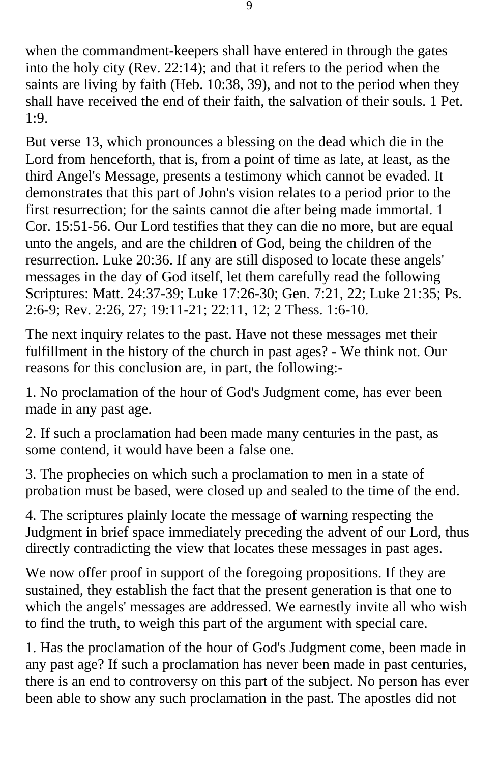when the commandment-keepers shall have entered in through the gates into the holy city (Rev. 22:14); and that it refers to the period when the saints are living by faith (Heb. 10:38, 39), and not to the period when they shall have received the end of their faith, the salvation of their souls. 1 Pet. 1:9.

But verse 13, which pronounces a blessing on the dead which die in the Lord from henceforth, that is, from a point of time as late, at least, as the third Angel's Message, presents a testimony which cannot be evaded. It demonstrates that this part of John's vision relates to a period prior to the first resurrection; for the saints cannot die after being made immortal. 1 Cor. 15:51-56. Our Lord testifies that they can die no more, but are equal unto the angels, and are the children of God, being the children of the resurrection. Luke 20:36. If any are still disposed to locate these angels' messages in the day of God itself, let them carefully read the following Scriptures: Matt. 24:37-39; Luke 17:26-30; Gen. 7:21, 22; Luke 21:35; Ps. 2:6-9; Rev. 2:26, 27; 19:11-21; 22:11, 12; 2 Thess. 1:6-10.

The next inquiry relates to the past. Have not these messages met their fulfillment in the history of the church in past ages? - We think not. Our reasons for this conclusion are, in part, the following:-

1. No proclamation of the hour of God's Judgment come, has ever been made in any past age.

2. If such a proclamation had been made many centuries in the past, as some contend, it would have been a false one.

3. The prophecies on which such a proclamation to men in a state of probation must be based, were closed up and sealed to the time of the end.

4. The scriptures plainly locate the message of warning respecting the Judgment in brief space immediately preceding the advent of our Lord, thus directly contradicting the view that locates these messages in past ages.

We now offer proof in support of the foregoing propositions. If they are sustained, they establish the fact that the present generation is that one to which the angels' messages are addressed. We earnestly invite all who wish to find the truth, to weigh this part of the argument with special care.

1. Has the proclamation of the hour of God's Judgment come, been made in any past age? If such a proclamation has never been made in past centuries, there is an end to controversy on this part of the subject. No person has ever been able to show any such proclamation in the past. The apostles did not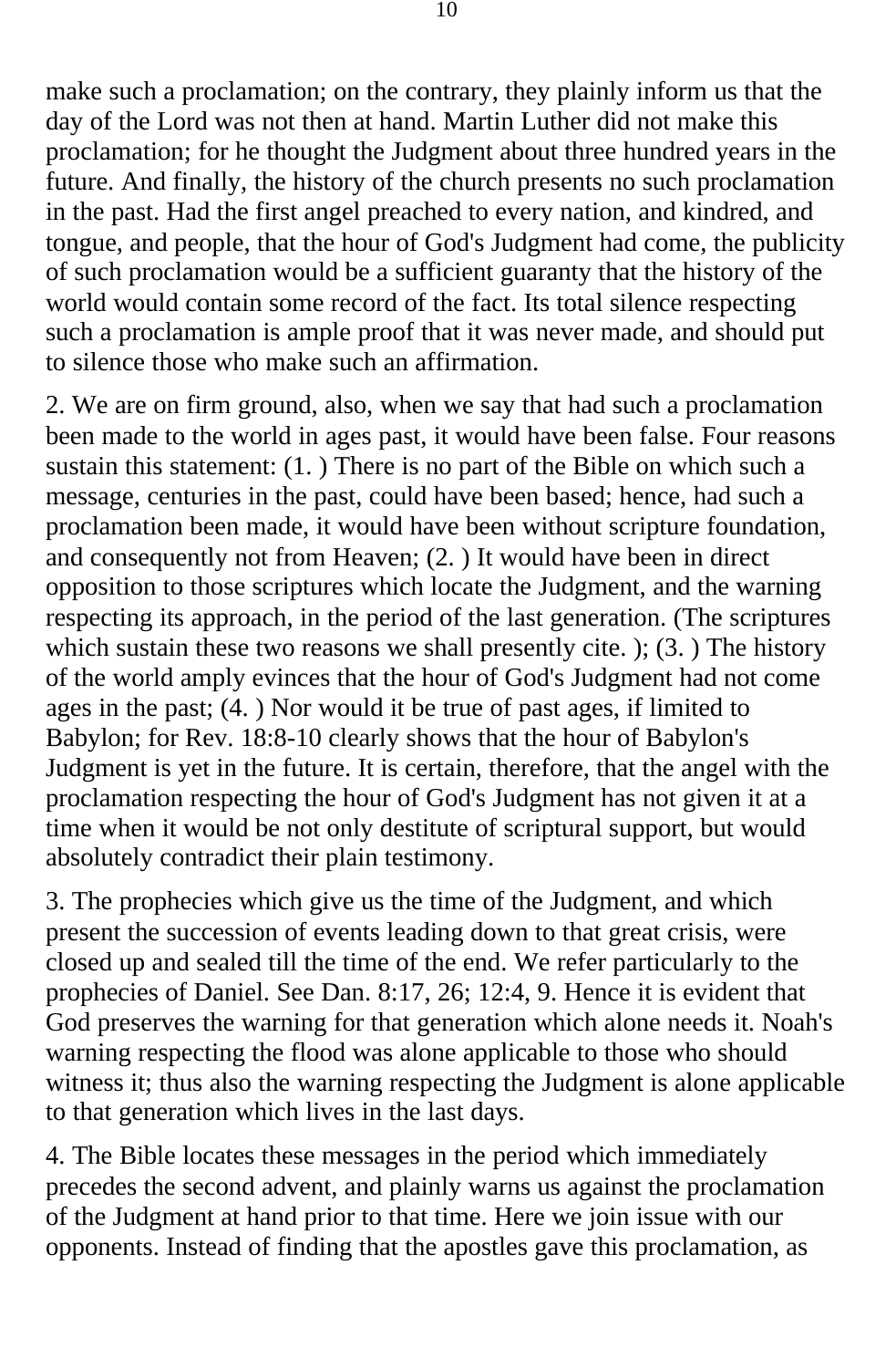make such a proclamation; on the contrary, they plainly inform us that the day of the Lord was not then at hand. Martin Luther did not make this proclamation; for he thought the Judgment about three hundred years in the future. And finally, the history of the church presents no such proclamation in the past. Had the first angel preached to every nation, and kindred, and tongue, and people, that the hour of God's Judgment had come, the publicity of such proclamation would be a sufficient guaranty that the history of the world would contain some record of the fact. Its total silence respecting such a proclamation is ample proof that it was never made, and should put to silence those who make such an affirmation.

2. We are on firm ground, also, when we say that had such a proclamation been made to the world in ages past, it would have been false. Four reasons sustain this statement: (1. ) There is no part of the Bible on which such a message, centuries in the past, could have been based; hence, had such a proclamation been made, it would have been without scripture foundation, and consequently not from Heaven; (2. ) It would have been in direct opposition to those scriptures which locate the Judgment, and the warning respecting its approach, in the period of the last generation. (The scriptures which sustain these two reasons we shall presently cite. ); (3. ) The history of the world amply evinces that the hour of God's Judgment had not come ages in the past; (4. ) Nor would it be true of past ages, if limited to Babylon; for Rev. 18:8-10 clearly shows that the hour of Babylon's Judgment is yet in the future. It is certain, therefore, that the angel with the proclamation respecting the hour of God's Judgment has not given it at a time when it would be not only destitute of scriptural support, but would absolutely contradict their plain testimony.

3. The prophecies which give us the time of the Judgment, and which present the succession of events leading down to that great crisis, were closed up and sealed till the time of the end. We refer particularly to the prophecies of Daniel. See Dan. 8:17, 26; 12:4, 9. Hence it is evident that God preserves the warning for that generation which alone needs it. Noah's warning respecting the flood was alone applicable to those who should witness it; thus also the warning respecting the Judgment is alone applicable to that generation which lives in the last days.

4. The Bible locates these messages in the period which immediately precedes the second advent, and plainly warns us against the proclamation of the Judgment at hand prior to that time. Here we join issue with our opponents. Instead of finding that the apostles gave this proclamation, as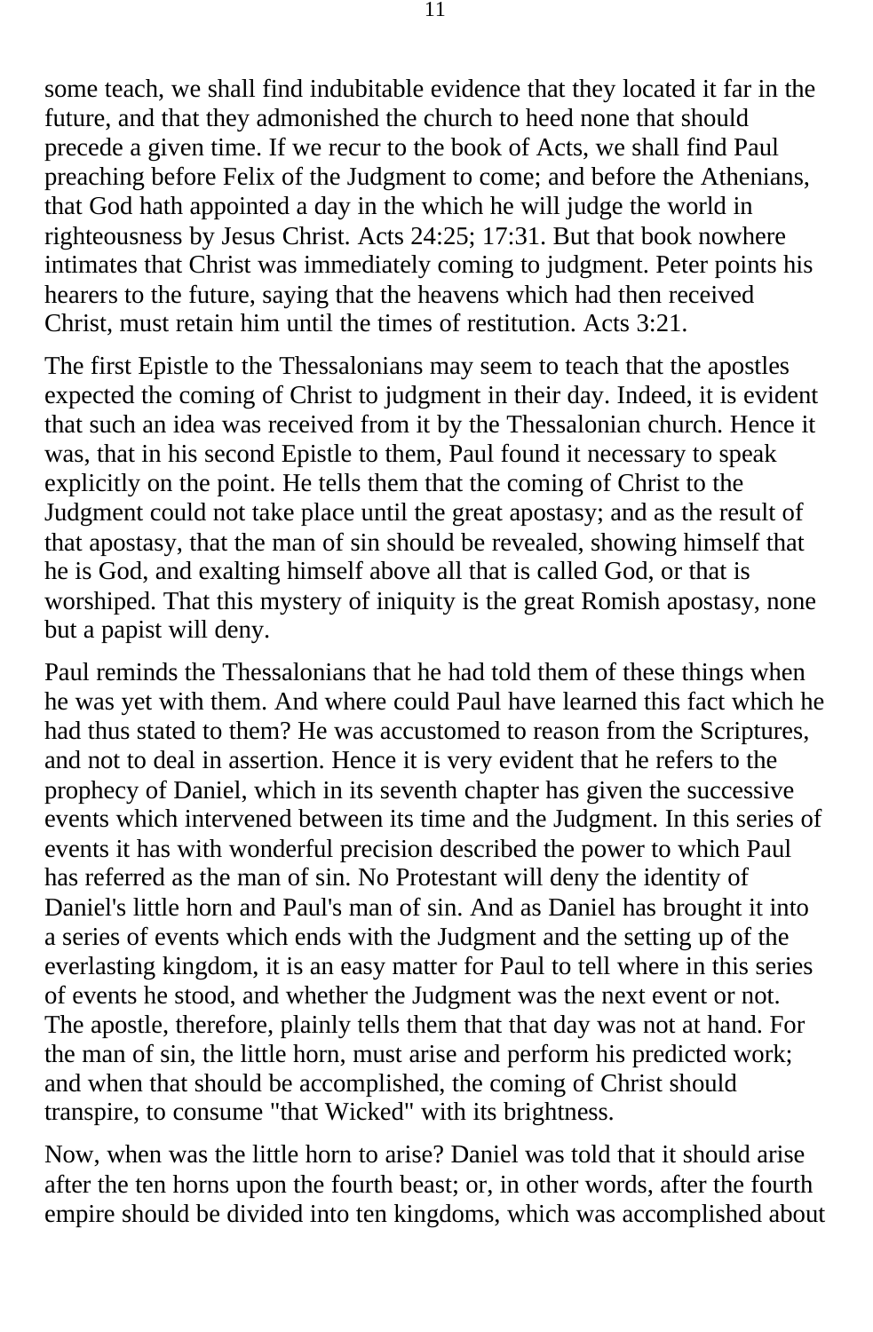some teach, we shall find indubitable evidence that they located it far in the future, and that they admonished the church to heed none that should precede a given time. If we recur to the book of Acts, we shall find Paul preaching before Felix of the Judgment to come; and before the Athenians, that God hath appointed a day in the which he will judge the world in righteousness by Jesus Christ. Acts 24:25; 17:31. But that book nowhere intimates that Christ was immediately coming to judgment. Peter points his hearers to the future, saying that the heavens which had then received Christ, must retain him until the times of restitution. Acts 3:21.

The first Epistle to the Thessalonians may seem to teach that the apostles expected the coming of Christ to judgment in their day. Indeed, it is evident that such an idea was received from it by the Thessalonian church. Hence it was, that in his second Epistle to them, Paul found it necessary to speak explicitly on the point. He tells them that the coming of Christ to the Judgment could not take place until the great apostasy; and as the result of that apostasy, that the man of sin should be revealed, showing himself that he is God, and exalting himself above all that is called God, or that is worshiped. That this mystery of iniquity is the great Romish apostasy, none but a papist will deny.

Paul reminds the Thessalonians that he had told them of these things when he was yet with them. And where could Paul have learned this fact which he had thus stated to them? He was accustomed to reason from the Scriptures, and not to deal in assertion. Hence it is very evident that he refers to the prophecy of Daniel, which in its seventh chapter has given the successive events which intervened between its time and the Judgment. In this series of events it has with wonderful precision described the power to which Paul has referred as the man of sin. No Protestant will deny the identity of Daniel's little horn and Paul's man of sin. And as Daniel has brought it into a series of events which ends with the Judgment and the setting up of the everlasting kingdom, it is an easy matter for Paul to tell where in this series of events he stood, and whether the Judgment was the next event or not. The apostle, therefore, plainly tells them that that day was not at hand. For the man of sin, the little horn, must arise and perform his predicted work; and when that should be accomplished, the coming of Christ should transpire, to consume "that Wicked" with its brightness.

Now, when was the little horn to arise? Daniel was told that it should arise after the ten horns upon the fourth beast; or, in other words, after the fourth empire should be divided into ten kingdoms, which was accomplished about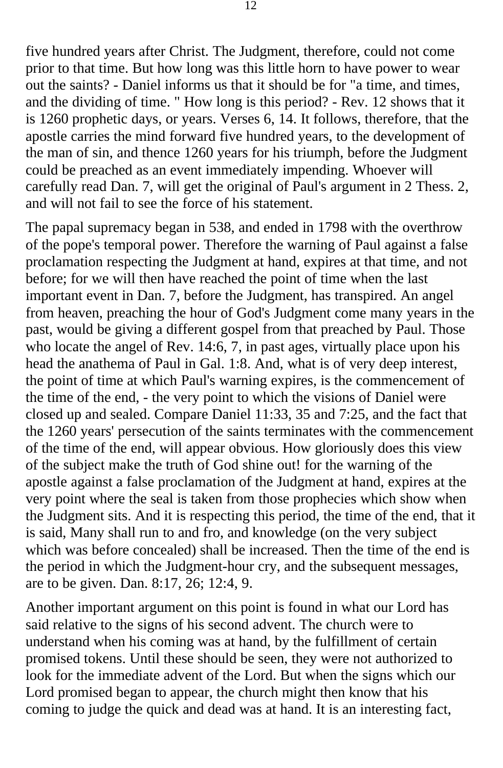five hundred years after Christ. The Judgment, therefore, could not come prior to that time. But how long was this little horn to have power to wear out the saints? - Daniel informs us that it should be for "a time, and times, and the dividing of time. " How long is this period? - Rev. 12 shows that it is 1260 prophetic days, or years. Verses 6, 14. It follows, therefore, that the apostle carries the mind forward five hundred years, to the development of the man of sin, and thence 1260 years for his triumph, before the Judgment could be preached as an event immediately impending. Whoever will carefully read Dan. 7, will get the original of Paul's argument in 2 Thess. 2, and will not fail to see the force of his statement.

The papal supremacy began in 538, and ended in 1798 with the overthrow of the pope's temporal power. Therefore the warning of Paul against a false proclamation respecting the Judgment at hand, expires at that time, and not before; for we will then have reached the point of time when the last important event in Dan. 7, before the Judgment, has transpired. An angel from heaven, preaching the hour of God's Judgment come many years in the past, would be giving a different gospel from that preached by Paul. Those who locate the angel of Rev. 14:6, 7, in past ages, virtually place upon his head the anathema of Paul in Gal. 1:8. And, what is of very deep interest, the point of time at which Paul's warning expires, is the commencement of the time of the end, - the very point to which the visions of Daniel were closed up and sealed. Compare Daniel 11:33, 35 and 7:25, and the fact that the 1260 years' persecution of the saints terminates with the commencement of the time of the end, will appear obvious. How gloriously does this view of the subject make the truth of God shine out! for the warning of the apostle against a false proclamation of the Judgment at hand, expires at the very point where the seal is taken from those prophecies which show when the Judgment sits. And it is respecting this period, the time of the end, that it is said, Many shall run to and fro, and knowledge (on the very subject which was before concealed) shall be increased. Then the time of the end is the period in which the Judgment-hour cry, and the subsequent messages, are to be given. Dan. 8:17, 26; 12:4, 9.

Another important argument on this point is found in what our Lord has said relative to the signs of his second advent. The church were to understand when his coming was at hand, by the fulfillment of certain promised tokens. Until these should be seen, they were not authorized to look for the immediate advent of the Lord. But when the signs which our Lord promised began to appear, the church might then know that his coming to judge the quick and dead was at hand. It is an interesting fact,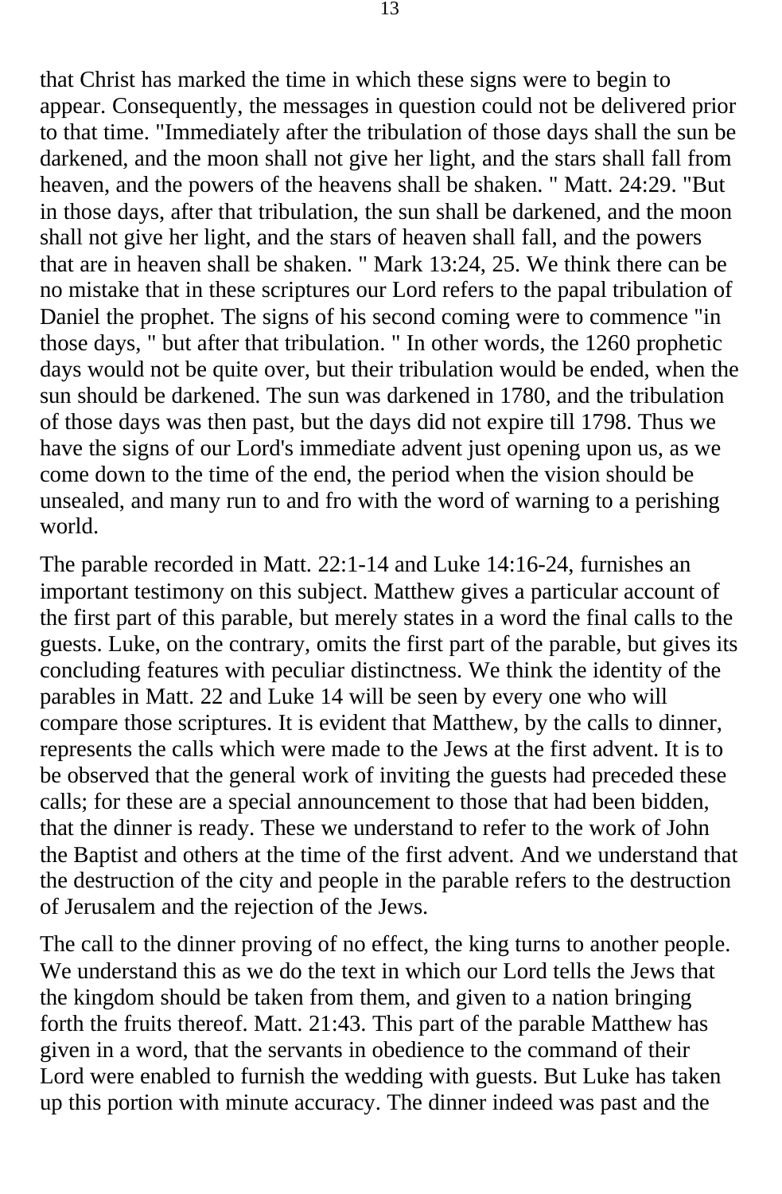that Christ has marked the time in which these signs were to begin to appear. Consequently, the messages in question could not be delivered prior to that time. "Immediately after the tribulation of those days shall the sun be darkened, and the moon shall not give her light, and the stars shall fall from heaven, and the powers of the heavens shall be shaken. " Matt. 24:29. "But in those days, after that tribulation, the sun shall be darkened, and the moon shall not give her light, and the stars of heaven shall fall, and the powers that are in heaven shall be shaken. " Mark 13:24, 25. We think there can be no mistake that in these scriptures our Lord refers to the papal tribulation of Daniel the prophet. The signs of his second coming were to commence "in those days, " but after that tribulation. " In other words, the 1260 prophetic days would not be quite over, but their tribulation would be ended, when the sun should be darkened. The sun was darkened in 1780, and the tribulation of those days was then past, but the days did not expire till 1798. Thus we have the signs of our Lord's immediate advent just opening upon us, as we come down to the time of the end, the period when the vision should be unsealed, and many run to and fro with the word of warning to a perishing world.

The parable recorded in Matt. 22:1-14 and Luke 14:16-24, furnishes an important testimony on this subject. Matthew gives a particular account of the first part of this parable, but merely states in a word the final calls to the guests. Luke, on the contrary, omits the first part of the parable, but gives its concluding features with peculiar distinctness. We think the identity of the parables in Matt. 22 and Luke 14 will be seen by every one who will compare those scriptures. It is evident that Matthew, by the calls to dinner, represents the calls which were made to the Jews at the first advent. It is to be observed that the general work of inviting the guests had preceded these calls; for these are a special announcement to those that had been bidden, that the dinner is ready. These we understand to refer to the work of John the Baptist and others at the time of the first advent. And we understand that the destruction of the city and people in the parable refers to the destruction of Jerusalem and the rejection of the Jews.

The call to the dinner proving of no effect, the king turns to another people. We understand this as we do the text in which our Lord tells the Jews that the kingdom should be taken from them, and given to a nation bringing forth the fruits thereof. Matt. 21:43. This part of the parable Matthew has given in a word, that the servants in obedience to the command of their Lord were enabled to furnish the wedding with guests. But Luke has taken up this portion with minute accuracy. The dinner indeed was past and the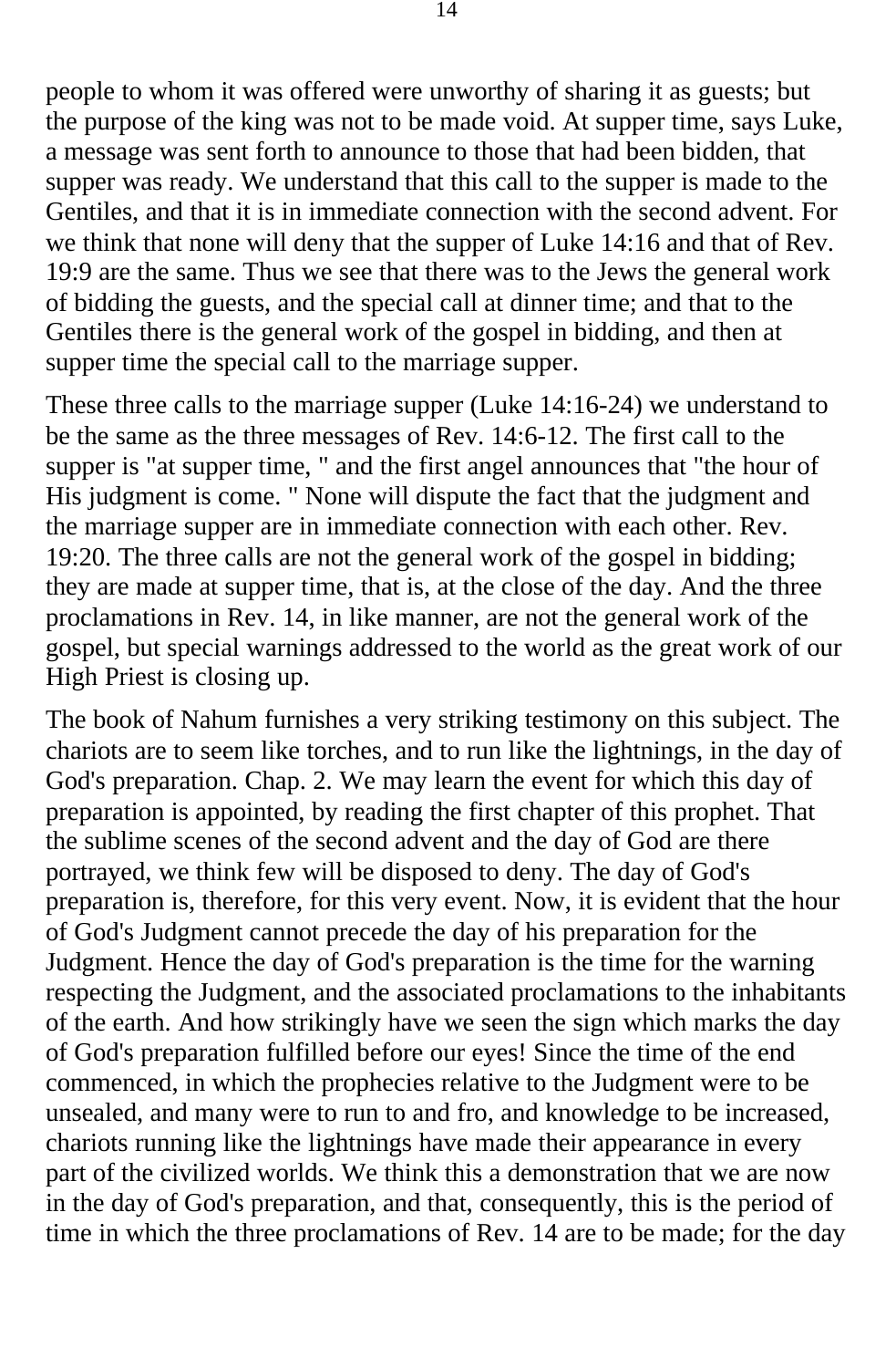people to whom it was offered were unworthy of sharing it as guests; but the purpose of the king was not to be made void. At supper time, says Luke, a message was sent forth to announce to those that had been bidden, that supper was ready. We understand that this call to the supper is made to the Gentiles, and that it is in immediate connection with the second advent. For we think that none will deny that the supper of Luke 14:16 and that of Rev. 19:9 are the same. Thus we see that there was to the Jews the general work of bidding the guests, and the special call at dinner time; and that to the Gentiles there is the general work of the gospel in bidding, and then at supper time the special call to the marriage supper.

These three calls to the marriage supper (Luke 14:16-24) we understand to be the same as the three messages of Rev. 14:6-12. The first call to the supper is "at supper time, " and the first angel announces that "the hour of His judgment is come. " None will dispute the fact that the judgment and the marriage supper are in immediate connection with each other. Rev. 19:20. The three calls are not the general work of the gospel in bidding; they are made at supper time, that is, at the close of the day. And the three proclamations in Rev. 14, in like manner, are not the general work of the gospel, but special warnings addressed to the world as the great work of our High Priest is closing up.

The book of Nahum furnishes a very striking testimony on this subject. The chariots are to seem like torches, and to run like the lightnings, in the day of God's preparation. Chap. 2. We may learn the event for which this day of preparation is appointed, by reading the first chapter of this prophet. That the sublime scenes of the second advent and the day of God are there portrayed, we think few will be disposed to deny. The day of God's preparation is, therefore, for this very event. Now, it is evident that the hour of God's Judgment cannot precede the day of his preparation for the Judgment. Hence the day of God's preparation is the time for the warning respecting the Judgment, and the associated proclamations to the inhabitants of the earth. And how strikingly have we seen the sign which marks the day of God's preparation fulfilled before our eyes! Since the time of the end commenced, in which the prophecies relative to the Judgment were to be unsealed, and many were to run to and fro, and knowledge to be increased, chariots running like the lightnings have made their appearance in every part of the civilized worlds. We think this a demonstration that we are now in the day of God's preparation, and that, consequently, this is the period of time in which the three proclamations of Rev. 14 are to be made; for the day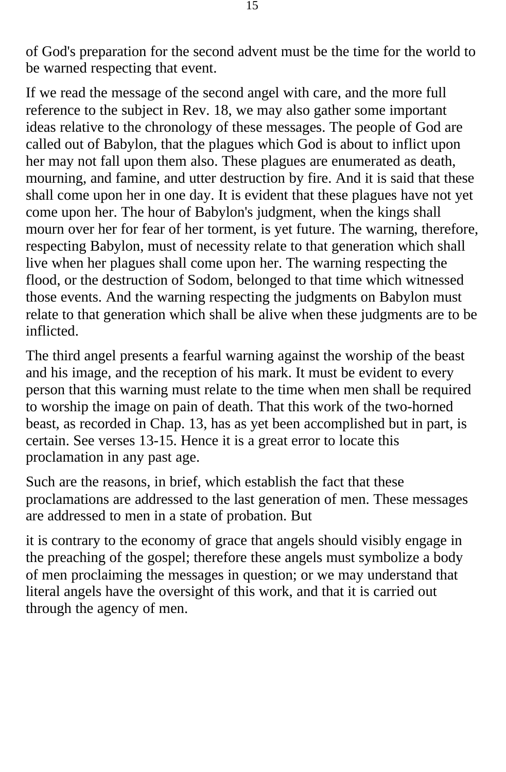of God's preparation for the second advent must be the time for the world to be warned respecting that event.

If we read the message of the second angel with care, and the more full reference to the subject in Rev. 18, we may also gather some important ideas relative to the chronology of these messages. The people of God are called out of Babylon, that the plagues which God is about to inflict upon her may not fall upon them also. These plagues are enumerated as death, mourning, and famine, and utter destruction by fire. And it is said that these shall come upon her in one day. It is evident that these plagues have not yet come upon her. The hour of Babylon's judgment, when the kings shall mourn over her for fear of her torment, is yet future. The warning, therefore, respecting Babylon, must of necessity relate to that generation which shall live when her plagues shall come upon her. The warning respecting the flood, or the destruction of Sodom, belonged to that time which witnessed those events. And the warning respecting the judgments on Babylon must relate to that generation which shall be alive when these judgments are to be inflicted.

The third angel presents a fearful warning against the worship of the beast and his image, and the reception of his mark. It must be evident to every person that this warning must relate to the time when men shall be required to worship the image on pain of death. That this work of the two-horned beast, as recorded in Chap. 13, has as yet been accomplished but in part, is certain. See verses 13-15. Hence it is a great error to locate this proclamation in any past age.

Such are the reasons, in brief, which establish the fact that these proclamations are addressed to the last generation of men. These messages are addressed to men in a state of probation. But

it is contrary to the economy of grace that angels should visibly engage in the preaching of the gospel; therefore these angels must symbolize a body of men proclaiming the messages in question; or we may understand that literal angels have the oversight of this work, and that it is carried out through the agency of men.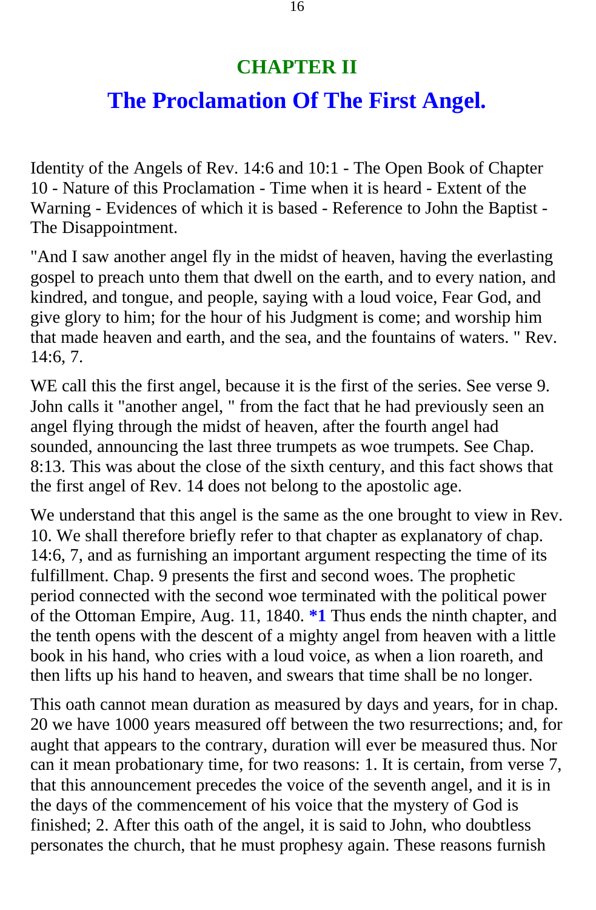# CHAPTER II

## The Proclamation Of The First Angel.

Identity of the Angels of Rev. 14:6 and 10:1 - The Open Book of Chapter 10 - Nature of this Proclamation - Time when it is heard - Extent of the Warning - Evidences of which it is based - Reference to John the Baptist - The Disappointment.

"And I saw another angel fly in the midst of heaven, having the everlasting gospel to preach unto them that dwell on the earth, and to every nation, and kindred, and tongue, and people, saying with a loud voice, Fear God, and give glory to him; for the hour of his Judgment is come; and worship him that made heaven and earth, and the sea, and the fountains of waters. " Rev. 14:6, 7.

WE call this the first angel, because it is the first of the series. See verse 9. John calls it "another angel, " from the fact that he had previously seen an angel flying through the midst of heaven, after the fourth angel had sounded, announcing the last three trumpets as woe trumpets. See Chap. 8:13. This was about the close of the sixth century, and this fact shows that the first angel of Rev. 14 does not belong to the apostolic age.

We understand that this angel is the same as the one brought to view in Rev. 10. We shall therefore briefly refer to that chapter as explanatory of chap. 14:6, 7, and as furnishing an important argument respecting the time of its fulfillment. Chap. 9 presents the first and second woes. The prophetic period connected with the second woe terminated with the political power of the Ottoman Empire, Aug. 11, 1840. **\*1** Thus ends the ninth chapter, and the tenth opens with the descent of a mighty angel from heaven with a little book in his hand, who cries with a loud voice, as when a lion roareth, and then lifts up his hand to heaven, and swears that time shall be no longer.

This oath cannot mean duration as measured by days and years, for in chap. 20 we have 1000 years measured off between the two resurrections; and, for aught that appears to the contrary, duration will ever be measured thus. Nor can it mean probationary time, for two reasons: 1. It is certain, from verse 7, that this announcement precedes the voice of the seventh angel, and it is in the days of the commencement of his voice that the mystery of God is finished; 2. After this oath of the angel, it is said to John, who doubtless personates the church, that he must prophesy again. These reasons furnish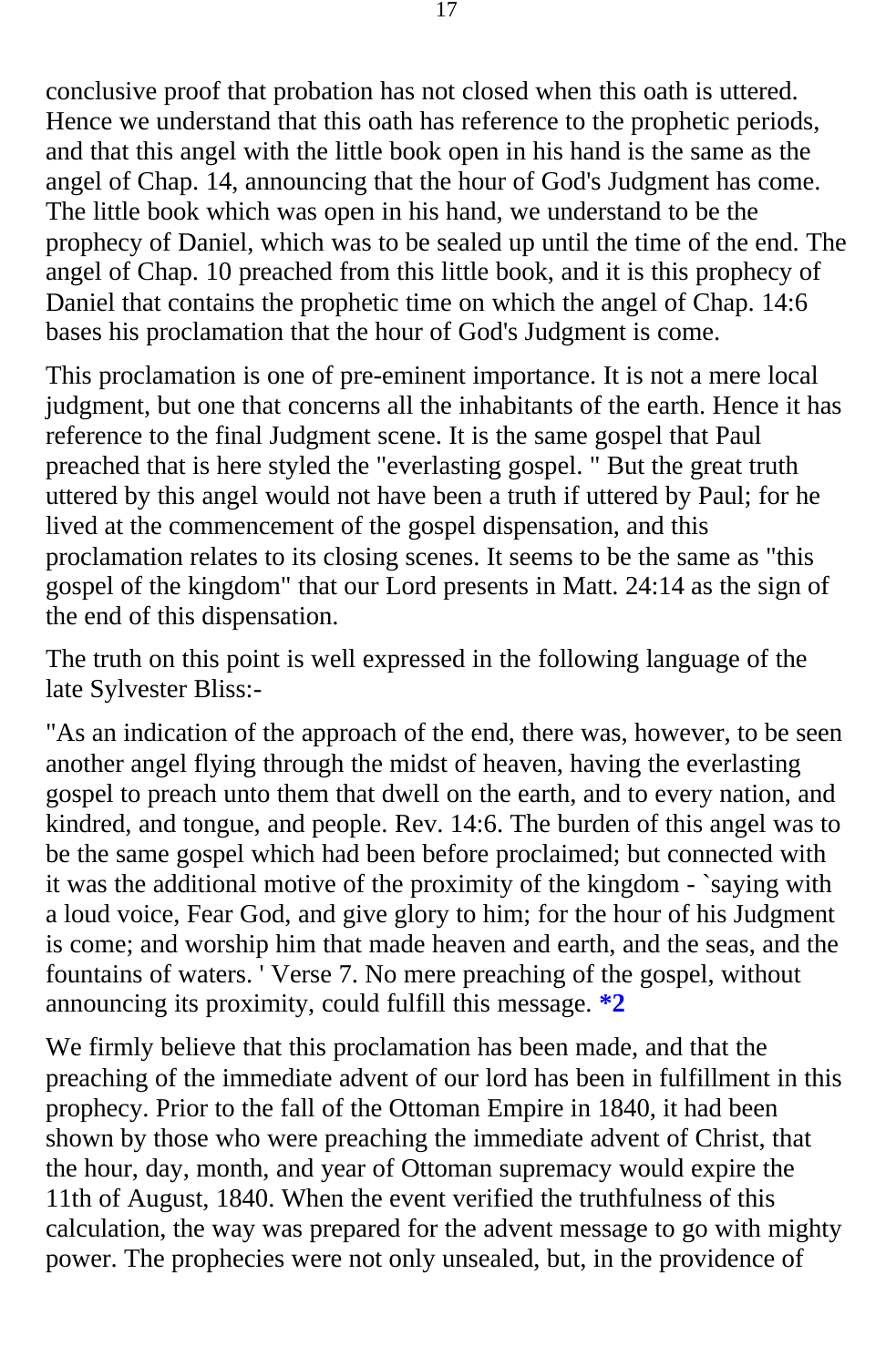conclusive proof that probation has not closed when this oath is uttered. Hence we understand that this oath has reference to the prophetic periods, and that this angel with the little book open in his hand is the same as the angel of Chap. 14, announcing that the hour of God's Judgment has come. The little book which was open in his hand, we understand to be the prophecy of Daniel, which was to be sealed up until the time of the end. The angel of Chap. 10 preached from this little book, and it is this prophecy of Daniel that contains the prophetic time on which the angel of Chap. 14:6 bases his proclamation that the hour of God's Judgment is come.

This proclamation is one of pre-eminent importance. It is not a mere local judgment, but one that concerns all the inhabitants of the earth. Hence it has reference to the final Judgment scene. It is the same gospel that Paul preached that is here styled the "everlasting gospel. " But the great truth uttered by this angel would not have been a truth if uttered by Paul; for he lived at the commencement of the gospel dispensation, and this proclamation relates to its closing scenes. It seems to be the same as "this gospel of the kingdom" that our Lord presents in Matt. 24:14 as the sign of the end of this dispensation.

The truth on this point is well expressed in the following language of the late Sylvester Bliss:-

"As an indication of the approach of the end, there was, however, to be seen another angel flying through the midst of heaven, having the everlasting gospel to preach unto them that dwell on the earth, and to every nation, and kindred, and tongue, and people. Rev. 14:6. The burden of this angel was to be the same gospel which had been before proclaimed; but connected with it was the additional motive of the proximity of the kingdom - `saying with a loud voice, Fear God, and give glory to him; for the hour of his Judgment is come; and worship him that made heaven and earth, and the seas, and the fountains of waters. ' Verse 7. No mere preaching of the gospel, without announcing its proximity, could fulfill this message. **\*2**

We firmly believe that this proclamation has been made, and that the preaching of the immediate advent of our lord has been in fulfillment in this prophecy. Prior to the fall of the Ottoman Empire in 1840, it had been shown by those who were preaching the immediate advent of Christ, that the hour, day, month, and year of Ottoman supremacy would expire the 11th of August, 1840. When the event verified the truthfulness of this calculation, the way was prepared for the advent message to go with mighty power. The prophecies were not only unsealed, but, in the providence of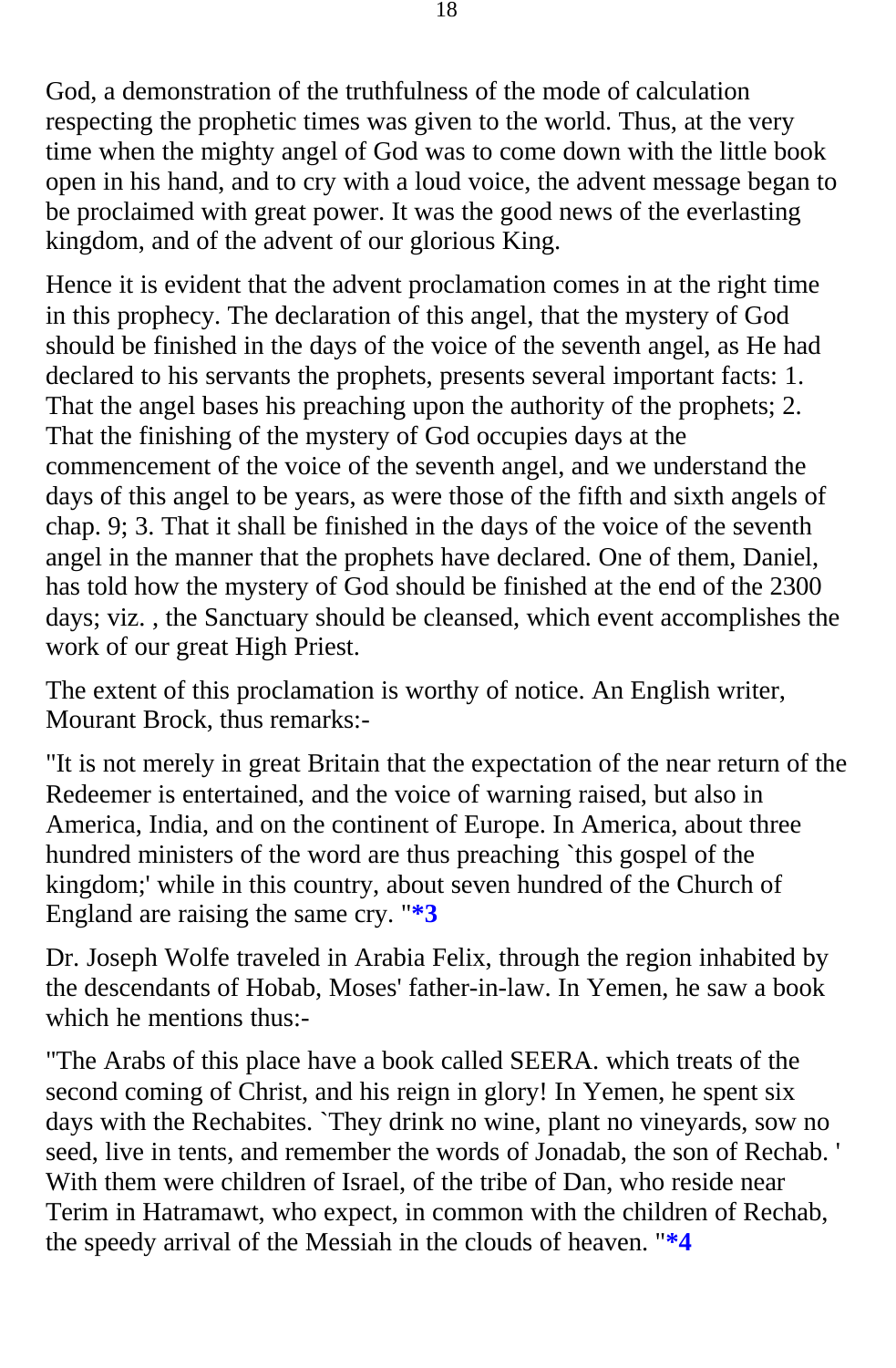God, a demonstration of the truthfulness of the mode of calculation respecting the prophetic times was given to the world. Thus, at the very time when the mighty angel of God was to come down with the little book open in his hand, and to cry with a loud voice, the advent message began to be proclaimed with great power. It was the good news of the everlasting kingdom, and of the advent of our glorious King.

Hence it is evident that the advent proclamation comes in at the right time in this prophecy. The declaration of this angel, that the mystery of God should be finished in the days of the voice of the seventh angel, as He had declared to his servants the prophets, presents several important facts: 1. That the angel bases his preaching upon the authority of the prophets; 2. That the finishing of the mystery of God occupies days at the commencement of the voice of the seventh angel, and we understand the days of this angel to be years, as were those of the fifth and sixth angels of chap. 9; 3. That it shall be finished in the days of the voice of the seventh angel in the manner that the prophets have declared. One of them, Daniel, has told how the mystery of God should be finished at the end of the 2300 days; viz. , the Sanctuary should be cleansed, which event accomplishes the work of our great High Priest.

The extent of this proclamation is worthy of notice. An English writer, Mourant Brock, thus remarks:-

"It is not merely in great Britain that the expectation of the near return of the Redeemer is entertained, and the voice of warning raised, but also in America, India, and on the continent of Europe. In America, about three hundred ministers of the word are thus preaching `this gospel of the kingdom;' while in this country, about seven hundred of the Church of England are raising the same cry. "**\*3**

Dr. Joseph Wolfe traveled in Arabia Felix, through the region inhabited by the descendants of Hobab, Moses' father-in-law. In Yemen, he saw a book which he mentions thus:-

"The Arabs of this place have a book called SEERA. which treats of the second coming of Christ, and his reign in glory! In Yemen, he spent six days with the Rechabites. `They drink no wine, plant no vineyards, sow no seed, live in tents, and remember the words of Jonadab, the son of Rechab. ' With them were children of Israel, of the tribe of Dan, who reside near Terim in Hatramawt, who expect, in common with the children of Rechab, the speedy arrival of the Messiah in the clouds of heaven. "**\*4**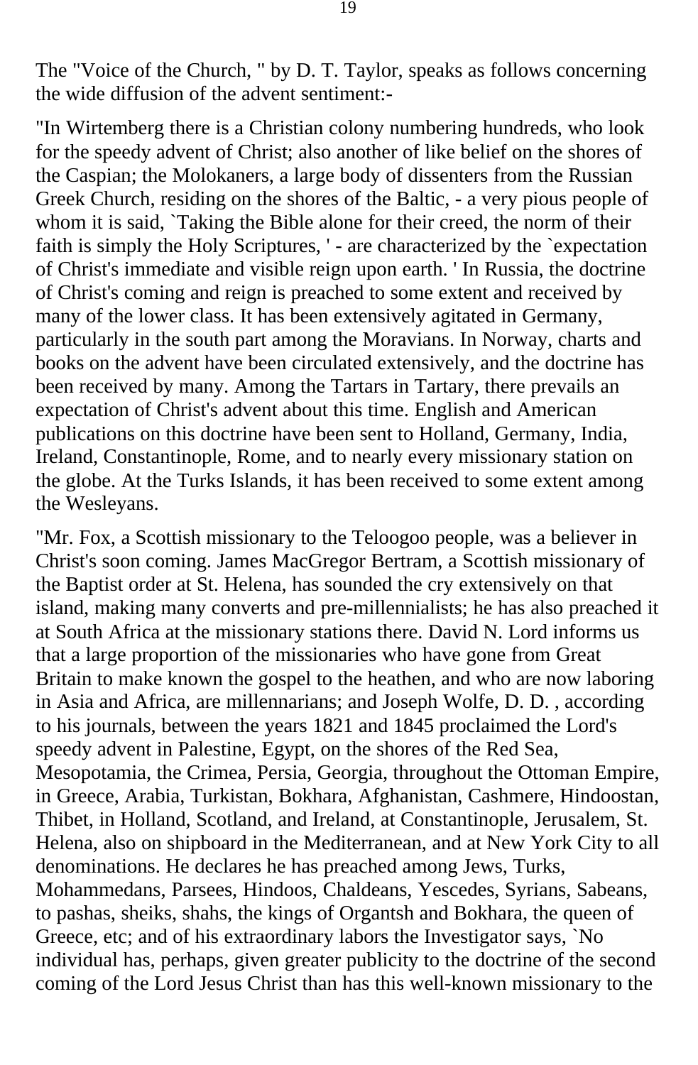The "Voice of the Church, " by D. T. Taylor, speaks as follows concerning the wide diffusion of the advent sentiment:-

"In Wirtemberg there is a Christian colony numbering hundreds, who look for the speedy advent of Christ; also another of like belief on the shores of the Caspian; the Molokaners, a large body of dissenters from the Russian Greek Church, residing on the shores of the Baltic, - a very pious people of whom it is said, `Taking the Bible alone for their creed, the norm of their faith is simply the Holy Scriptures, ' - are characterized by the `expectation of Christ's immediate and visible reign upon earth. ' In Russia, the doctrine of Christ's coming and reign is preached to some extent and received by many of the lower class. It has been extensively agitated in Germany, particularly in the south part among the Moravians. In Norway, charts and books on the advent have been circulated extensively, and the doctrine has been received by many. Among the Tartars in Tartary, there prevails an expectation of Christ's advent about this time. English and American publications on this doctrine have been sent to Holland, Germany, India, Ireland, Constantinople, Rome, and to nearly every missionary station on the globe. At the Turks Islands, it has been received to some extent among the Wesleyans.

"Mr. Fox, a Scottish missionary to the Teloogoo people, was a believer in Christ's soon coming. James MacGregor Bertram, a Scottish missionary of the Baptist order at St. Helena, has sounded the cry extensively on that island, making many converts and pre-millennialists; he has also preached it at South Africa at the missionary stations there. David N. Lord informs us that a large proportion of the missionaries who have gone from Great Britain to make known the gospel to the heathen, and who are now laboring in Asia and Africa, are millennarians; and Joseph Wolfe, D. D. , according to his journals, between the years 1821 and 1845 proclaimed the Lord's speedy advent in Palestine, Egypt, on the shores of the Red Sea, Mesopotamia, the Crimea, Persia, Georgia, throughout the Ottoman Empire, in Greece, Arabia, Turkistan, Bokhara, Afghanistan, Cashmere, Hindoostan, Thibet, in Holland, Scotland, and Ireland, at Constantinople, Jerusalem, St. Helena, also on shipboard in the Mediterranean, and at New York City to all denominations. He declares he has preached among Jews, Turks, Mohammedans, Parsees, Hindoos, Chaldeans, Yescedes, Syrians, Sabeans, to pashas, sheiks, shahs, the kings of Organtsh and Bokhara, the queen of Greece, etc; and of his extraordinary labors the Investigator says, `No individual has, perhaps, given greater publicity to the doctrine of the second coming of the Lord Jesus Christ than has this well-known missionary to the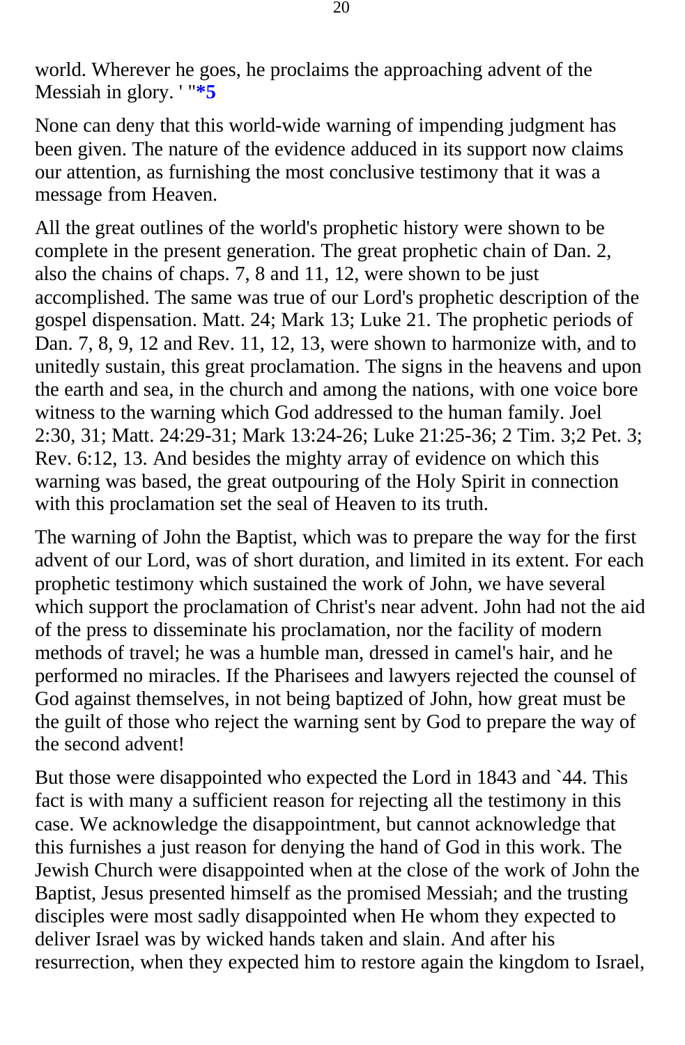world. Wherever he goes, he proclaims the approaching advent of the Messiah in glory. ' "**\*5**

None can deny that this world-wide warning of impending judgment has been given. The nature of the evidence adduced in its support now claims our attention, as furnishing the most conclusive testimony that it was a message from Heaven.

All the great outlines of the world's prophetic history were shown to be complete in the present generation. The great prophetic chain of Dan. 2, also the chains of chaps. 7, 8 and 11, 12, were shown to be just accomplished. The same was true of our Lord's prophetic description of the gospel dispensation. Matt. 24; Mark 13; Luke 21. The prophetic periods of Dan. 7, 8, 9, 12 and Rev. 11, 12, 13, were shown to harmonize with, and to unitedly sustain, this great proclamation. The signs in the heavens and upon the earth and sea, in the church and among the nations, with one voice bore witness to the warning which God addressed to the human family. Joel 2:30, 31; Matt. 24:29-31; Mark 13:24-26; Luke 21:25-36; 2 Tim. 3;2 Pet. 3; Rev. 6:12, 13. And besides the mighty array of evidence on which this warning was based, the great outpouring of the Holy Spirit in connection with this proclamation set the seal of Heaven to its truth.

The warning of John the Baptist, which was to prepare the way for the first advent of our Lord, was of short duration, and limited in its extent. For each prophetic testimony which sustained the work of John, we have several which support the proclamation of Christ's near advent. John had not the aid of the press to disseminate his proclamation, nor the facility of modern methods of travel; he was a humble man, dressed in camel's hair, and he performed no miracles. If the Pharisees and lawyers rejected the counsel of God against themselves, in not being baptized of John, how great must be the guilt of those who reject the warning sent by God to prepare the way of the second advent!

But those were disappointed who expected the Lord in 1843 and `44. This fact is with many a sufficient reason for rejecting all the testimony in this case. We acknowledge the disappointment, but cannot acknowledge that this furnishes a just reason for denying the hand of God in this work. The Jewish Church were disappointed when at the close of the work of John the Baptist, Jesus presented himself as the promised Messiah; and the trusting disciples were most sadly disappointed when He whom they expected to deliver Israel was by wicked hands taken and slain. And after his resurrection, when they expected him to restore again the kingdom to Israel,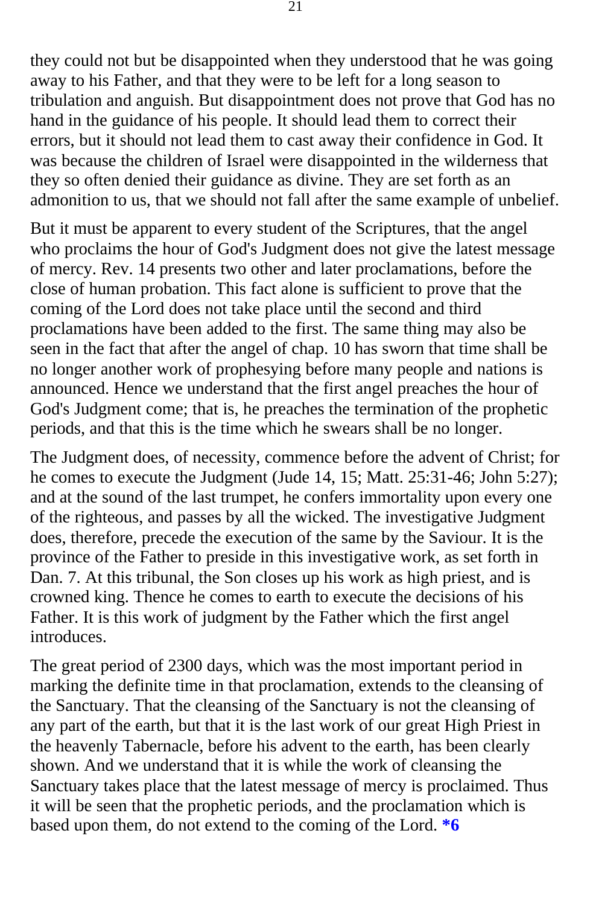they could not but be disappointed when they understood that he was going away to his Father, and that they were to be left for a long season to tribulation and anguish. But disappointment does not prove that God has no hand in the guidance of his people. It should lead them to correct their errors, but it should not lead them to cast away their confidence in God. It was because the children of Israel were disappointed in the wilderness that they so often denied their guidance as divine. They are set forth as an admonition to us, that we should not fall after the same example of unbelief.

But it must be apparent to every student of the Scriptures, that the angel who proclaims the hour of God's Judgment does not give the latest message of mercy. Rev. 14 presents two other and later proclamations, before the close of human probation. This fact alone is sufficient to prove that the coming of the Lord does not take place until the second and third proclamations have been added to the first. The same thing may also be seen in the fact that after the angel of chap. 10 has sworn that time shall be no longer another work of prophesying before many people and nations is announced. Hence we understand that the first angel preaches the hour of God's Judgment come; that is, he preaches the termination of the prophetic periods, and that this is the time which he swears shall be no longer.

The Judgment does, of necessity, commence before the advent of Christ; for he comes to execute the Judgment (Jude 14, 15; Matt. 25:31-46; John 5:27); and at the sound of the last trumpet, he confers immortality upon every one of the righteous, and passes by all the wicked. The investigative Judgment does, therefore, precede the execution of the same by the Saviour. It is the province of the Father to preside in this investigative work, as set forth in Dan. 7. At this tribunal, the Son closes up his work as high priest, and is crowned king. Thence he comes to earth to execute the decisions of his Father. It is this work of judgment by the Father which the first angel introduces.

The great period of 2300 days, which was the most important period in marking the definite time in that proclamation, extends to the cleansing of the Sanctuary. That the cleansing of the Sanctuary is not the cleansing of any part of the earth, but that it is the last work of our great High Priest in the heavenly Tabernacle, before his advent to the earth, has been clearly shown. And we understand that it is while the work of cleansing the Sanctuary takes place that the latest message of mercy is proclaimed. Thus it will be seen that the prophetic periods, and the proclamation which is based upon them, do not extend to the coming of the Lord. **\*6**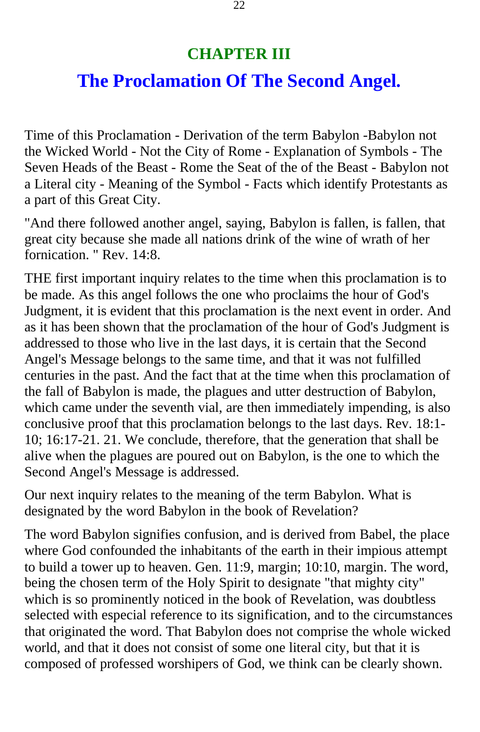# CHAPTER III

## The Proclamation Of The Second Angel.

Time of this Proclamation - Derivation of the term Babylon -Babylon not the Wicked World - Not the City of Rome - Explanation of Symbols - The Seven Heads of the Beast - Rome the Seat of the of the Beast - Babylon not a Literal city - Meaning of the Symbol - Facts which identify Protestants as a part of this Great City.

"And there followed another angel, saying, Babylon is fallen, is fallen, that great city because she made all nations drink of the wine of wrath of her fornication. " Rev. 14:8.

THE first important inquiry relates to the time when this proclamation is to be made. As this angel follows the one who proclaims the hour of God's Judgment, it is evident that this proclamation is the next event in order. And as it has been shown that the proclamation of the hour of God's Judgment is addressed to those who live in the last days, it is certain that the Second Angel's Message belongs to the same time, and that it was not fulfilled centuries in the past. And the fact that at the time when this proclamation of the fall of Babylon is made, the plagues and utter destruction of Babylon, which came under the seventh vial, are then immediately impending, is also conclusive proof that this proclamation belongs to the last days. Rev. 18:1-10; 16:17-21. 21. We conclude, therefore, that the generation that shall be alive when the plagues are poured out on Babylon, is the one to which the Second Angel's Message is addressed.

Our next inquiry relates to the meaning of the term Babylon. What is designated by the word Babylon in the book of Revelation?

The word Babylon signifies confusion, and is derived from Babel, the place where God confounded the inhabitants of the earth in their impious attempt to build a tower up to heaven. Gen. 11:9, margin; 10:10, margin. The word, being the chosen term of the Holy Spirit to designate "that mighty city" which is so prominently noticed in the book of Revelation, was doubtless selected with especial reference to its signification, and to the circumstances that originated the word. That Babylon does not comprise the whole wicked world, and that it does not consist of some one literal city, but that it is composed of professed worshipers of God, we think can be clearly shown.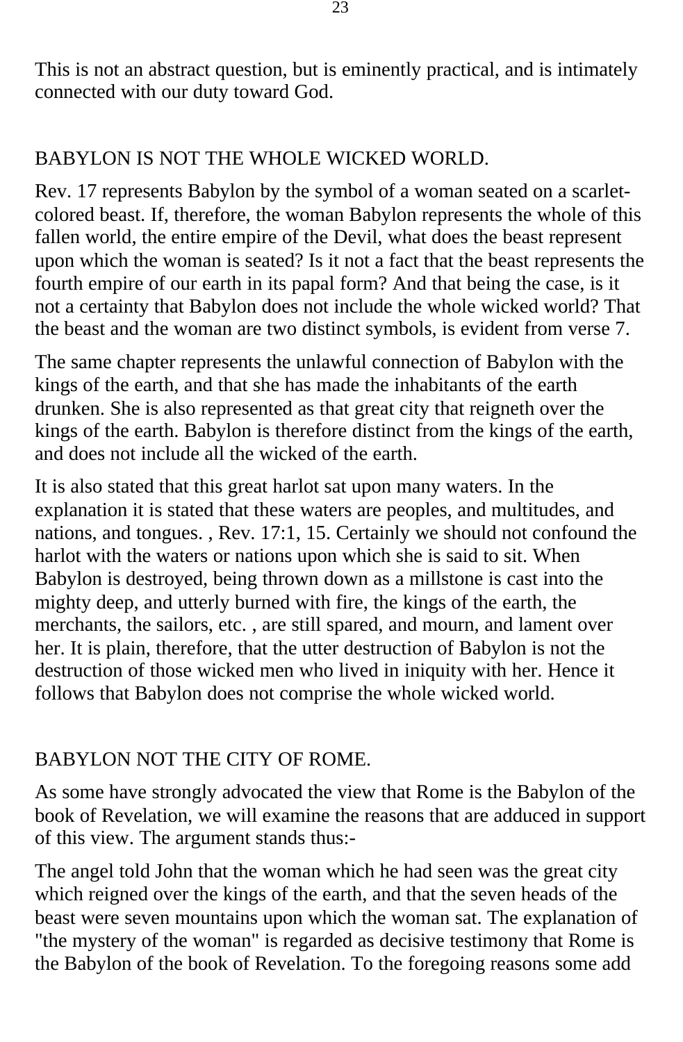This is not an abstract question, but is eminently practical, and is intimately connected with our duty toward God.

## BABYLON IS NOT THE WHOLE WICKED WORLD.

Rev. 17 represents Babylon by the symbol of a woman seated on a scarlet-colored beast. If, therefore, the woman Babylon represents the whole of this fallen world, the entire empire of the Devil, what does the beast represent upon which the woman is seated? Is it not a fact that the beast represents the fourth empire of our earth in its papal form? And that being the case, is it not a certainty that Babylon does not include the whole wicked world? That the beast and the woman are two distinct symbols, is evident from verse 7.

The same chapter represents the unlawful connection of Babylon with the kings of the earth, and that she has made the inhabitants of the earth drunken. She is also represented as that great city that reigneth over the kings of the earth. Babylon is therefore distinct from the kings of the earth, and does not include all the wicked of the earth.

It is also stated that this great harlot sat upon many waters. In the explanation it is stated that these waters are peoples, and multitudes, and nations, and tongues. , Rev. 17:1, 15. Certainly we should not confound the harlot with the waters or nations upon which she is said to sit. When Babylon is destroyed, being thrown down as a millstone is cast into the mighty deep, and utterly burned with fire, the kings of the earth, the merchants, the sailors, etc. , are still spared, and mourn, and lament over her. It is plain, therefore, that the utter destruction of Babylon is not the destruction of those wicked men who lived in iniquity with her. Hence it follows that Babylon does not comprise the whole wicked world.

## BABYLON NOT THE CITY OF ROME.

As some have strongly advocated the view that Rome is the Babylon of the book of Revelation, we will examine the reasons that are adduced in support of this view. The argument stands thus:-

The angel told John that the woman which he had seen was the great city which reigned over the kings of the earth, and that the seven heads of the beast were seven mountains upon which the woman sat. The explanation of "the mystery of the woman" is regarded as decisive testimony that Rome is the Babylon of the book of Revelation. To the foregoing reasons some add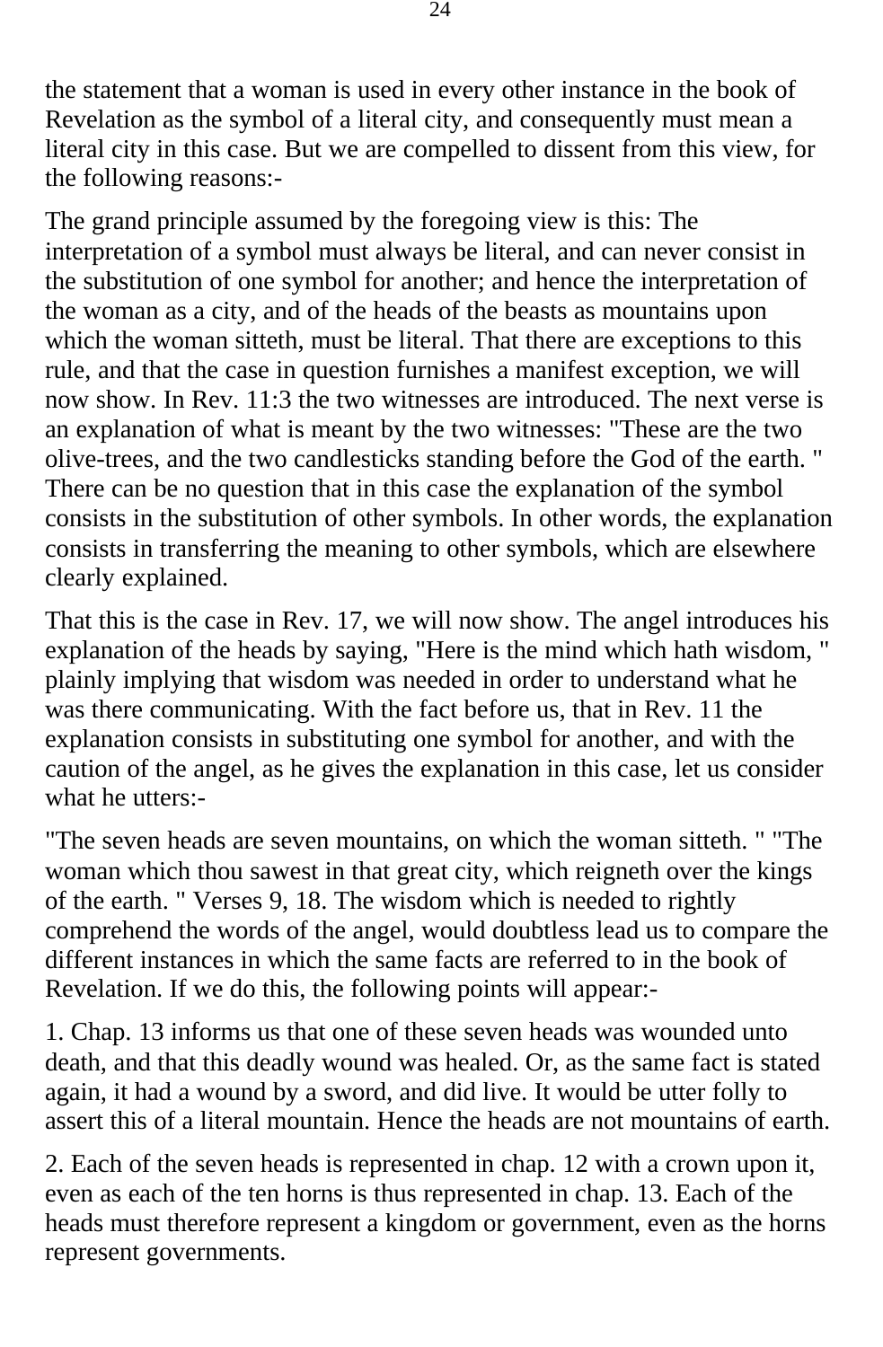the statement that a woman is used in every other instance in the book of Revelation as the symbol of a literal city, and consequently must mean a literal city in this case. But we are compelled to dissent from this view, for the following reasons:-

The grand principle assumed by the foregoing view is this: The interpretation of a symbol must always be literal, and can never consist in the substitution of one symbol for another; and hence the interpretation of the woman as a city, and of the heads of the beasts as mountains upon which the woman sitteth, must be literal. That there are exceptions to this rule, and that the case in question furnishes a manifest exception, we will now show. In Rev. 11:3 the two witnesses are introduced. The next verse is an explanation of what is meant by the two witnesses: "These are the two olive-trees, and the two candlesticks standing before the God of the earth. " There can be no question that in this case the explanation of the symbol consists in the substitution of other symbols. In other words, the explanation consists in transferring the meaning to other symbols, which are elsewhere clearly explained.

That this is the case in Rev. 17, we will now show. The angel introduces his explanation of the heads by saying, "Here is the mind which hath wisdom, " plainly implying that wisdom was needed in order to understand what he was there communicating. With the fact before us, that in Rev. 11 the explanation consists in substituting one symbol for another, and with the caution of the angel, as he gives the explanation in this case, let us consider what he utters:-

"The seven heads are seven mountains, on which the woman sitteth. " "The woman which thou sawest in that great city, which reigneth over the kings of the earth. " Verses 9, 18. The wisdom which is needed to rightly comprehend the words of the angel, would doubtless lead us to compare the different instances in which the same facts are referred to in the book of Revelation. If we do this, the following points will appear:-

1. Chap. 13 informs us that one of these seven heads was wounded unto death, and that this deadly wound was healed. Or, as the same fact is stated again, it had a wound by a sword, and did live. It would be utter folly to assert this of a literal mountain. Hence the heads are not mountains of earth.

2. Each of the seven heads is represented in chap. 12 with a crown upon it, even as each of the ten horns is thus represented in chap. 13. Each of the heads must therefore represent a kingdom or government, even as the horns represent governments.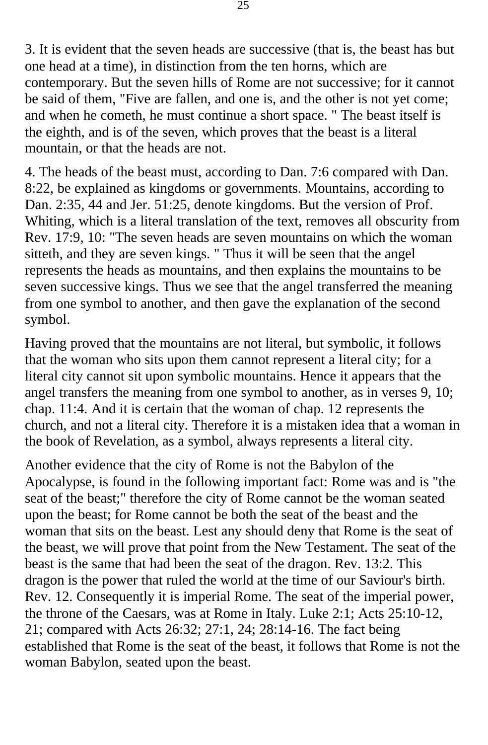3. It is evident that the seven heads are successive (that is, the beast has but one head at a time), in distinction from the ten horns, which are contemporary. But the seven hills of Rome are not successive; for it cannot be said of them, "Five are fallen, and one is, and the other is not yet come; and when he cometh, he must continue a short space. " The beast itself is the eighth, and is of the seven, which proves that the beast is a literal mountain, or that the heads are not.

4. The heads of the beast must, according to Dan. 7:6 compared with Dan. 8:22, be explained as kingdoms or governments. Mountains, according to Dan. 2:35, 44 and Jer. 51:25, denote kingdoms. But the version of Prof. Whiting, which is a literal translation of the text, removes all obscurity from Rev. 17:9, 10: "The seven heads are seven mountains on which the woman sitteth, and they are seven kings. " Thus it will be seen that the angel represents the heads as mountains, and then explains the mountains to be seven successive kings. Thus we see that the angel transferred the meaning from one symbol to another, and then gave the explanation of the second symbol.

Having proved that the mountains are not literal, but symbolic, it follows that the woman who sits upon them cannot represent a literal city; for a literal city cannot sit upon symbolic mountains. Hence it appears that the angel transfers the meaning from one symbol to another, as in verses 9, 10; chap. 11:4. And it is certain that the woman of chap. 12 represents the church, and not a literal city. Therefore it is a mistaken idea that a woman in the book of Revelation, as a symbol, always represents a literal city.

Another evidence that the city of Rome is not the Babylon of the Apocalypse, is found in the following important fact: Rome was and is "the seat of the beast;" therefore the city of Rome cannot be the woman seated upon the beast; for Rome cannot be both the seat of the beast and the woman that sits on the beast. Lest any should deny that Rome is the seat of the beast, we will prove that point from the New Testament. The seat of the beast is the same that had been the seat of the dragon. Rev. 13:2. This dragon is the power that ruled the world at the time of our Saviour's birth. Rev. 12. Consequently it is imperial Rome. The seat of the imperial power, the throne of the Caesars, was at Rome in Italy. Luke 2:1; Acts 25:10-12, 21; compared with Acts 26:32; 27:1, 24; 28:14-16. The fact being established that Rome is the seat of the beast, it follows that Rome is not the woman Babylon, seated upon the beast.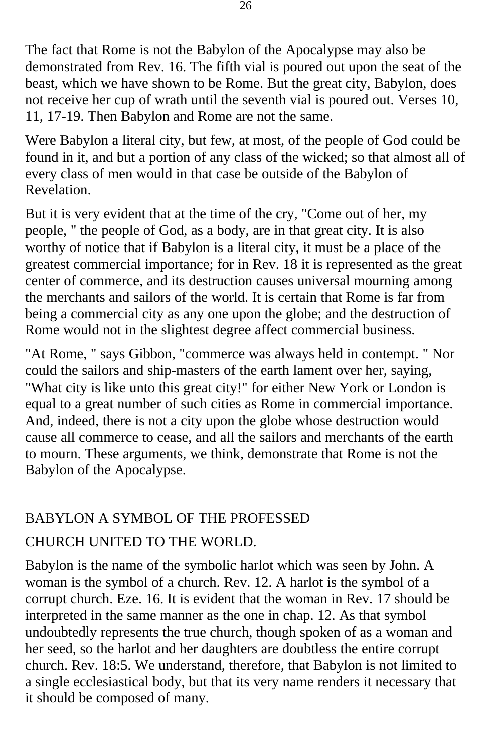The fact that Rome is not the Babylon of the Apocalypse may also be demonstrated from Rev. 16. The fifth vial is poured out upon the seat of the beast, which we have shown to be Rome. But the great city, Babylon, does not receive her cup of wrath until the seventh vial is poured out. Verses 10, 11, 17-19. Then Babylon and Rome are not the same.

Were Babylon a literal city, but few, at most, of the people of God could be found in it, and but a portion of any class of the wicked; so that almost all of every class of men would in that case be outside of the Babylon of Revelation.

But it is very evident that at the time of the cry, "Come out of her, my people, " the people of God, as a body, are in that great city. It is also worthy of notice that if Babylon is a literal city, it must be a place of the greatest commercial importance; for in Rev. 18 it is represented as the great center of commerce, and its destruction causes universal mourning among the merchants and sailors of the world. It is certain that Rome is far from being a commercial city as any one upon the globe; and the destruction of Rome would not in the slightest degree affect commercial business.

"At Rome, " says Gibbon, "commerce was always held in contempt. " Nor could the sailors and ship-masters of the earth lament over her, saying, "What city is like unto this great city!" for either New York or London is equal to a great number of such cities as Rome in commercial importance. And, indeed, there is not a city upon the globe whose destruction would cause all commerce to cease, and all the sailors and merchants of the earth to mourn. These arguments, we think, demonstrate that Rome is not the Babylon of the Apocalypse.

## BABYLON A SYMBOL OF THE PROFESSED CHURCH UNITED TO THE WORLD.

Babylon is the name of the symbolic harlot which was seen by John. A woman is the symbol of a church. Rev. 12. A harlot is the symbol of a corrupt church. Eze. 16. It is evident that the woman in Rev. 17 should be interpreted in the same manner as the one in chap. 12. As that symbol undoubtedly represents the true church, though spoken of as a woman and her seed, so the harlot and her daughters are doubtless the entire corrupt church. Rev. 18:5. We understand, therefore, that Babylon is not limited to a single ecclesiastical body, but that its very name renders it necessary that it should be composed of many.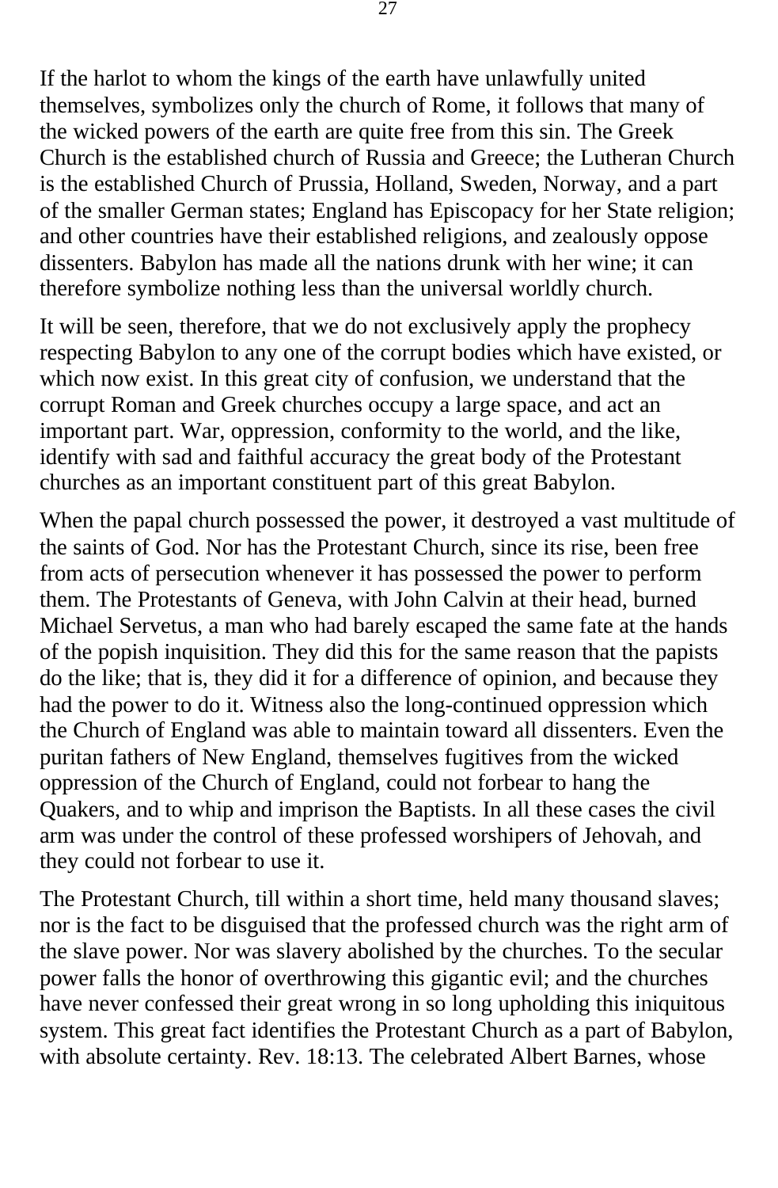If the harlot to whom the kings of the earth have unlawfully united themselves, symbolizes only the church of Rome, it follows that many of the wicked powers of the earth are quite free from this sin. The Greek Church is the established church of Russia and Greece; the Lutheran Church is the established Church of Prussia, Holland, Sweden, Norway, and a part of the smaller German states; England has Episcopacy for her State religion; and other countries have their established religions, and zealously oppose dissenters. Babylon has made all the nations drunk with her wine; it can therefore symbolize nothing less than the universal worldly church.

It will be seen, therefore, that we do not exclusively apply the prophecy respecting Babylon to any one of the corrupt bodies which have existed, or which now exist. In this great city of confusion, we understand that the corrupt Roman and Greek churches occupy a large space, and act an important part. War, oppression, conformity to the world, and the like, identify with sad and faithful accuracy the great body of the Protestant churches as an important constituent part of this great Babylon.

When the papal church possessed the power, it destroyed a vast multitude of the saints of God. Nor has the Protestant Church, since its rise, been free from acts of persecution whenever it has possessed the power to perform them. The Protestants of Geneva, with John Calvin at their head, burned Michael Servetus, a man who had barely escaped the same fate at the hands of the popish inquisition. They did this for the same reason that the papists do the like; that is, they did it for a difference of opinion, and because they had the power to do it. Witness also the long-continued oppression which the Church of England was able to maintain toward all dissenters. Even the puritan fathers of New England, themselves fugitives from the wicked oppression of the Church of England, could not forbear to hang the Quakers, and to whip and imprison the Baptists. In all these cases the civil arm was under the control of these professed worshipers of Jehovah, and they could not forbear to use it.

The Protestant Church, till within a short time, held many thousand slaves; nor is the fact to be disguised that the professed church was the right arm of the slave power. Nor was slavery abolished by the churches. To the secular power falls the honor of overthrowing this gigantic evil; and the churches have never confessed their great wrong in so long upholding this iniquitous system. This great fact identifies the Protestant Church as a part of Babylon, with absolute certainty. Rev. 18:13. The celebrated Albert Barnes, whose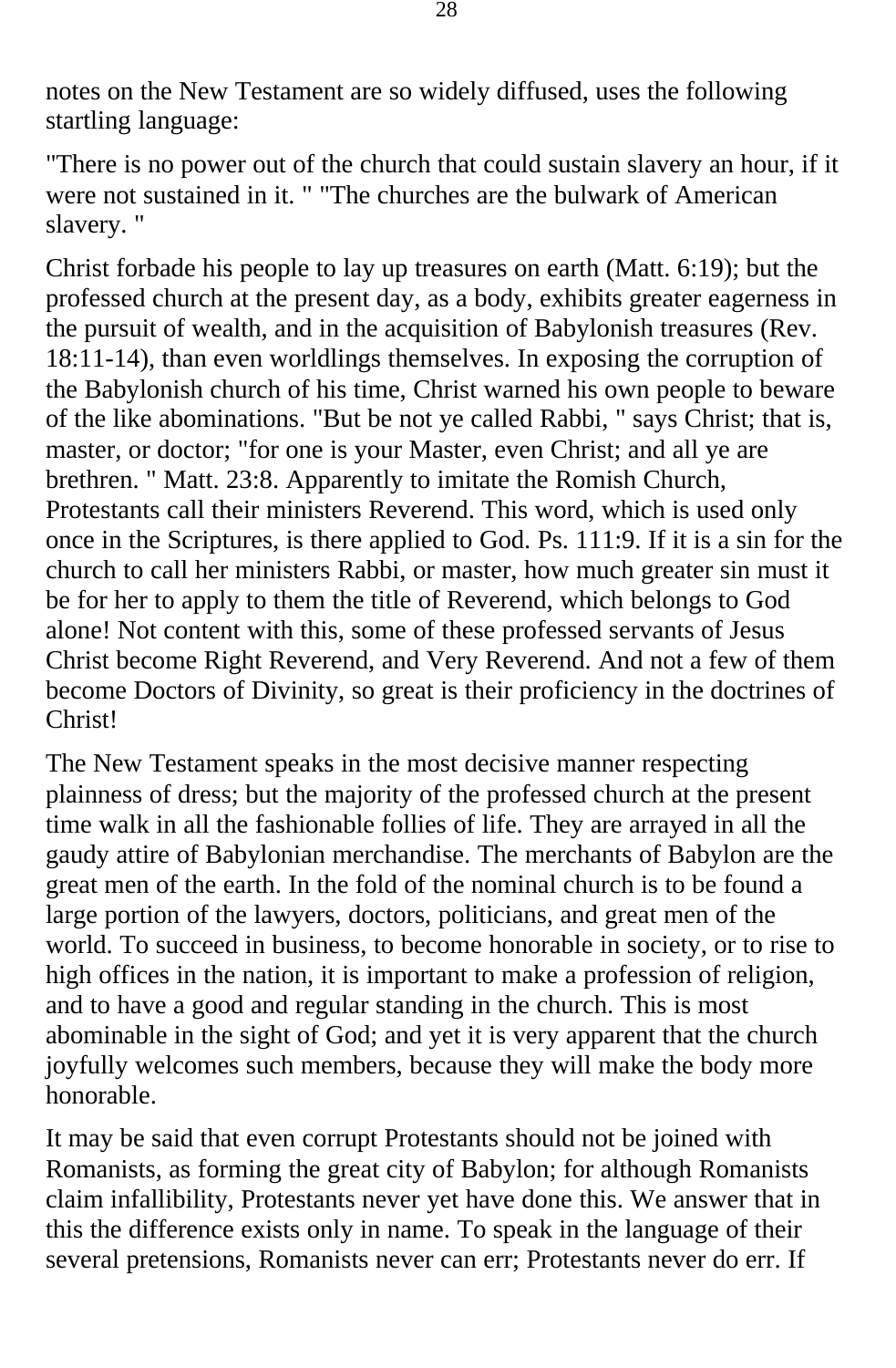notes on the New Testament are so widely diffused, uses the following startling language:

"There is no power out of the church that could sustain slavery an hour, if it were not sustained in it. " "The churches are the bulwark of American slavery. "

Christ forbade his people to lay up treasures on earth (Matt. 6:19); but the professed church at the present day, as a body, exhibits greater eagerness in the pursuit of wealth, and in the acquisition of Babylonish treasures (Rev. 18:11-14), than even worldlings themselves. In exposing the corruption of the Babylonish church of his time, Christ warned his own people to beware of the like abominations. "But be not ye called Rabbi, " says Christ; that is, master, or doctor; "for one is your Master, even Christ; and all ye are brethren. " Matt. 23:8. Apparently to imitate the Romish Church, Protestants call their ministers Reverend. This word, which is used only once in the Scriptures, is there applied to God. Ps. 111:9. If it is a sin for the church to call her ministers Rabbi, or master, how much greater sin must it be for her to apply to them the title of Reverend, which belongs to God alone! Not content with this, some of these professed servants of Jesus Christ become Right Reverend, and Very Reverend. And not a few of them become Doctors of Divinity, so great is their proficiency in the doctrines of Christ!

The New Testament speaks in the most decisive manner respecting plainness of dress; but the majority of the professed church at the present time walk in all the fashionable follies of life. They are arrayed in all the gaudy attire of Babylonian merchandise. The merchants of Babylon are the great men of the earth. In the fold of the nominal church is to be found a large portion of the lawyers, doctors, politicians, and great men of the world. To succeed in business, to become honorable in society, or to rise to high offices in the nation, it is important to make a profession of religion, and to have a good and regular standing in the church. This is most abominable in the sight of God; and yet it is very apparent that the church joyfully welcomes such members, because they will make the body more honorable.

It may be said that even corrupt Protestants should not be joined with Romanists, as forming the great city of Babylon; for although Romanists claim infallibility, Protestants never yet have done this. We answer that in this the difference exists only in name. To speak in the language of their several pretensions, Romanists never can err; Protestants never do err. If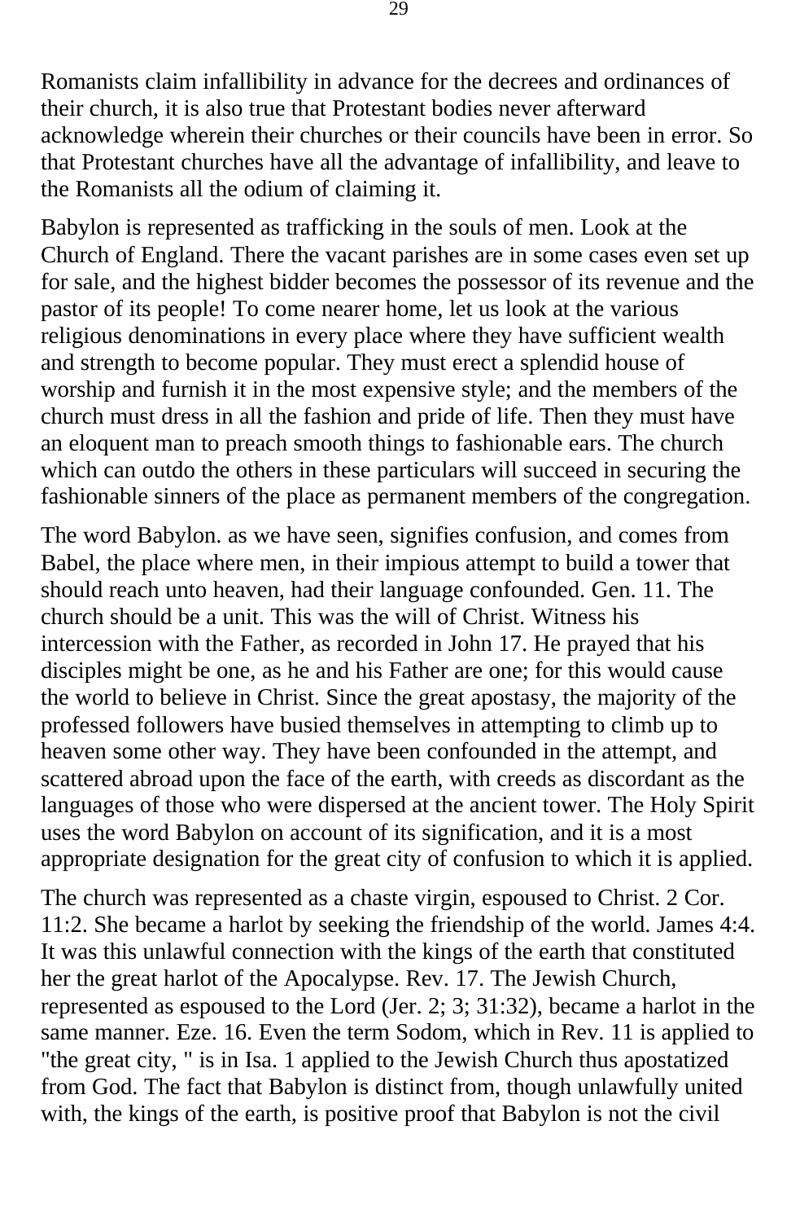Romanists claim infallibility in advance for the decrees and ordinances of their church, it is also true that Protestant bodies never afterward acknowledge wherein their churches or their councils have been in error. So that Protestant churches have all the advantage of infallibility, and leave to the Romanists all the odium of claiming it.

Babylon is represented as trafficking in the souls of men. Look at the Church of England. There the vacant parishes are in some cases even set up for sale, and the highest bidder becomes the possessor of its revenue and the pastor of its people! To come nearer home, let us look at the various religious denominations in every place where they have sufficient wealth and strength to become popular. They must erect a splendid house of worship and furnish it in the most expensive style; and the members of the church must dress in all the fashion and pride of life. Then they must have an eloquent man to preach smooth things to fashionable ears. The church which can outdo the others in these particulars will succeed in securing the fashionable sinners of the place as permanent members of the congregation.

The word Babylon. as we have seen, signifies confusion, and comes from Babel, the place where men, in their impious attempt to build a tower that should reach unto heaven, had their language confounded. Gen. 11. The church should be a unit. This was the will of Christ. Witness his intercession with the Father, as recorded in John 17. He prayed that his disciples might be one, as he and his Father are one; for this would cause the world to believe in Christ. Since the great apostasy, the majority of the professed followers have busied themselves in attempting to climb up to heaven some other way. They have been confounded in the attempt, and scattered abroad upon the face of the earth, with creeds as discordant as the languages of those who were dispersed at the ancient tower. The Holy Spirit uses the word Babylon on account of its signification, and it is a most appropriate designation for the great city of confusion to which it is applied.

The church was represented as a chaste virgin, espoused to Christ. 2 Cor. 11:2. She became a harlot by seeking the friendship of the world. James 4:4. It was this unlawful connection with the kings of the earth that constituted her the great harlot of the Apocalypse. Rev. 17. The Jewish Church, represented as espoused to the Lord (Jer. 2; 3; 31:32), became a harlot in the same manner. Eze. 16. Even the term Sodom, which in Rev. 11 is applied to "the great city, " is in Isa. 1 applied to the Jewish Church thus apostatized from God. The fact that Babylon is distinct from, though unlawfully united with, the kings of the earth, is positive proof that Babylon is not the civil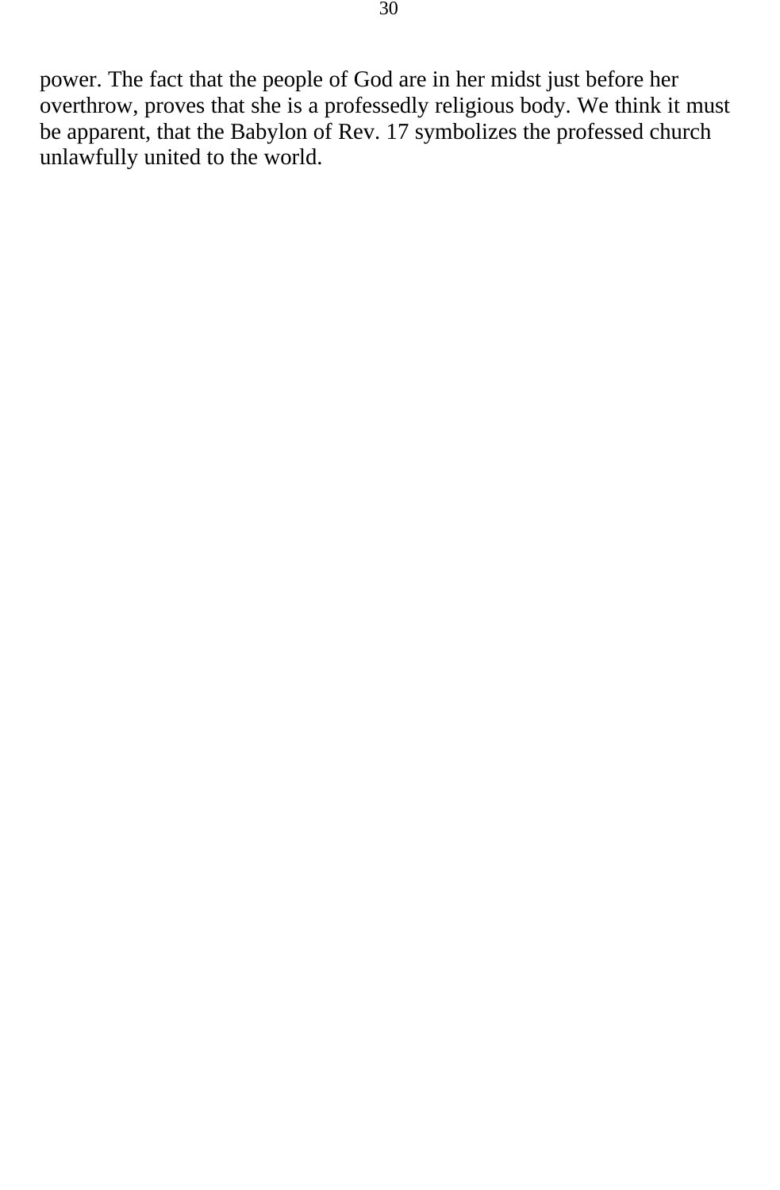power. The fact that the people of God are in her midst just before her overthrow, proves that she is a professedly religious body. We think it must be apparent, that the Babylon of Rev. 17 symbolizes the professed church unlawfully united to the world.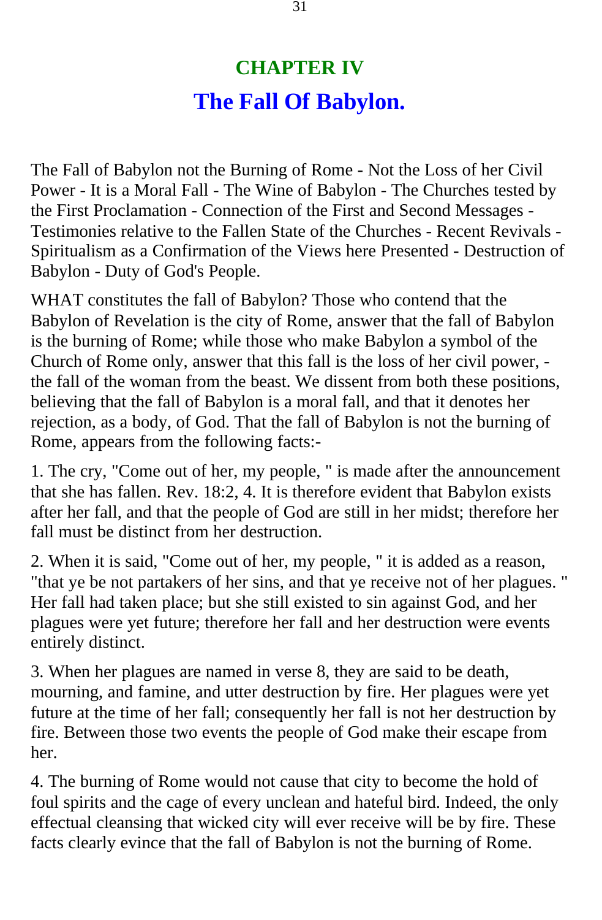# CHAPTER IV

## The Fall Of Babylon.

The Fall of Babylon not the Burning of Rome - Not the Loss of her Civil Power - It is a Moral Fall - The Wine of Babylon - The Churches tested by the First Proclamation - Connection of the First and Second Messages - Testimonies relative to the Fallen State of the Churches - Recent Revivals - Spiritualism as a Confirmation of the Views here Presented - Destruction of Babylon - Duty of God's People.

WHAT constitutes the fall of Babylon? Those who contend that the Babylon of Revelation is the city of Rome, answer that the fall of Babylon is the burning of Rome; while those who make Babylon a symbol of the Church of Rome only, answer that this fall is the loss of her civil power, - the fall of the woman from the beast. We dissent from both these positions, believing that the fall of Babylon is a moral fall, and that it denotes her rejection, as a body, of God. That the fall of Babylon is not the burning of Rome, appears from the following facts:-

1. The cry, "Come out of her, my people, " is made after the announcement that she has fallen. Rev. 18:2, 4. It is therefore evident that Babylon exists after her fall, and that the people of God are still in her midst; therefore her fall must be distinct from her destruction.

2. When it is said, "Come out of her, my people, " it is added as a reason, "that ye be not partakers of her sins, and that ye receive not of her plagues. " Her fall had taken place; but she still existed to sin against God, and her plagues were yet future; therefore her fall and her destruction were events entirely distinct.

3. When her plagues are named in verse 8, they are said to be death, mourning, and famine, and utter destruction by fire. Her plagues were yet future at the time of her fall; consequently her fall is not her destruction by fire. Between those two events the people of God make their escape from her.

4. The burning of Rome would not cause that city to become the hold of foul spirits and the cage of every unclean and hateful bird. Indeed, the only effectual cleansing that wicked city will ever receive will be by fire. These facts clearly evince that the fall of Babylon is not the burning of Rome.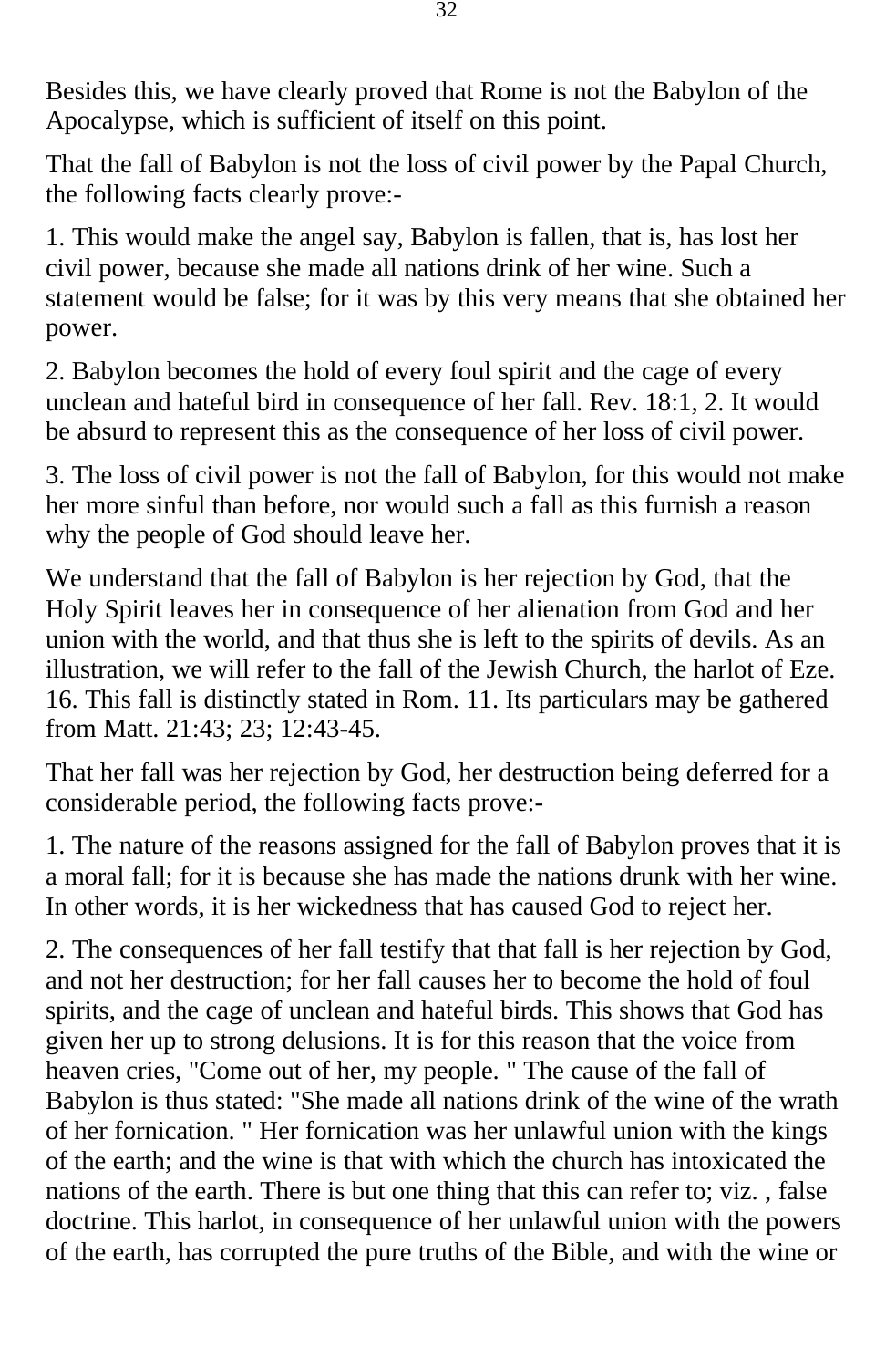Besides this, we have clearly proved that Rome is not the Babylon of the Apocalypse, which is sufficient of itself on this point.

That the fall of Babylon is not the loss of civil power by the Papal Church, the following facts clearly prove:-

1. This would make the angel say, Babylon is fallen, that is, has lost her civil power, because she made all nations drink of her wine. Such a statement would be false; for it was by this very means that she obtained her power.

2. Babylon becomes the hold of every foul spirit and the cage of every unclean and hateful bird in consequence of her fall. Rev. 18:1, 2. It would be absurd to represent this as the consequence of her loss of civil power.

3. The loss of civil power is not the fall of Babylon, for this would not make her more sinful than before, nor would such a fall as this furnish a reason why the people of God should leave her.

We understand that the fall of Babylon is her rejection by God, that the Holy Spirit leaves her in consequence of her alienation from God and her union with the world, and that thus she is left to the spirits of devils. As an illustration, we will refer to the fall of the Jewish Church, the harlot of Eze. 16. This fall is distinctly stated in Rom. 11. Its particulars may be gathered from Matt. 21:43; 23; 12:43-45.

That her fall was her rejection by God, her destruction being deferred for a considerable period, the following facts prove:-

1. The nature of the reasons assigned for the fall of Babylon proves that it is a moral fall; for it is because she has made the nations drunk with her wine. In other words, it is her wickedness that has caused God to reject her.

2. The consequences of her fall testify that that fall is her rejection by God, and not her destruction; for her fall causes her to become the hold of foul spirits, and the cage of unclean and hateful birds. This shows that God has given her up to strong delusions. It is for this reason that the voice from heaven cries, "Come out of her, my people. " The cause of the fall of Babylon is thus stated: "She made all nations drink of the wine of the wrath of her fornication. " Her fornication was her unlawful union with the kings of the earth; and the wine is that with which the church has intoxicated the nations of the earth. There is but one thing that this can refer to; viz. , false doctrine. This harlot, in consequence of her unlawful union with the powers of the earth, has corrupted the pure truths of the Bible, and with the wine or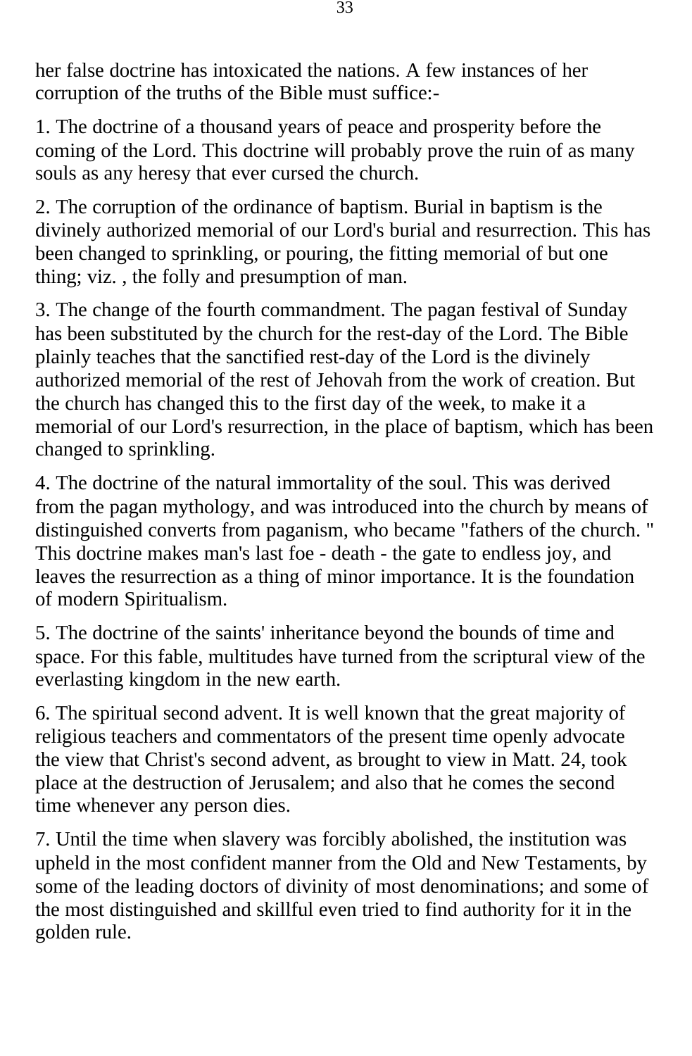her false doctrine has intoxicated the nations. A few instances of her corruption of the truths of the Bible must suffice:-

1. The doctrine of a thousand years of peace and prosperity before the coming of the Lord. This doctrine will probably prove the ruin of as many souls as any heresy that ever cursed the church.

2. The corruption of the ordinance of baptism. Burial in baptism is the divinely authorized memorial of our Lord's burial and resurrection. This has been changed to sprinkling, or pouring, the fitting memorial of but one thing; viz. , the folly and presumption of man.

3. The change of the fourth commandment. The pagan festival of Sunday has been substituted by the church for the rest-day of the Lord. The Bible plainly teaches that the sanctified rest-day of the Lord is the divinely authorized memorial of the rest of Jehovah from the work of creation. But the church has changed this to the first day of the week, to make it a memorial of our Lord's resurrection, in the place of baptism, which has been changed to sprinkling.

4. The doctrine of the natural immortality of the soul. This was derived from the pagan mythology, and was introduced into the church by means of distinguished converts from paganism, who became "fathers of the church. " This doctrine makes man's last foe - death - the gate to endless joy, and leaves the resurrection as a thing of minor importance. It is the foundation of modern Spiritualism.

5. The doctrine of the saints' inheritance beyond the bounds of time and space. For this fable, multitudes have turned from the scriptural view of the everlasting kingdom in the new earth.

6. The spiritual second advent. It is well known that the great majority of religious teachers and commentators of the present time openly advocate the view that Christ's second advent, as brought to view in Matt. 24, took place at the destruction of Jerusalem; and also that he comes the second time whenever any person dies.

7. Until the time when slavery was forcibly abolished, the institution was upheld in the most confident manner from the Old and New Testaments, by some of the leading doctors of divinity of most denominations; and some of the most distinguished and skillful even tried to find authority for it in the golden rule.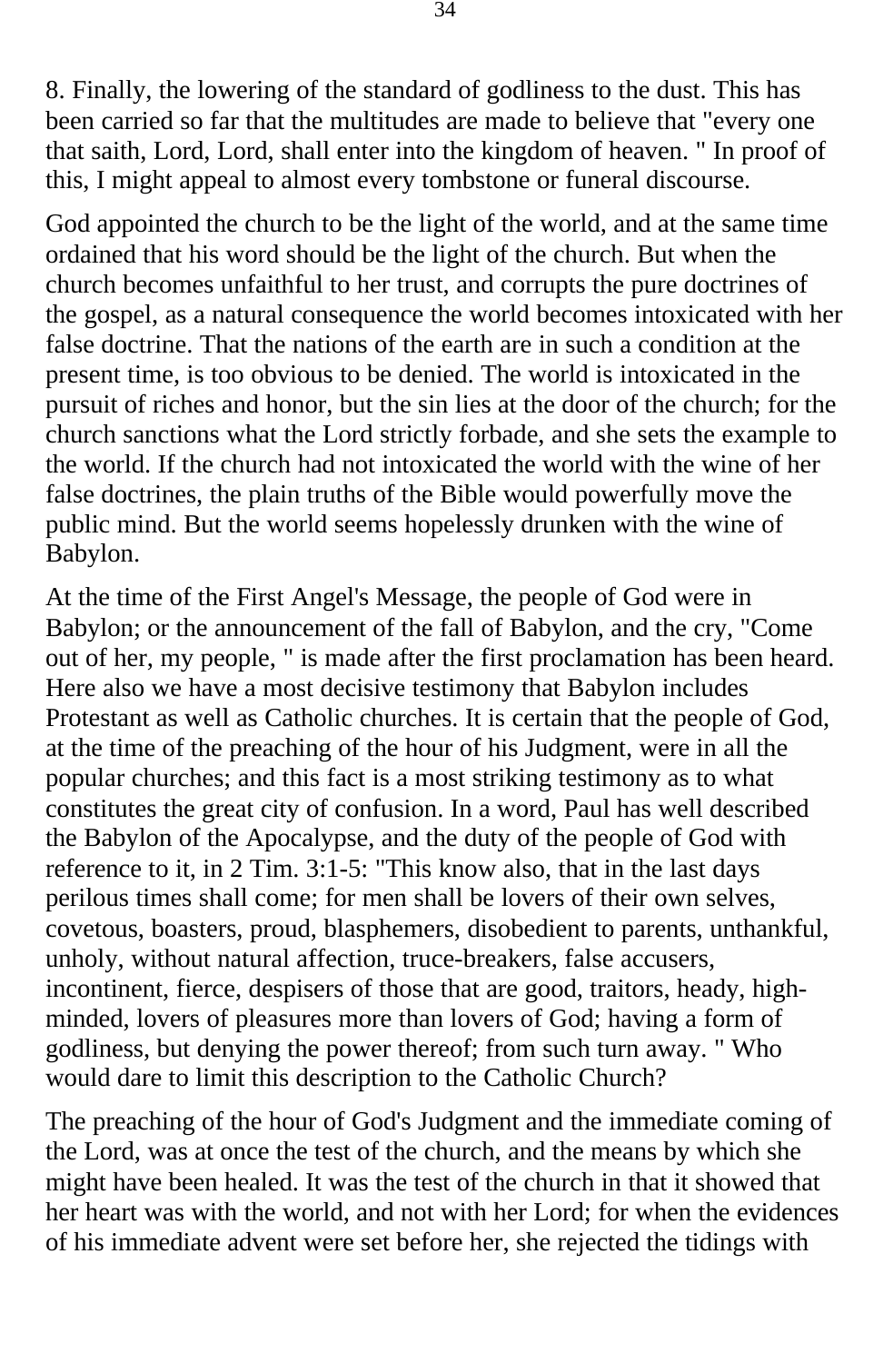8. Finally, the lowering of the standard of godliness to the dust. This has been carried so far that the multitudes are made to believe that "every one that saith, Lord, Lord, shall enter into the kingdom of heaven. " In proof of this, I might appeal to almost every tombstone or funeral discourse.

God appointed the church to be the light of the world, and at the same time ordained that his word should be the light of the church. But when the church becomes unfaithful to her trust, and corrupts the pure doctrines of the gospel, as a natural consequence the world becomes intoxicated with her false doctrine. That the nations of the earth are in such a condition at the present time, is too obvious to be denied. The world is intoxicated in the pursuit of riches and honor, but the sin lies at the door of the church; for the church sanctions what the Lord strictly forbade, and she sets the example to the world. If the church had not intoxicated the world with the wine of her false doctrines, the plain truths of the Bible would powerfully move the public mind. But the world seems hopelessly drunken with the wine of Babylon.

At the time of the First Angel's Message, the people of God were in Babylon; or the announcement of the fall of Babylon, and the cry, "Come out of her, my people, " is made after the first proclamation has been heard. Here also we have a most decisive testimony that Babylon includes Protestant as well as Catholic churches. It is certain that the people of God, at the time of the preaching of the hour of his Judgment, were in all the popular churches; and this fact is a most striking testimony as to what constitutes the great city of confusion. In a word, Paul has well described the Babylon of the Apocalypse, and the duty of the people of God with reference to it, in 2 Tim. 3:1-5: "This know also, that in the last days perilous times shall come; for men shall be lovers of their own selves, covetous, boasters, proud, blasphemers, disobedient to parents, unthankful, unholy, without natural affection, truce-breakers, false accusers, incontinent, fierce, despisers of those that are good, traitors, heady, high-minded, lovers of pleasures more than lovers of God; having a form of godliness, but denying the power thereof; from such turn away. " Who would dare to limit this description to the Catholic Church?

The preaching of the hour of God's Judgment and the immediate coming of the Lord, was at once the test of the church, and the means by which she might have been healed. It was the test of the church in that it showed that her heart was with the world, and not with her Lord; for when the evidences of his immediate advent were set before her, she rejected the tidings with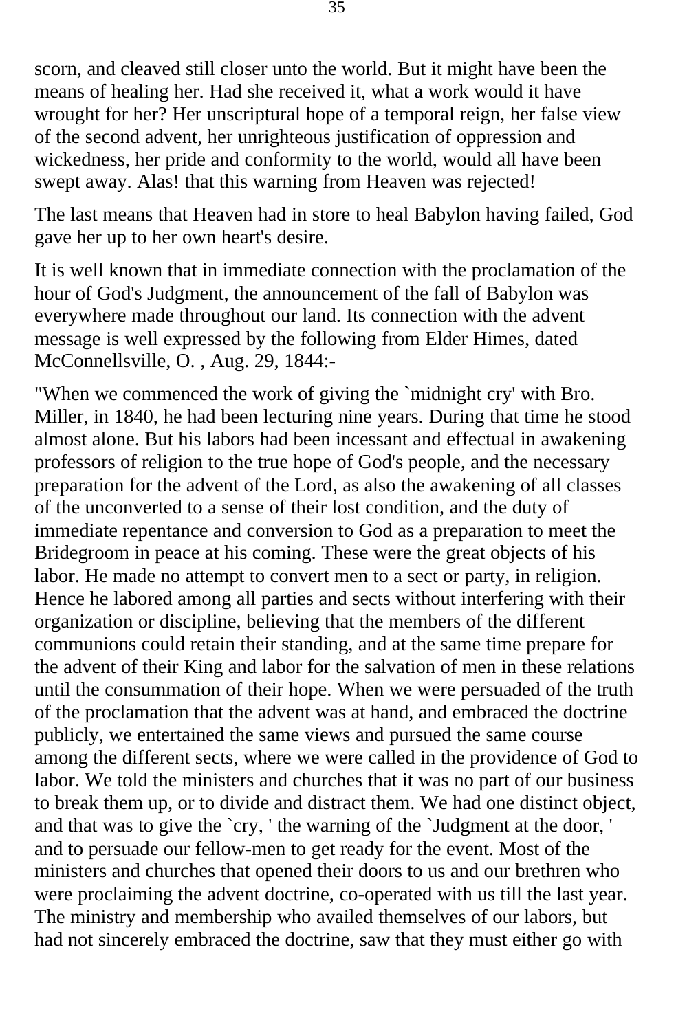scorn, and cleaved still closer unto the world. But it might have been the means of healing her. Had she received it, what a work would it have wrought for her? Her unscriptural hope of a temporal reign, her false view of the second advent, her unrighteous justification of oppression and wickedness, her pride and conformity to the world, would all have been swept away. Alas! that this warning from Heaven was rejected!

The last means that Heaven had in store to heal Babylon having failed, God gave her up to her own heart's desire.

It is well known that in immediate connection with the proclamation of the hour of God's Judgment, the announcement of the fall of Babylon was everywhere made throughout our land. Its connection with the advent message is well expressed by the following from Elder Himes, dated McConnellsville, O. , Aug. 29, 1844:-

"When we commenced the work of giving the `midnight cry' with Bro. Miller, in 1840, he had been lecturing nine years. During that time he stood almost alone. But his labors had been incessant and effectual in awakening professors of religion to the true hope of God's people, and the necessary preparation for the advent of the Lord, as also the awakening of all classes of the unconverted to a sense of their lost condition, and the duty of immediate repentance and conversion to God as a preparation to meet the Bridegroom in peace at his coming. These were the great objects of his labor. He made no attempt to convert men to a sect or party, in religion. Hence he labored among all parties and sects without interfering with their organization or discipline, believing that the members of the different communions could retain their standing, and at the same time prepare for the advent of their King and labor for the salvation of men in these relations until the consummation of their hope. When we were persuaded of the truth of the proclamation that the advent was at hand, and embraced the doctrine publicly, we entertained the same views and pursued the same course among the different sects, where we were called in the providence of God to labor. We told the ministers and churches that it was no part of our business to break them up, or to divide and distract them. We had one distinct object, and that was to give the `cry, ' the warning of the `Judgment at the door, ' and to persuade our fellow-men to get ready for the event. Most of the ministers and churches that opened their doors to us and our brethren who were proclaiming the advent doctrine, co-operated with us till the last year. The ministry and membership who availed themselves of our labors, but had not sincerely embraced the doctrine, saw that they must either go with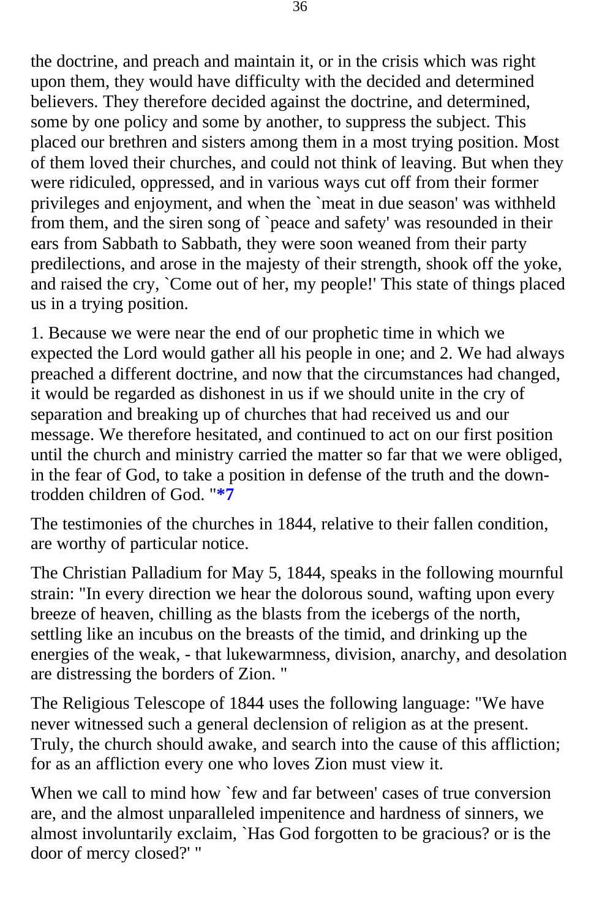the doctrine, and preach and maintain it, or in the crisis which was right upon them, they would have difficulty with the decided and determined believers. They therefore decided against the doctrine, and determined, some by one policy and some by another, to suppress the subject. This placed our brethren and sisters among them in a most trying position. Most of them loved their churches, and could not think of leaving. But when they were ridiculed, oppressed, and in various ways cut off from their former privileges and enjoyment, and when the `meat in due season' was withheld from them, and the siren song of `peace and safety' was resounded in their ears from Sabbath to Sabbath, they were soon weaned from their party predilections, and arose in the majesty of their strength, shook off the yoke, and raised the cry, `Come out of her, my people!' This state of things placed us in a trying position.

1. Because we were near the end of our prophetic time in which we expected the Lord would gather all his people in one; and 2. We had always preached a different doctrine, and now that the circumstances had changed, it would be regarded as dishonest in us if we should unite in the cry of separation and breaking up of churches that had received us and our message. We therefore hesitated, and continued to act on our first position until the church and ministry carried the matter so far that we were obliged, in the fear of God, to take a position in defense of the truth and the down-trodden children of God. "**\*7**

The testimonies of the churches in 1844, relative to their fallen condition, are worthy of particular notice.

The Christian Palladium for May 5, 1844, speaks in the following mournful strain: "In every direction we hear the dolorous sound, wafting upon every breeze of heaven, chilling as the blasts from the icebergs of the north, settling like an incubus on the breasts of the timid, and drinking up the energies of the weak, - that lukewarmness, division, anarchy, and desolation are distressing the borders of Zion. "

The Religious Telescope of 1844 uses the following language: "We have never witnessed such a general declension of religion as at the present. Truly, the church should awake, and search into the cause of this affliction; for as an affliction every one who loves Zion must view it.

When we call to mind how `few and far between' cases of true conversion are, and the almost unparalleled impenitence and hardness of sinners, we almost involuntarily exclaim, `Has God forgotten to be gracious? or is the door of mercy closed?' "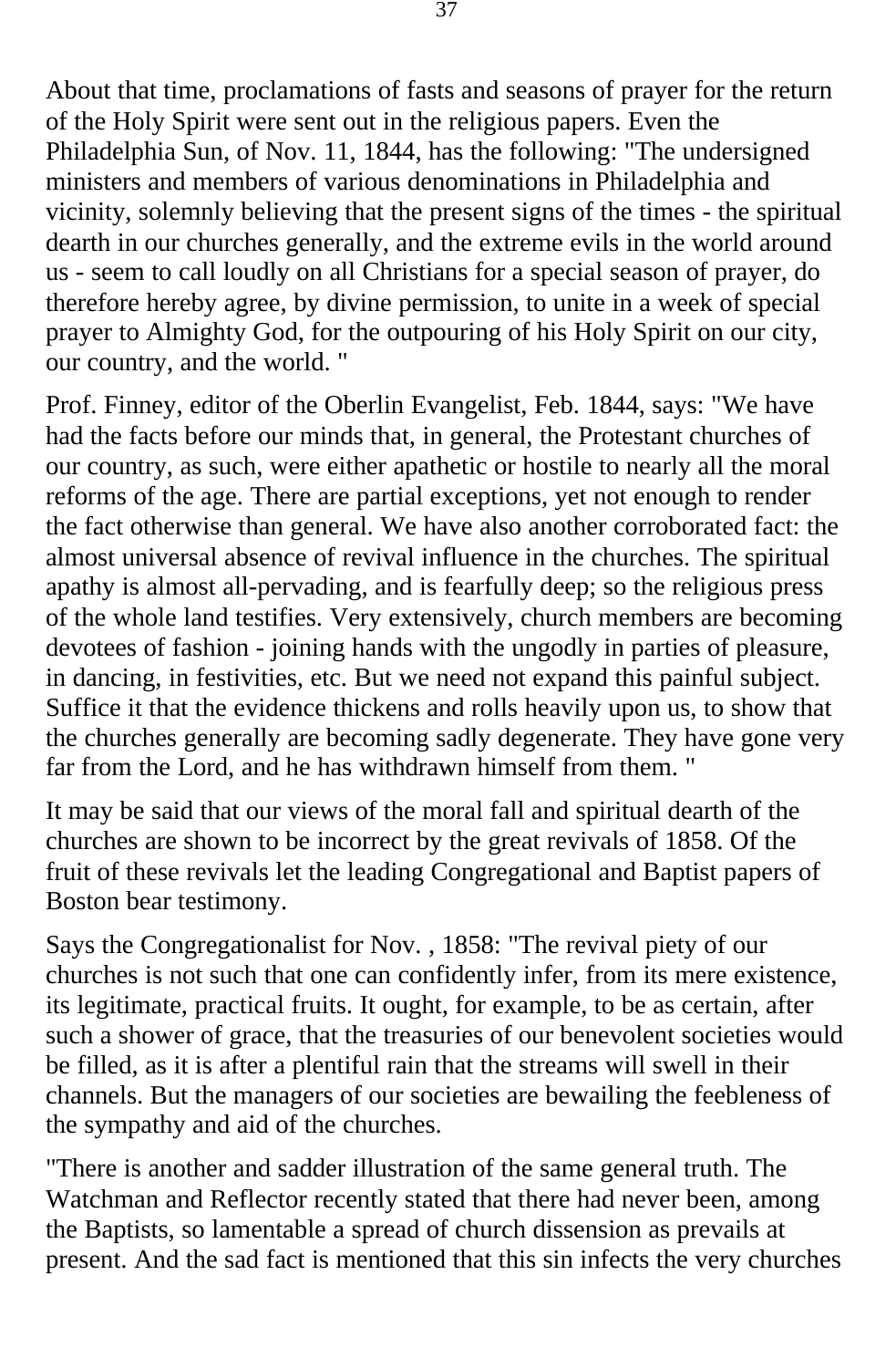About that time, proclamations of fasts and seasons of prayer for the return of the Holy Spirit were sent out in the religious papers. Even the Philadelphia Sun, of Nov. 11, 1844, has the following: "The undersigned ministers and members of various denominations in Philadelphia and vicinity, solemnly believing that the present signs of the times - the spiritual dearth in our churches generally, and the extreme evils in the world around us - seem to call loudly on all Christians for a special season of prayer, do therefore hereby agree, by divine permission, to unite in a week of special prayer to Almighty God, for the outpouring of his Holy Spirit on our city, our country, and the world. "

Prof. Finney, editor of the Oberlin Evangelist, Feb. 1844, says: "We have had the facts before our minds that, in general, the Protestant churches of our country, as such, were either apathetic or hostile to nearly all the moral reforms of the age. There are partial exceptions, yet not enough to render the fact otherwise than general. We have also another corroborated fact: the almost universal absence of revival influence in the churches. The spiritual apathy is almost all-pervading, and is fearfully deep; so the religious press of the whole land testifies. Very extensively, church members are becoming devotees of fashion - joining hands with the ungodly in parties of pleasure, in dancing, in festivities, etc. But we need not expand this painful subject. Suffice it that the evidence thickens and rolls heavily upon us, to show that the churches generally are becoming sadly degenerate. They have gone very far from the Lord, and he has withdrawn himself from them. "

It may be said that our views of the moral fall and spiritual dearth of the churches are shown to be incorrect by the great revivals of 1858. Of the fruit of these revivals let the leading Congregational and Baptist papers of Boston bear testimony.

Says the Congregationalist for Nov. , 1858: "The revival piety of our churches is not such that one can confidently infer, from its mere existence, its legitimate, practical fruits. It ought, for example, to be as certain, after such a shower of grace, that the treasuries of our benevolent societies would be filled, as it is after a plentiful rain that the streams will swell in their channels. But the managers of our societies are bewailing the feebleness of the sympathy and aid of the churches.

"There is another and sadder illustration of the same general truth. The Watchman and Reflector recently stated that there had never been, among the Baptists, so lamentable a spread of church dissension as prevails at present. And the sad fact is mentioned that this sin infects the very churches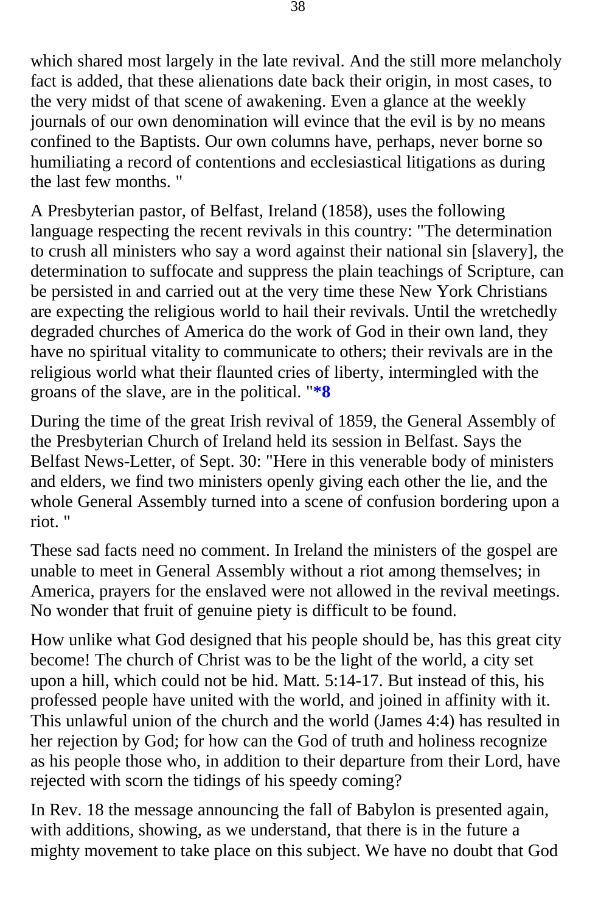which shared most largely in the late revival. And the still more melancholy fact is added, that these alienations date back their origin, in most cases, to the very midst of that scene of awakening. Even a glance at the weekly journals of our own denomination will evince that the evil is by no means confined to the Baptists. Our own columns have, perhaps, never borne so humiliating a record of contentions and ecclesiastical litigations as during the last few months. "

A Presbyterian pastor, of Belfast, Ireland (1858), uses the following language respecting the recent revivals in this country: "The determination to crush all ministers who say a word against their national sin [slavery], the determination to suffocate and suppress the plain teachings of Scripture, can be persisted in and carried out at the very time these New York Christians are expecting the religious world to hail their revivals. Until the wretchedly degraded churches of America do the work of God in their own land, they have no spiritual vitality to communicate to others; their revivals are in the religious world what their flaunted cries of liberty, intermingled with the groans of the slave, are in the political. "**\*8**

During the time of the great Irish revival of 1859, the General Assembly of the Presbyterian Church of Ireland held its session in Belfast. Says the Belfast News-Letter, of Sept. 30: "Here in this venerable body of ministers and elders, we find two ministers openly giving each other the lie, and the whole General Assembly turned into a scene of confusion bordering upon a riot. "

These sad facts need no comment. In Ireland the ministers of the gospel are unable to meet in General Assembly without a riot among themselves; in America, prayers for the enslaved were not allowed in the revival meetings. No wonder that fruit of genuine piety is difficult to be found.

How unlike what God designed that his people should be, has this great city become! The church of Christ was to be the light of the world, a city set upon a hill, which could not be hid. Matt. 5:14-17. But instead of this, his professed people have united with the world, and joined in affinity with it. This unlawful union of the church and the world (James 4:4) has resulted in her rejection by God; for how can the God of truth and holiness recognize as his people those who, in addition to their departure from their Lord, have rejected with scorn the tidings of his speedy coming?

In Rev. 18 the message announcing the fall of Babylon is presented again, with additions, showing, as we understand, that there is in the future a mighty movement to take place on this subject. We have no doubt that God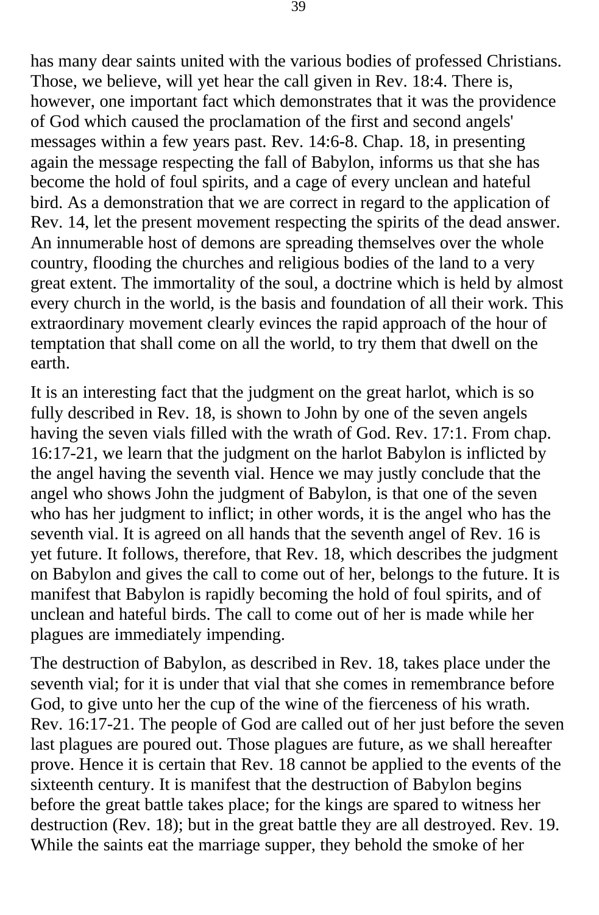has many dear saints united with the various bodies of professed Christians. Those, we believe, will yet hear the call given in Rev. 18:4. There is, however, one important fact which demonstrates that it was the providence of God which caused the proclamation of the first and second angels' messages within a few years past. Rev. 14:6-8. Chap. 18, in presenting again the message respecting the fall of Babylon, informs us that she has become the hold of foul spirits, and a cage of every unclean and hateful bird. As a demonstration that we are correct in regard to the application of Rev. 14, let the present movement respecting the spirits of the dead answer. An innumerable host of demons are spreading themselves over the whole country, flooding the churches and religious bodies of the land to a very great extent. The immortality of the soul, a doctrine which is held by almost every church in the world, is the basis and foundation of all their work. This extraordinary movement clearly evinces the rapid approach of the hour of temptation that shall come on all the world, to try them that dwell on the earth.

It is an interesting fact that the judgment on the great harlot, which is so fully described in Rev. 18, is shown to John by one of the seven angels having the seven vials filled with the wrath of God. Rev. 17:1. From chap. 16:17-21, we learn that the judgment on the harlot Babylon is inflicted by the angel having the seventh vial. Hence we may justly conclude that the angel who shows John the judgment of Babylon, is that one of the seven who has her judgment to inflict; in other words, it is the angel who has the seventh vial. It is agreed on all hands that the seventh angel of Rev. 16 is yet future. It follows, therefore, that Rev. 18, which describes the judgment on Babylon and gives the call to come out of her, belongs to the future. It is manifest that Babylon is rapidly becoming the hold of foul spirits, and of unclean and hateful birds. The call to come out of her is made while her plagues are immediately impending.

The destruction of Babylon, as described in Rev. 18, takes place under the seventh vial; for it is under that vial that she comes in remembrance before God, to give unto her the cup of the wine of the fierceness of his wrath. Rev. 16:17-21. The people of God are called out of her just before the seven last plagues are poured out. Those plagues are future, as we shall hereafter prove. Hence it is certain that Rev. 18 cannot be applied to the events of the sixteenth century. It is manifest that the destruction of Babylon begins before the great battle takes place; for the kings are spared to witness her destruction (Rev. 18); but in the great battle they are all destroyed. Rev. 19. While the saints eat the marriage supper, they behold the smoke of her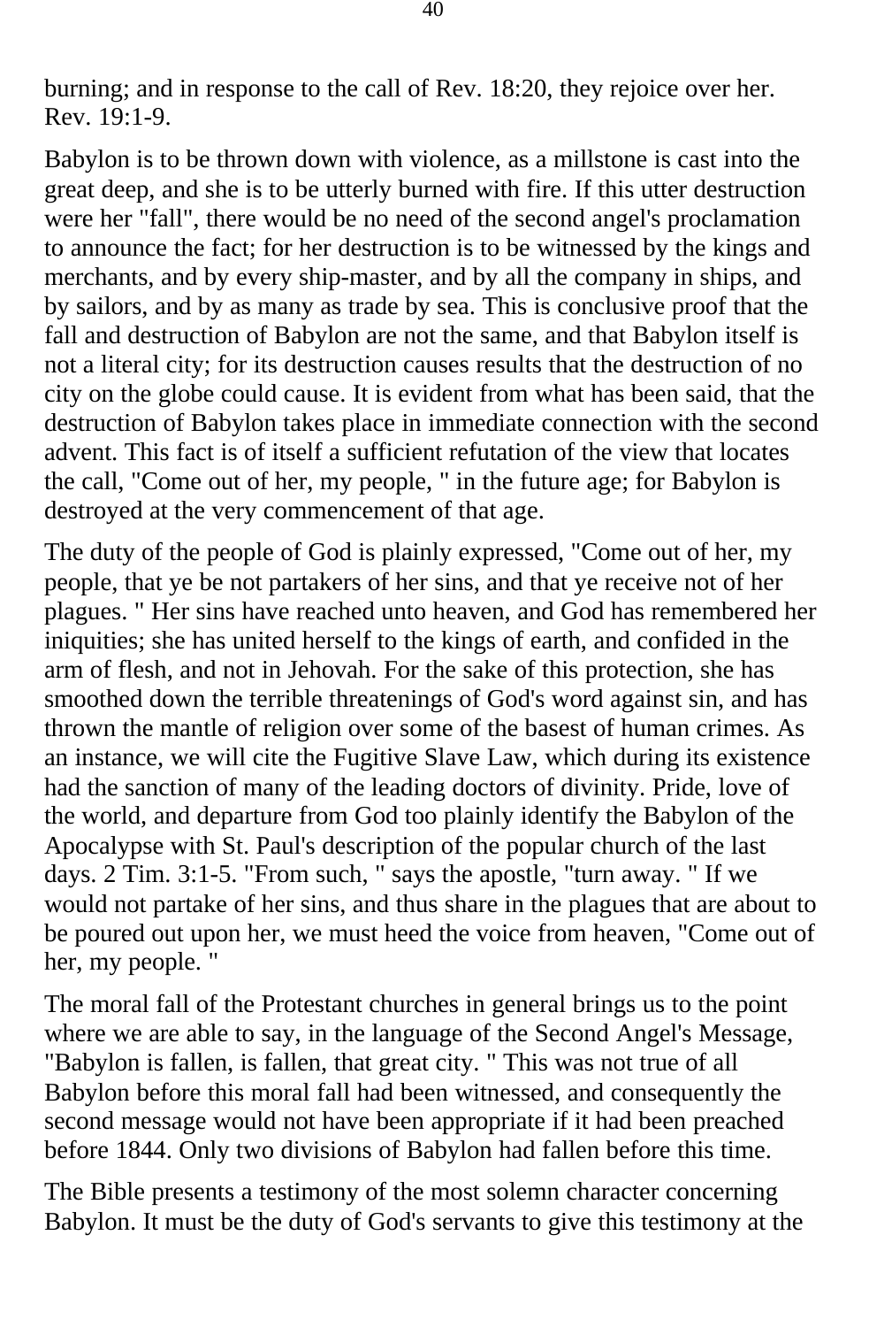burning; and in response to the call of Rev. 18:20, they rejoice over her. Rev. 19:1-9.

Babylon is to be thrown down with violence, as a millstone is cast into the great deep, and she is to be utterly burned with fire. If this utter destruction were her "fall", there would be no need of the second angel's proclamation to announce the fact; for her destruction is to be witnessed by the kings and merchants, and by every ship-master, and by all the company in ships, and by sailors, and by as many as trade by sea. This is conclusive proof that the fall and destruction of Babylon are not the same, and that Babylon itself is not a literal city; for its destruction causes results that the destruction of no city on the globe could cause. It is evident from what has been said, that the destruction of Babylon takes place in immediate connection with the second advent. This fact is of itself a sufficient refutation of the view that locates the call, "Come out of her, my people, " in the future age; for Babylon is destroyed at the very commencement of that age.

The duty of the people of God is plainly expressed, "Come out of her, my people, that ye be not partakers of her sins, and that ye receive not of her plagues. " Her sins have reached unto heaven, and God has remembered her iniquities; she has united herself to the kings of earth, and confided in the arm of flesh, and not in Jehovah. For the sake of this protection, she has smoothed down the terrible threatenings of God's word against sin, and has thrown the mantle of religion over some of the basest of human crimes. As an instance, we will cite the Fugitive Slave Law, which during its existence had the sanction of many of the leading doctors of divinity. Pride, love of the world, and departure from God too plainly identify the Babylon of the Apocalypse with St. Paul's description of the popular church of the last days. 2 Tim. 3:1-5. "From such, " says the apostle, "turn away. " If we would not partake of her sins, and thus share in the plagues that are about to be poured out upon her, we must heed the voice from heaven, "Come out of her, my people. "

The moral fall of the Protestant churches in general brings us to the point where we are able to say, in the language of the Second Angel's Message, "Babylon is fallen, is fallen, that great city. " This was not true of all Babylon before this moral fall had been witnessed, and consequently the second message would not have been appropriate if it had been preached before 1844. Only two divisions of Babylon had fallen before this time.

The Bible presents a testimony of the most solemn character concerning Babylon. It must be the duty of God's servants to give this testimony at the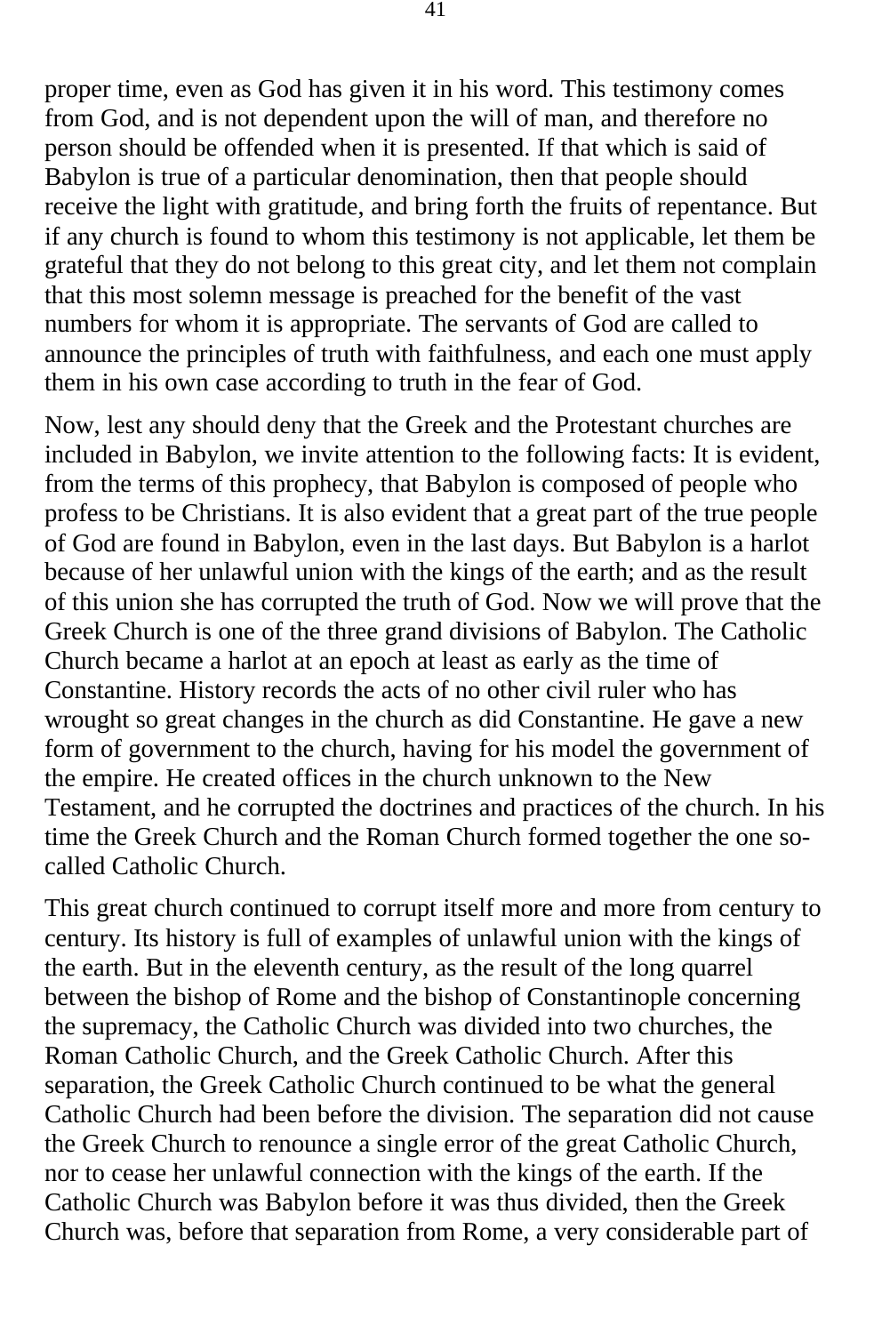proper time, even as God has given it in his word. This testimony comes from God, and is not dependent upon the will of man, and therefore no person should be offended when it is presented. If that which is said of Babylon is true of a particular denomination, then that people should receive the light with gratitude, and bring forth the fruits of repentance. But if any church is found to whom this testimony is not applicable, let them be grateful that they do not belong to this great city, and let them not complain that this most solemn message is preached for the benefit of the vast numbers for whom it is appropriate. The servants of God are called to announce the principles of truth with faithfulness, and each one must apply them in his own case according to truth in the fear of God.

Now, lest any should deny that the Greek and the Protestant churches are included in Babylon, we invite attention to the following facts: It is evident, from the terms of this prophecy, that Babylon is composed of people who profess to be Christians. It is also evident that a great part of the true people of God are found in Babylon, even in the last days. But Babylon is a harlot because of her unlawful union with the kings of the earth; and as the result of this union she has corrupted the truth of God. Now we will prove that the Greek Church is one of the three grand divisions of Babylon. The Catholic Church became a harlot at an epoch at least as early as the time of Constantine. History records the acts of no other civil ruler who has wrought so great changes in the church as did Constantine. He gave a new form of government to the church, having for his model the government of the empire. He created offices in the church unknown to the New Testament, and he corrupted the doctrines and practices of the church. In his time the Greek Church and the Roman Church formed together the one so-called Catholic Church.

This great church continued to corrupt itself more and more from century to century. Its history is full of examples of unlawful union with the kings of the earth. But in the eleventh century, as the result of the long quarrel between the bishop of Rome and the bishop of Constantinople concerning the supremacy, the Catholic Church was divided into two churches, the Roman Catholic Church, and the Greek Catholic Church. After this separation, the Greek Catholic Church continued to be what the general Catholic Church had been before the division. The separation did not cause the Greek Church to renounce a single error of the great Catholic Church, nor to cease her unlawful connection with the kings of the earth. If the Catholic Church was Babylon before it was thus divided, then the Greek Church was, before that separation from Rome, a very considerable part of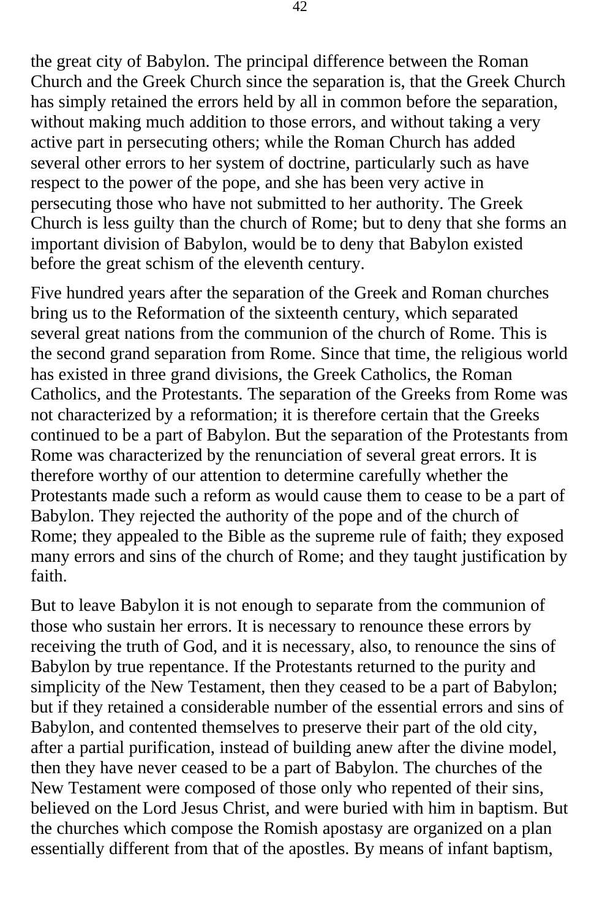the great city of Babylon. The principal difference between the Roman Church and the Greek Church since the separation is, that the Greek Church has simply retained the errors held by all in common before the separation, without making much addition to those errors, and without taking a very active part in persecuting others; while the Roman Church has added several other errors to her system of doctrine, particularly such as have respect to the power of the pope, and she has been very active in persecuting those who have not submitted to her authority. The Greek Church is less guilty than the church of Rome; but to deny that she forms an important division of Babylon, would be to deny that Babylon existed before the great schism of the eleventh century.

Five hundred years after the separation of the Greek and Roman churches bring us to the Reformation of the sixteenth century, which separated several great nations from the communion of the church of Rome. This is the second grand separation from Rome. Since that time, the religious world has existed in three grand divisions, the Greek Catholics, the Roman Catholics, and the Protestants. The separation of the Greeks from Rome was not characterized by a reformation; it is therefore certain that the Greeks continued to be a part of Babylon. But the separation of the Protestants from Rome was characterized by the renunciation of several great errors. It is therefore worthy of our attention to determine carefully whether the Protestants made such a reform as would cause them to cease to be a part of Babylon. They rejected the authority of the pope and of the church of Rome; they appealed to the Bible as the supreme rule of faith; they exposed many errors and sins of the church of Rome; and they taught justification by faith.

But to leave Babylon it is not enough to separate from the communion of those who sustain her errors. It is necessary to renounce these errors by receiving the truth of God, and it is necessary, also, to renounce the sins of Babylon by true repentance. If the Protestants returned to the purity and simplicity of the New Testament, then they ceased to be a part of Babylon; but if they retained a considerable number of the essential errors and sins of Babylon, and contented themselves to preserve their part of the old city, after a partial purification, instead of building anew after the divine model, then they have never ceased to be a part of Babylon. The churches of the New Testament were composed of those only who repented of their sins, believed on the Lord Jesus Christ, and were buried with him in baptism. But the churches which compose the Romish apostasy are organized on a plan essentially different from that of the apostles. By means of infant baptism,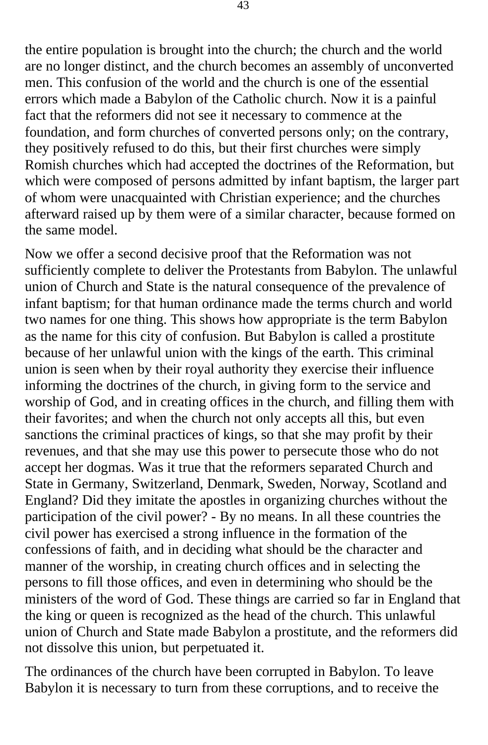the entire population is brought into the church; the church and the world are no longer distinct, and the church becomes an assembly of unconverted men. This confusion of the world and the church is one of the essential errors which made a Babylon of the Catholic church. Now it is a painful fact that the reformers did not see it necessary to commence at the foundation, and form churches of converted persons only; on the contrary, they positively refused to do this, but their first churches were simply Romish churches which had accepted the doctrines of the Reformation, but which were composed of persons admitted by infant baptism, the larger part of whom were unacquainted with Christian experience; and the churches afterward raised up by them were of a similar character, because formed on the same model.

Now we offer a second decisive proof that the Reformation was not sufficiently complete to deliver the Protestants from Babylon. The unlawful union of Church and State is the natural consequence of the prevalence of infant baptism; for that human ordinance made the terms church and world two names for one thing. This shows how appropriate is the term Babylon as the name for this city of confusion. But Babylon is called a prostitute because of her unlawful union with the kings of the earth. This criminal union is seen when by their royal authority they exercise their influence informing the doctrines of the church, in giving form to the service and worship of God, and in creating offices in the church, and filling them with their favorites; and when the church not only accepts all this, but even sanctions the criminal practices of kings, so that she may profit by their revenues, and that she may use this power to persecute those who do not accept her dogmas. Was it true that the reformers separated Church and State in Germany, Switzerland, Denmark, Sweden, Norway, Scotland and England? Did they imitate the apostles in organizing churches without the participation of the civil power? - By no means. In all these countries the civil power has exercised a strong influence in the formation of the confessions of faith, and in deciding what should be the character and manner of the worship, in creating church offices and in selecting the persons to fill those offices, and even in determining who should be the ministers of the word of God. These things are carried so far in England that the king or queen is recognized as the head of the church. This unlawful union of Church and State made Babylon a prostitute, and the reformers did not dissolve this union, but perpetuated it.

The ordinances of the church have been corrupted in Babylon. To leave Babylon it is necessary to turn from these corruptions, and to receive the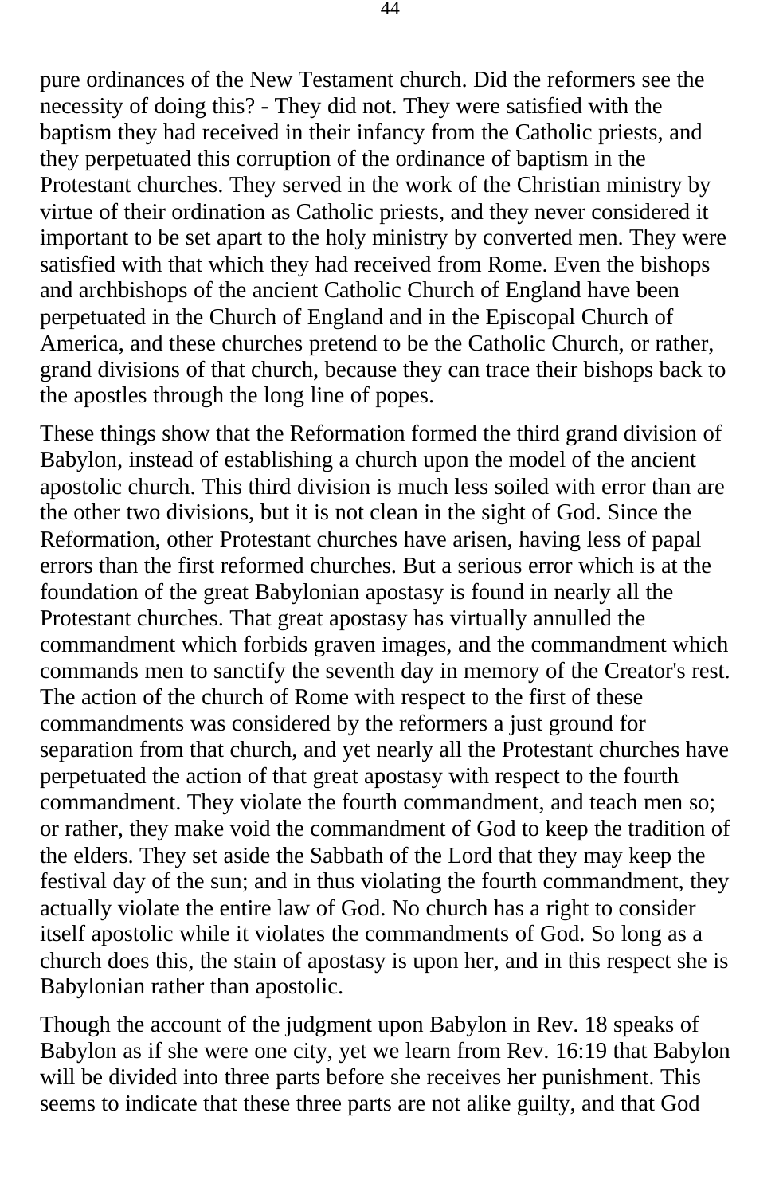pure ordinances of the New Testament church. Did the reformers see the necessity of doing this? - They did not. They were satisfied with the baptism they had received in their infancy from the Catholic priests, and they perpetuated this corruption of the ordinance of baptism in the Protestant churches. They served in the work of the Christian ministry by virtue of their ordination as Catholic priests, and they never considered it important to be set apart to the holy ministry by converted men. They were satisfied with that which they had received from Rome. Even the bishops and archbishops of the ancient Catholic Church of England have been perpetuated in the Church of England and in the Episcopal Church of America, and these churches pretend to be the Catholic Church, or rather, grand divisions of that church, because they can trace their bishops back to the apostles through the long line of popes.

These things show that the Reformation formed the third grand division of Babylon, instead of establishing a church upon the model of the ancient apostolic church. This third division is much less soiled with error than are the other two divisions, but it is not clean in the sight of God. Since the Reformation, other Protestant churches have arisen, having less of papal errors than the first reformed churches. But a serious error which is at the foundation of the great Babylonian apostasy is found in nearly all the Protestant churches. That great apostasy has virtually annulled the commandment which forbids graven images, and the commandment which commands men to sanctify the seventh day in memory of the Creator's rest. The action of the church of Rome with respect to the first of these commandments was considered by the reformers a just ground for separation from that church, and yet nearly all the Protestant churches have perpetuated the action of that great apostasy with respect to the fourth commandment. They violate the fourth commandment, and teach men so; or rather, they make void the commandment of God to keep the tradition of the elders. They set aside the Sabbath of the Lord that they may keep the festival day of the sun; and in thus violating the fourth commandment, they actually violate the entire law of God. No church has a right to consider itself apostolic while it violates the commandments of God. So long as a church does this, the stain of apostasy is upon her, and in this respect she is Babylonian rather than apostolic.

Though the account of the judgment upon Babylon in Rev. 18 speaks of Babylon as if she were one city, yet we learn from Rev. 16:19 that Babylon will be divided into three parts before she receives her punishment. This seems to indicate that these three parts are not alike guilty, and that God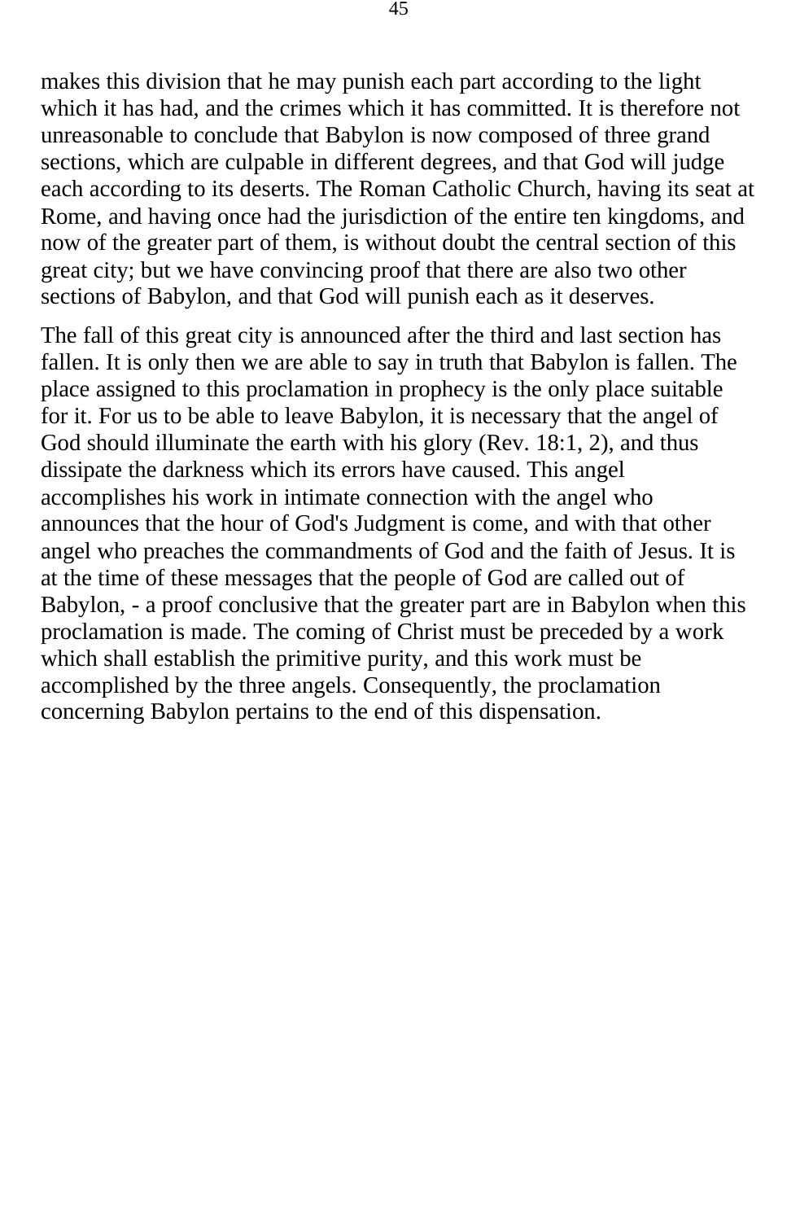makes this division that he may punish each part according to the light which it has had, and the crimes which it has committed. It is therefore not unreasonable to conclude that Babylon is now composed of three grand sections, which are culpable in different degrees, and that God will judge each according to its deserts. The Roman Catholic Church, having its seat at Rome, and having once had the jurisdiction of the entire ten kingdoms, and now of the greater part of them, is without doubt the central section of this great city; but we have convincing proof that there are also two other sections of Babylon, and that God will punish each as it deserves.

The fall of this great city is announced after the third and last section has fallen. It is only then we are able to say in truth that Babylon is fallen. The place assigned to this proclamation in prophecy is the only place suitable for it. For us to be able to leave Babylon, it is necessary that the angel of God should illuminate the earth with his glory (Rev. 18:1, 2), and thus dissipate the darkness which its errors have caused. This angel accomplishes his work in intimate connection with the angel who announces that the hour of God's Judgment is come, and with that other angel who preaches the commandments of God and the faith of Jesus. It is at the time of these messages that the people of God are called out of Babylon, - a proof conclusive that the greater part are in Babylon when this proclamation is made. The coming of Christ must be preceded by a work which shall establish the primitive purity, and this work must be accomplished by the three angels. Consequently, the proclamation concerning Babylon pertains to the end of this dispensation.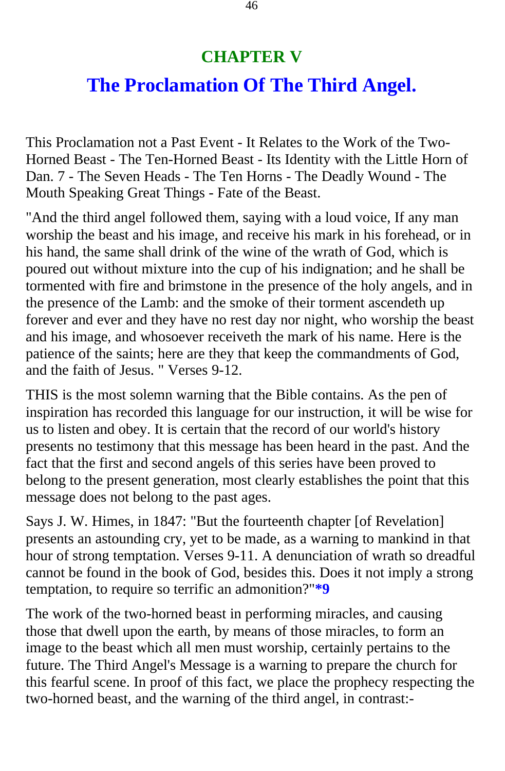# CHAPTER V

## The Proclamation Of The Third Angel.

This Proclamation not a Past Event - It Relates to the Work of the Two-Horned Beast - The Ten-Horned Beast - Its Identity with the Little Horn of Dan. 7 - The Seven Heads - The Ten Horns - The Deadly Wound - The Mouth Speaking Great Things - Fate of the Beast.

"And the third angel followed them, saying with a loud voice, If any man worship the beast and his image, and receive his mark in his forehead, or in his hand, the same shall drink of the wine of the wrath of God, which is poured out without mixture into the cup of his indignation; and he shall be tormented with fire and brimstone in the presence of the holy angels, and in the presence of the Lamb: and the smoke of their torment ascendeth up forever and ever and they have no rest day nor night, who worship the beast and his image, and whosoever receiveth the mark of his name. Here is the patience of the saints; here are they that keep the commandments of God, and the faith of Jesus. " Verses 9-12.

THIS is the most solemn warning that the Bible contains. As the pen of inspiration has recorded this language for our instruction, it will be wise for us to listen and obey. It is certain that the record of our world's history presents no testimony that this message has been heard in the past. And the fact that the first and second angels of this series have been proved to belong to the present generation, most clearly establishes the point that this message does not belong to the past ages.

Says J. W. Himes, in 1847: "But the fourteenth chapter [of Revelation] presents an astounding cry, yet to be made, as a warning to mankind in that hour of strong temptation. Verses 9-11. A denunciation of wrath so dreadful cannot be found in the book of God, besides this. Does it not imply a strong temptation, to require so terrific an admonition?"**\*9**

The work of the two-horned beast in performing miracles, and causing those that dwell upon the earth, by means of those miracles, to form an image to the beast which all men must worship, certainly pertains to the future. The Third Angel's Message is a warning to prepare the church for this fearful scene. In proof of this fact, we place the prophecy respecting the two-horned beast, and the warning of the third angel, in contrast:-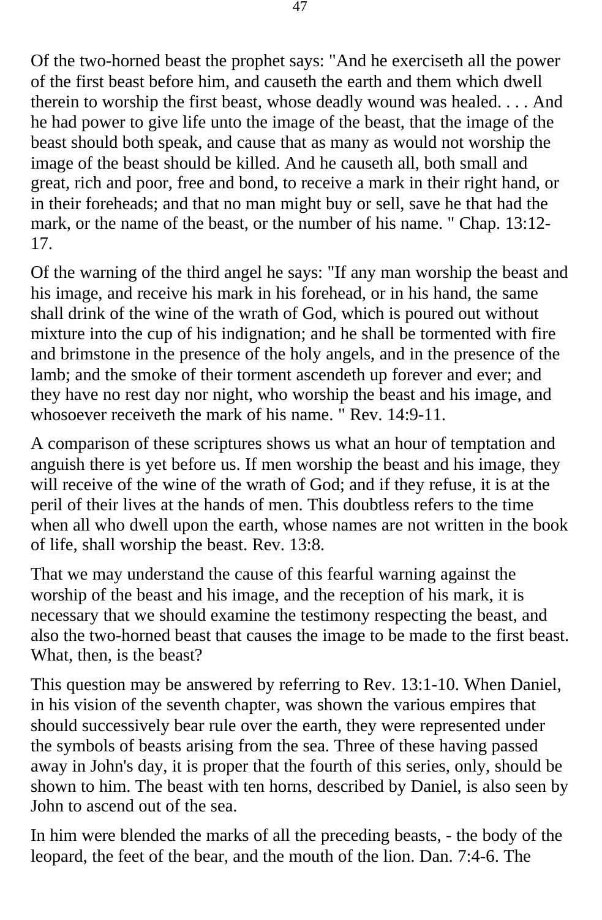Of the two-horned beast the prophet says: "And he exerciseth all the power of the first beast before him, and causeth the earth and them which dwell therein to worship the first beast, whose deadly wound was healed. . . . And he had power to give life unto the image of the beast, that the image of the beast should both speak, and cause that as many as would not worship the image of the beast should be killed. And he causeth all, both small and great, rich and poor, free and bond, to receive a mark in their right hand, or in their foreheads; and that no man might buy or sell, save he that had the mark, or the name of the beast, or the number of his name. " Chap. 13:12-17.

Of the warning of the third angel he says: "If any man worship the beast and his image, and receive his mark in his forehead, or in his hand, the same shall drink of the wine of the wrath of God, which is poured out without mixture into the cup of his indignation; and he shall be tormented with fire and brimstone in the presence of the holy angels, and in the presence of the lamb; and the smoke of their torment ascendeth up forever and ever; and they have no rest day nor night, who worship the beast and his image, and whosoever receiveth the mark of his name. " Rev. 14:9-11.

A comparison of these scriptures shows us what an hour of temptation and anguish there is yet before us. If men worship the beast and his image, they will receive of the wine of the wrath of God; and if they refuse, it is at the peril of their lives at the hands of men. This doubtless refers to the time when all who dwell upon the earth, whose names are not written in the book of life, shall worship the beast. Rev. 13:8.

That we may understand the cause of this fearful warning against the worship of the beast and his image, and the reception of his mark, it is necessary that we should examine the testimony respecting the beast, and also the two-horned beast that causes the image to be made to the first beast. What, then, is the beast?

This question may be answered by referring to Rev. 13:1-10. When Daniel, in his vision of the seventh chapter, was shown the various empires that should successively bear rule over the earth, they were represented under the symbols of beasts arising from the sea. Three of these having passed away in John's day, it is proper that the fourth of this series, only, should be shown to him. The beast with ten horns, described by Daniel, is also seen by John to ascend out of the sea.

In him were blended the marks of all the preceding beasts, - the body of the leopard, the feet of the bear, and the mouth of the lion. Dan. 7:4-6. The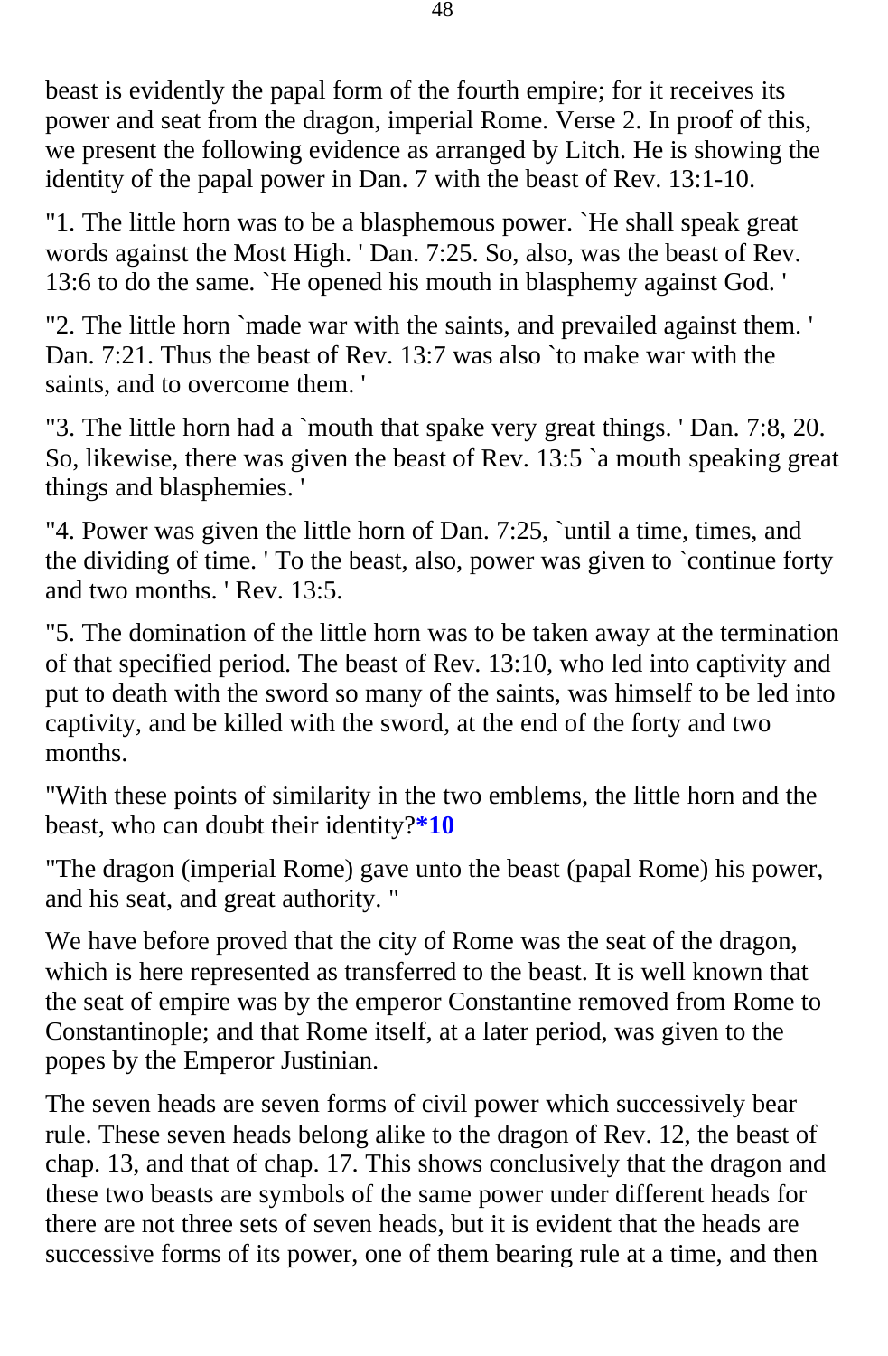beast is evidently the papal form of the fourth empire; for it receives its power and seat from the dragon, imperial Rome. Verse 2. In proof of this, we present the following evidence as arranged by Litch. He is showing the identity of the papal power in Dan. 7 with the beast of Rev. 13:1-10.

"1. The little horn was to be a blasphemous power. `He shall speak great words against the Most High. ' Dan. 7:25. So, also, was the beast of Rev. 13:6 to do the same. `He opened his mouth in blasphemy against God. '

"2. The little horn `made war with the saints, and prevailed against them. ' Dan. 7:21. Thus the beast of Rev. 13:7 was also `to make war with the saints, and to overcome them. '

"3. The little horn had a `mouth that spake very great things. ' Dan. 7:8, 20. So, likewise, there was given the beast of Rev. 13:5 `a mouth speaking great things and blasphemies. '

"4. Power was given the little horn of Dan. 7:25, `until a time, times, and the dividing of time. ' To the beast, also, power was given to `continue forty and two months. ' Rev. 13:5.

"5. The domination of the little horn was to be taken away at the termination of that specified period. The beast of Rev. 13:10, who led into captivity and put to death with the sword so many of the saints, was himself to be led into captivity, and be killed with the sword, at the end of the forty and two months.

"With these points of similarity in the two emblems, the little horn and the beast, who can doubt their identity?**\*10**

"The dragon (imperial Rome) gave unto the beast (papal Rome) his power, and his seat, and great authority. "

We have before proved that the city of Rome was the seat of the dragon, which is here represented as transferred to the beast. It is well known that the seat of empire was by the emperor Constantine removed from Rome to Constantinople; and that Rome itself, at a later period, was given to the popes by the Emperor Justinian.

The seven heads are seven forms of civil power which successively bear rule. These seven heads belong alike to the dragon of Rev. 12, the beast of chap. 13, and that of chap. 17. This shows conclusively that the dragon and these two beasts are symbols of the same power under different heads for there are not three sets of seven heads, but it is evident that the heads are successive forms of its power, one of them bearing rule at a time, and then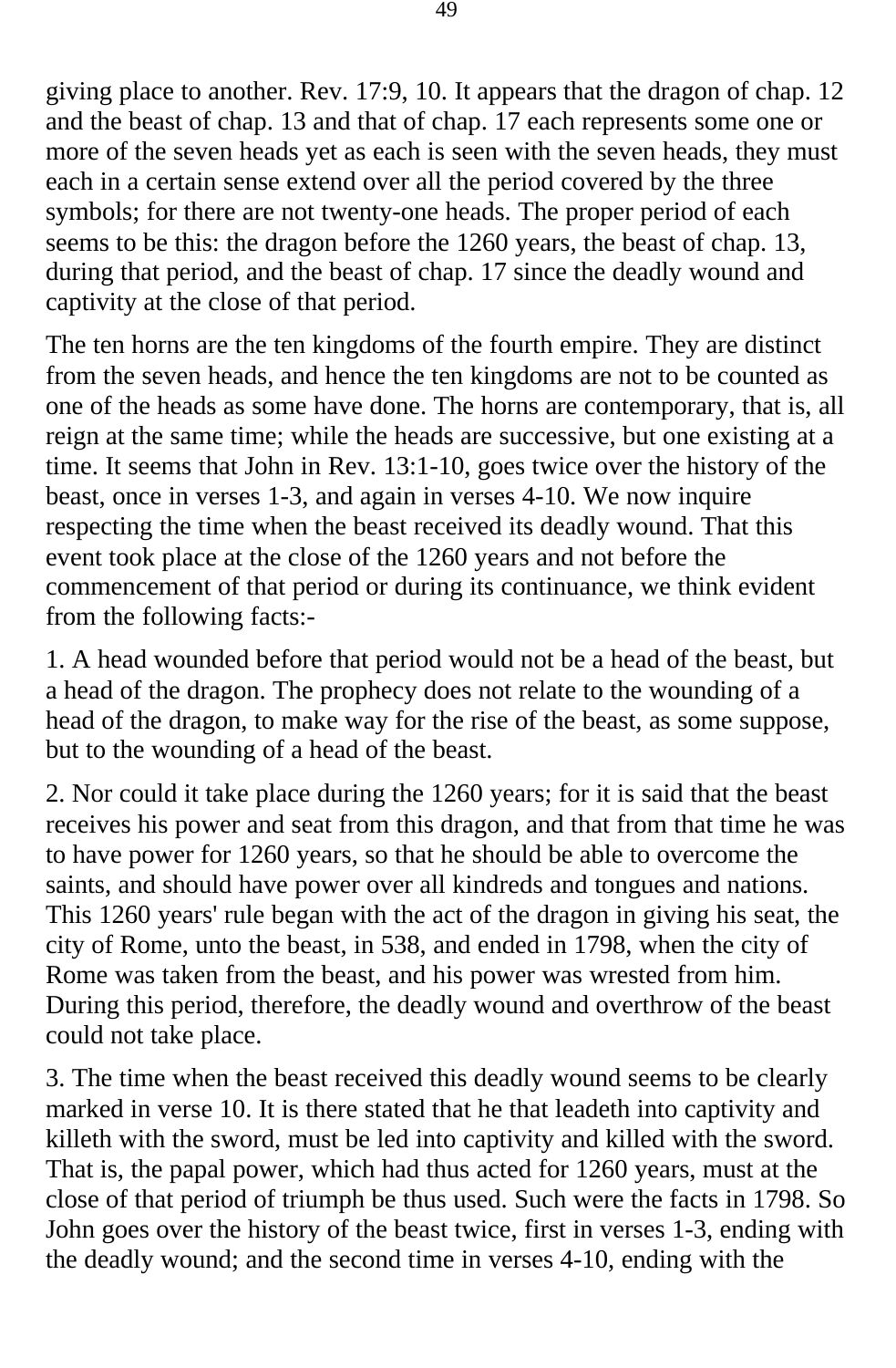giving place to another. Rev. 17:9, 10. It appears that the dragon of chap. 12 and the beast of chap. 13 and that of chap. 17 each represents some one or more of the seven heads yet as each is seen with the seven heads, they must each in a certain sense extend over all the period covered by the three symbols; for there are not twenty-one heads. The proper period of each seems to be this: the dragon before the 1260 years, the beast of chap. 13, during that period, and the beast of chap. 17 since the deadly wound and captivity at the close of that period.

The ten horns are the ten kingdoms of the fourth empire. They are distinct from the seven heads, and hence the ten kingdoms are not to be counted as one of the heads as some have done. The horns are contemporary, that is, all reign at the same time; while the heads are successive, but one existing at a time. It seems that John in Rev. 13:1-10, goes twice over the history of the beast, once in verses 1-3, and again in verses 4-10. We now inquire respecting the time when the beast received its deadly wound. That this event took place at the close of the 1260 years and not before the commencement of that period or during its continuance, we think evident from the following facts:-

1. A head wounded before that period would not be a head of the beast, but a head of the dragon. The prophecy does not relate to the wounding of a head of the dragon, to make way for the rise of the beast, as some suppose, but to the wounding of a head of the beast.

2. Nor could it take place during the 1260 years; for it is said that the beast receives his power and seat from this dragon, and that from that time he was to have power for 1260 years, so that he should be able to overcome the saints, and should have power over all kindreds and tongues and nations. This 1260 years' rule began with the act of the dragon in giving his seat, the city of Rome, unto the beast, in 538, and ended in 1798, when the city of Rome was taken from the beast, and his power was wrested from him. During this period, therefore, the deadly wound and overthrow of the beast could not take place.

3. The time when the beast received this deadly wound seems to be clearly marked in verse 10. It is there stated that he that leadeth into captivity and killeth with the sword, must be led into captivity and killed with the sword. That is, the papal power, which had thus acted for 1260 years, must at the close of that period of triumph be thus used. Such were the facts in 1798. So John goes over the history of the beast twice, first in verses 1-3, ending with the deadly wound; and the second time in verses 4-10, ending with the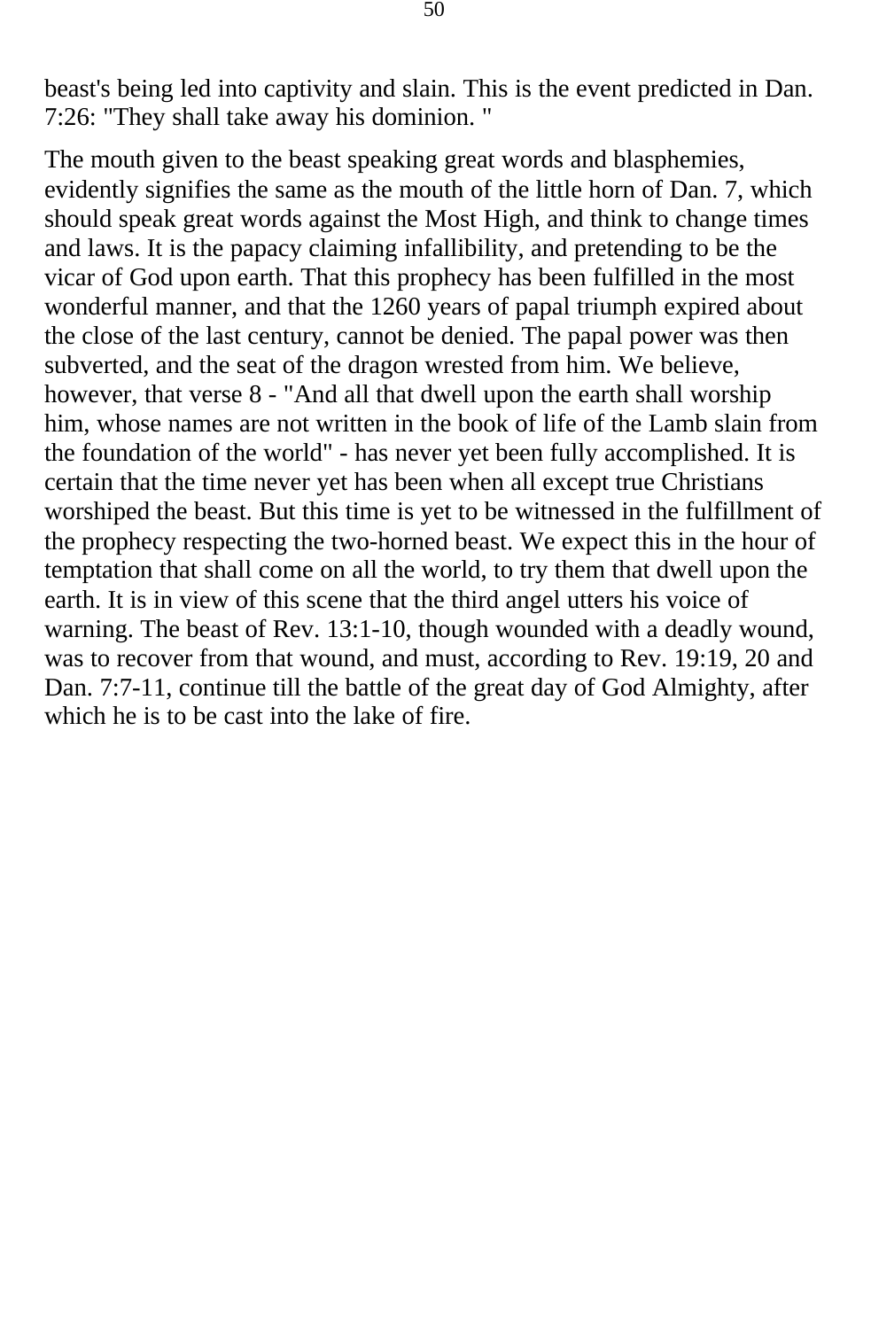beast's being led into captivity and slain. This is the event predicted in Dan. 7:26: "They shall take away his dominion. "

The mouth given to the beast speaking great words and blasphemies, evidently signifies the same as the mouth of the little horn of Dan. 7, which should speak great words against the Most High, and think to change times and laws. It is the papacy claiming infallibility, and pretending to be the vicar of God upon earth. That this prophecy has been fulfilled in the most wonderful manner, and that the 1260 years of papal triumph expired about the close of the last century, cannot be denied. The papal power was then subverted, and the seat of the dragon wrested from him. We believe, however, that verse 8 - "And all that dwell upon the earth shall worship him, whose names are not written in the book of life of the Lamb slain from the foundation of the world" - has never yet been fully accomplished. It is certain that the time never yet has been when all except true Christians worshiped the beast. But this time is yet to be witnessed in the fulfillment of the prophecy respecting the two-horned beast. We expect this in the hour of temptation that shall come on all the world, to try them that dwell upon the earth. It is in view of this scene that the third angel utters his voice of warning. The beast of Rev. 13:1-10, though wounded with a deadly wound, was to recover from that wound, and must, according to Rev. 19:19, 20 and Dan. 7:7-11, continue till the battle of the great day of God Almighty, after which he is to be cast into the lake of fire.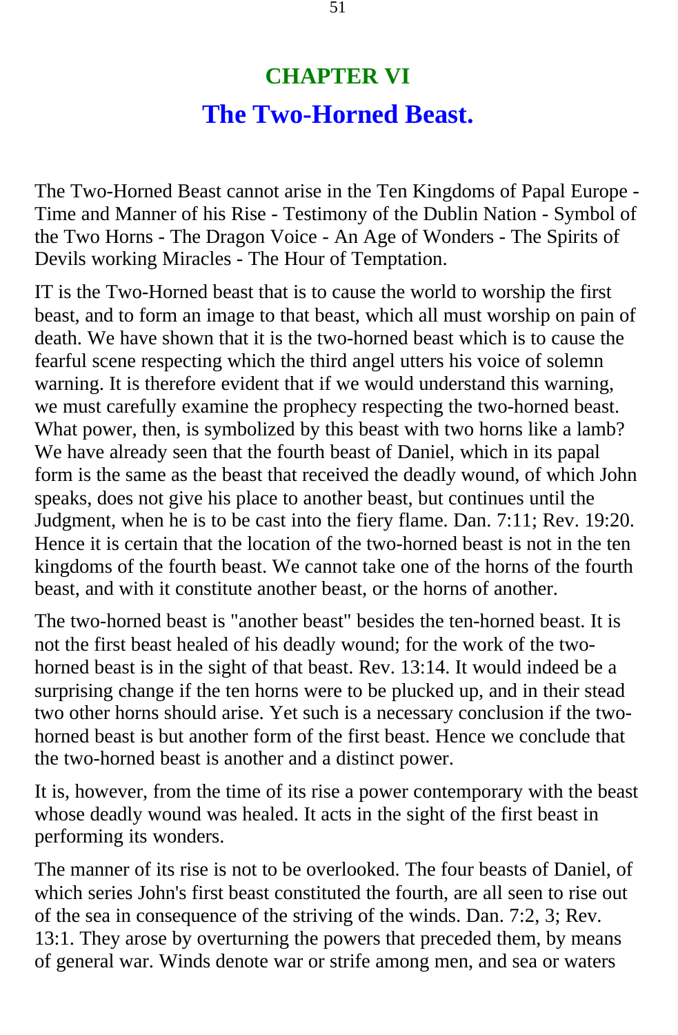# CHAPTER VI

## The Two-Horned Beast.

The Two-Horned Beast cannot arise in the Ten Kingdoms of Papal Europe - Time and Manner of his Rise - Testimony of the Dublin Nation - Symbol of the Two Horns - The Dragon Voice - An Age of Wonders - The Spirits of Devils working Miracles - The Hour of Temptation.

IT is the Two-Horned beast that is to cause the world to worship the first beast, and to form an image to that beast, which all must worship on pain of death. We have shown that it is the two-horned beast which is to cause the fearful scene respecting which the third angel utters his voice of solemn warning. It is therefore evident that if we would understand this warning, we must carefully examine the prophecy respecting the two-horned beast. What power, then, is symbolized by this beast with two horns like a lamb? We have already seen that the fourth beast of Daniel, which in its papal form is the same as the beast that received the deadly wound, of which John speaks, does not give his place to another beast, but continues until the Judgment, when he is to be cast into the fiery flame. Dan. 7:11; Rev. 19:20. Hence it is certain that the location of the two-horned beast is not in the ten kingdoms of the fourth beast. We cannot take one of the horns of the fourth beast, and with it constitute another beast, or the horns of another.

The two-horned beast is "another beast" besides the ten-horned beast. It is not the first beast healed of his deadly wound; for the work of the two-horned beast is in the sight of that beast. Rev. 13:14. It would indeed be a surprising change if the ten horns were to be plucked up, and in their stead two other horns should arise. Yet such is a necessary conclusion if the two-horned beast is but another form of the first beast. Hence we conclude that the two-horned beast is another and a distinct power.

It is, however, from the time of its rise a power contemporary with the beast whose deadly wound was healed. It acts in the sight of the first beast in performing its wonders.

The manner of its rise is not to be overlooked. The four beasts of Daniel, of which series John's first beast constituted the fourth, are all seen to rise out of the sea in consequence of the striving of the winds. Dan. 7:2, 3; Rev. 13:1. They arose by overturning the powers that preceded them, by means of general war. Winds denote war or strife among men, and sea or waters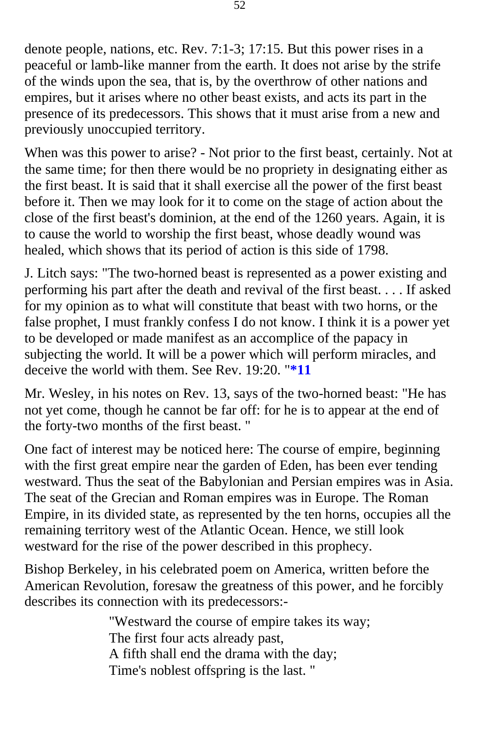denote people, nations, etc. Rev. 7:1-3; 17:15. But this power rises in a peaceful or lamb-like manner from the earth. It does not arise by the strife of the winds upon the sea, that is, by the overthrow of other nations and empires, but it arises where no other beast exists, and acts its part in the presence of its predecessors. This shows that it must arise from a new and previously unoccupied territory.

When was this power to arise? - Not prior to the first beast, certainly. Not at the same time; for then there would be no propriety in designating either as the first beast. It is said that it shall exercise all the power of the first beast before it. Then we may look for it to come on the stage of action about the close of the first beast's dominion, at the end of the 1260 years. Again, it is to cause the world to worship the first beast, whose deadly wound was healed, which shows that its period of action is this side of 1798.

J. Litch says: "The two-horned beast is represented as a power existing and performing his part after the death and revival of the first beast. . . . If asked for my opinion as to what will constitute that beast with two horns, or the false prophet, I must frankly confess I do not know. I think it is a power yet to be developed or made manifest as an accomplice of the papacy in subjecting the world. It will be a power which will perform miracles, and deceive the world with them. See Rev. 19:20. "**\*11**

Mr. Wesley, in his notes on Rev. 13, says of the two-horned beast: "He has not yet come, though he cannot be far off: for he is to appear at the end of the forty-two months of the first beast. "

One fact of interest may be noticed here: The course of empire, beginning with the first great empire near the garden of Eden, has been ever tending westward. Thus the seat of the Babylonian and Persian empires was in Asia. The seat of the Grecian and Roman empires was in Europe. The Roman Empire, in its divided state, as represented by the ten horns, occupies all the remaining territory west of the Atlantic Ocean. Hence, we still look westward for the rise of the power described in this prophecy.

Bishop Berkeley, in his celebrated poem on America, written before the American Revolution, foresaw the greatness of this power, and he forcibly describes its connection with its predecessors:-

> "Westward the course of empire takes its way;
> The first four acts already past,
> A fifth shall end the drama with the day;
> Time's noblest offspring is the last. "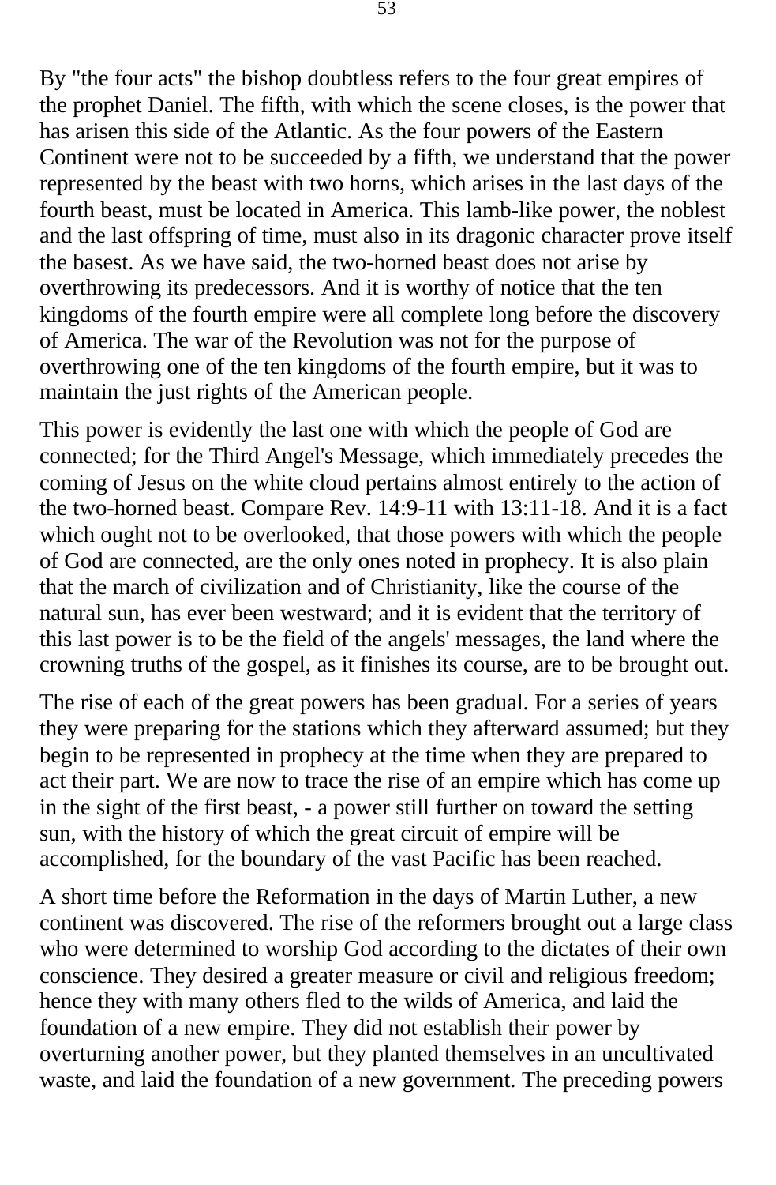By "the four acts" the bishop doubtless refers to the four great empires of the prophet Daniel. The fifth, with which the scene closes, is the power that has arisen this side of the Atlantic. As the four powers of the Eastern Continent were not to be succeeded by a fifth, we understand that the power represented by the beast with two horns, which arises in the last days of the fourth beast, must be located in America. This lamb-like power, the noblest and the last offspring of time, must also in its dragonic character prove itself the basest. As we have said, the two-horned beast does not arise by overthrowing its predecessors. And it is worthy of notice that the ten kingdoms of the fourth empire were all complete long before the discovery of America. The war of the Revolution was not for the purpose of overthrowing one of the ten kingdoms of the fourth empire, but it was to maintain the just rights of the American people.

This power is evidently the last one with which the people of God are connected; for the Third Angel's Message, which immediately precedes the coming of Jesus on the white cloud pertains almost entirely to the action of the two-horned beast. Compare Rev. 14:9-11 with 13:11-18. And it is a fact which ought not to be overlooked, that those powers with which the people of God are connected, are the only ones noted in prophecy. It is also plain that the march of civilization and of Christianity, like the course of the natural sun, has ever been westward; and it is evident that the territory of this last power is to be the field of the angels' messages, the land where the crowning truths of the gospel, as it finishes its course, are to be brought out.

The rise of each of the great powers has been gradual. For a series of years they were preparing for the stations which they afterward assumed; but they begin to be represented in prophecy at the time when they are prepared to act their part. We are now to trace the rise of an empire which has come up in the sight of the first beast, - a power still further on toward the setting sun, with the history of which the great circuit of empire will be accomplished, for the boundary of the vast Pacific has been reached.

A short time before the Reformation in the days of Martin Luther, a new continent was discovered. The rise of the reformers brought out a large class who were determined to worship God according to the dictates of their own conscience. They desired a greater measure or civil and religious freedom; hence they with many others fled to the wilds of America, and laid the foundation of a new empire. They did not establish their power by overturning another power, but they planted themselves in an uncultivated waste, and laid the foundation of a new government. The preceding powers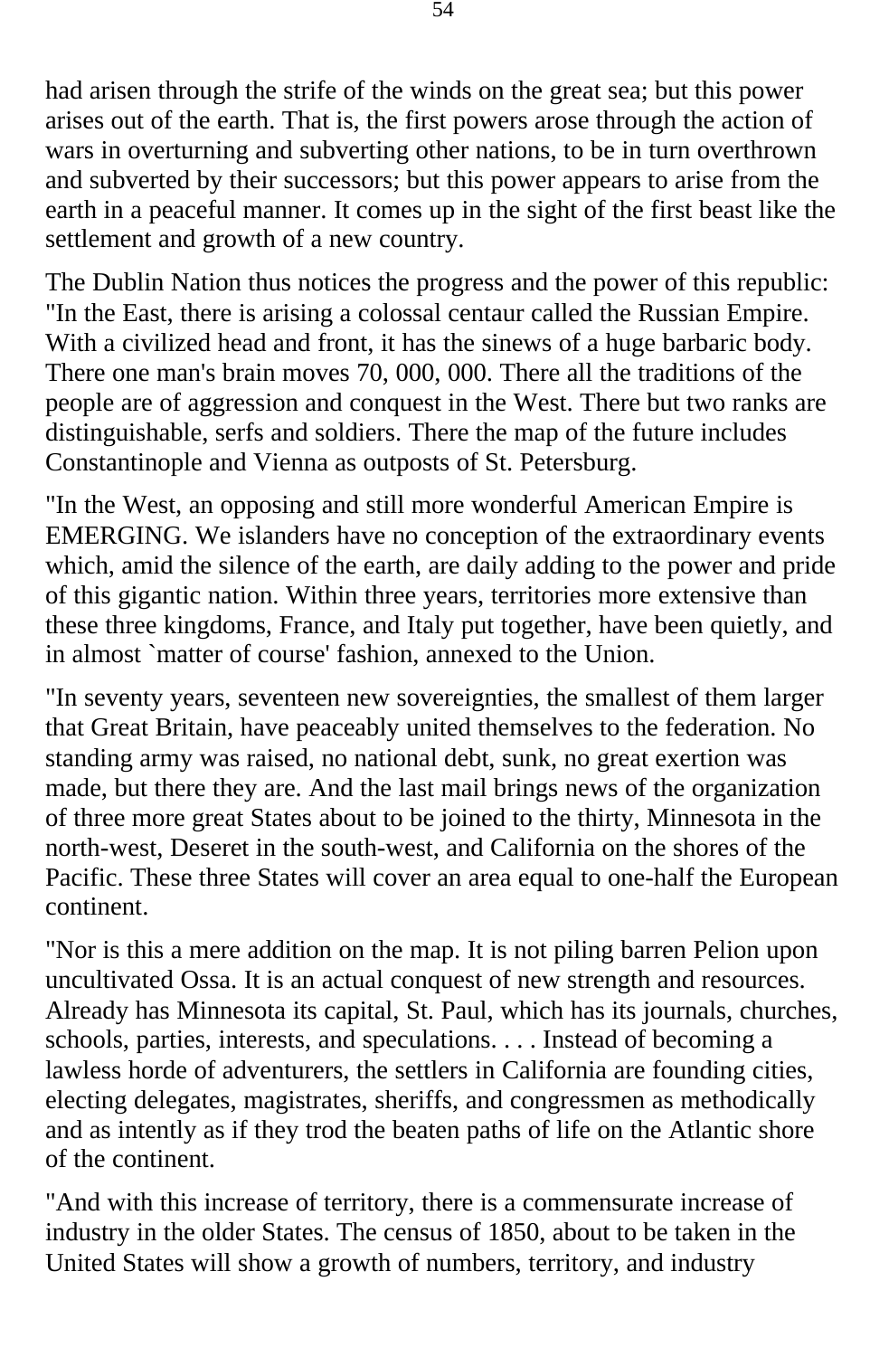had arisen through the strife of the winds on the great sea; but this power arises out of the earth. That is, the first powers arose through the action of wars in overturning and subverting other nations, to be in turn overthrown and subverted by their successors; but this power appears to arise from the earth in a peaceful manner. It comes up in the sight of the first beast like the settlement and growth of a new country.

The Dublin Nation thus notices the progress and the power of this republic: "In the East, there is arising a colossal centaur called the Russian Empire. With a civilized head and front, it has the sinews of a huge barbaric body. There one man's brain moves 70, 000, 000. There all the traditions of the people are of aggression and conquest in the West. There but two ranks are distinguishable, serfs and soldiers. There the map of the future includes Constantinople and Vienna as outposts of St. Petersburg.

"In the West, an opposing and still more wonderful American Empire is EMERGING. We islanders have no conception of the extraordinary events which, amid the silence of the earth, are daily adding to the power and pride of this gigantic nation. Within three years, territories more extensive than these three kingdoms, France, and Italy put together, have been quietly, and in almost `matter of course' fashion, annexed to the Union.

"In seventy years, seventeen new sovereignties, the smallest of them larger that Great Britain, have peaceably united themselves to the federation. No standing army was raised, no national debt, sunk, no great exertion was made, but there they are. And the last mail brings news of the organization of three more great States about to be joined to the thirty, Minnesota in the north-west, Deseret in the south-west, and California on the shores of the Pacific. These three States will cover an area equal to one-half the European continent.

"Nor is this a mere addition on the map. It is not piling barren Pelion upon uncultivated Ossa. It is an actual conquest of new strength and resources. Already has Minnesota its capital, St. Paul, which has its journals, churches, schools, parties, interests, and speculations. . . . Instead of becoming a lawless horde of adventurers, the settlers in California are founding cities, electing delegates, magistrates, sheriffs, and congressmen as methodically and as intently as if they trod the beaten paths of life on the Atlantic shore of the continent.

"And with this increase of territory, there is a commensurate increase of industry in the older States. The census of 1850, about to be taken in the United States will show a growth of numbers, territory, and industry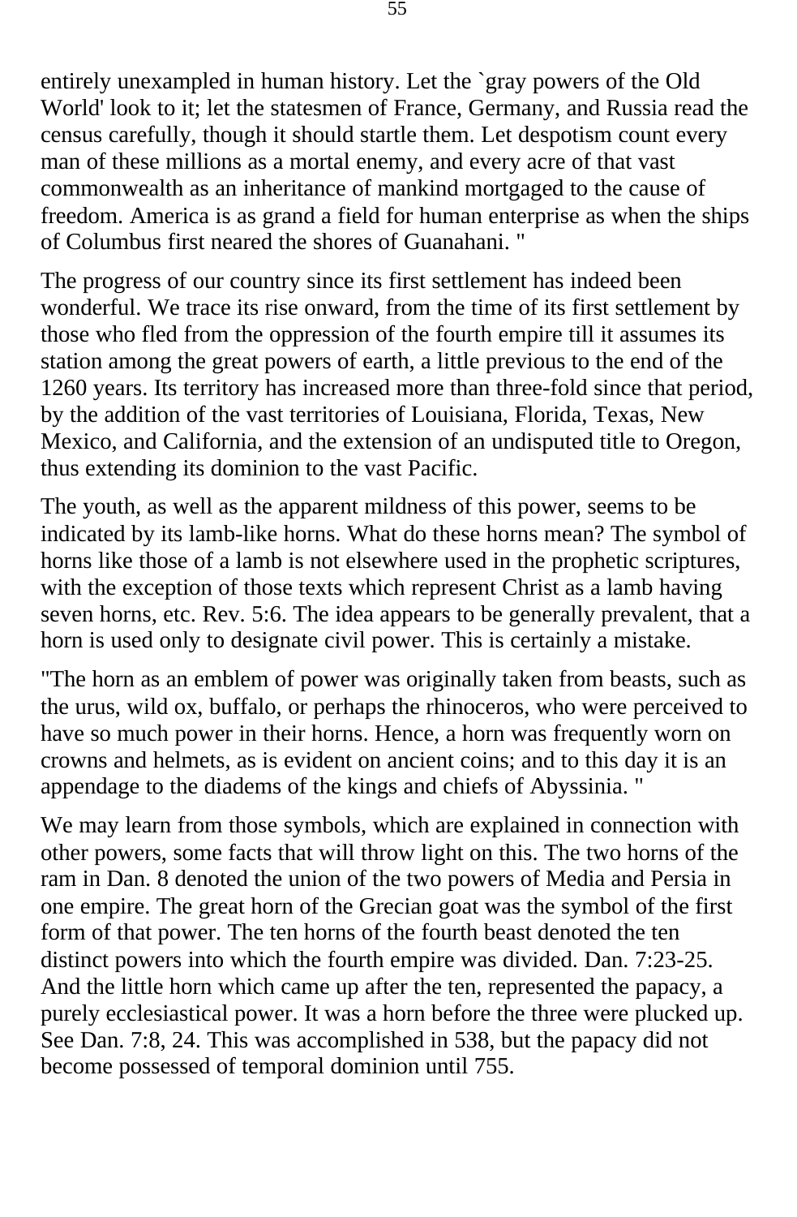entirely unexampled in human history. Let the `gray powers of the Old World' look to it; let the statesmen of France, Germany, and Russia read the census carefully, though it should startle them. Let despotism count every man of these millions as a mortal enemy, and every acre of that vast commonwealth as an inheritance of mankind mortgaged to the cause of freedom. America is as grand a field for human enterprise as when the ships of Columbus first neared the shores of Guanahani. "

The progress of our country since its first settlement has indeed been wonderful. We trace its rise onward, from the time of its first settlement by those who fled from the oppression of the fourth empire till it assumes its station among the great powers of earth, a little previous to the end of the 1260 years. Its territory has increased more than three-fold since that period, by the addition of the vast territories of Louisiana, Florida, Texas, New Mexico, and California, and the extension of an undisputed title to Oregon, thus extending its dominion to the vast Pacific.

The youth, as well as the apparent mildness of this power, seems to be indicated by its lamb-like horns. What do these horns mean? The symbol of horns like those of a lamb is not elsewhere used in the prophetic scriptures, with the exception of those texts which represent Christ as a lamb having seven horns, etc. Rev. 5:6. The idea appears to be generally prevalent, that a horn is used only to designate civil power. This is certainly a mistake.

"The horn as an emblem of power was originally taken from beasts, such as the urus, wild ox, buffalo, or perhaps the rhinoceros, who were perceived to have so much power in their horns. Hence, a horn was frequently worn on crowns and helmets, as is evident on ancient coins; and to this day it is an appendage to the diadems of the kings and chiefs of Abyssinia. "

We may learn from those symbols, which are explained in connection with other powers, some facts that will throw light on this. The two horns of the ram in Dan. 8 denoted the union of the two powers of Media and Persia in one empire. The great horn of the Grecian goat was the symbol of the first form of that power. The ten horns of the fourth beast denoted the ten distinct powers into which the fourth empire was divided. Dan. 7:23-25. And the little horn which came up after the ten, represented the papacy, a purely ecclesiastical power. It was a horn before the three were plucked up. See Dan. 7:8, 24. This was accomplished in 538, but the papacy did not become possessed of temporal dominion until 755.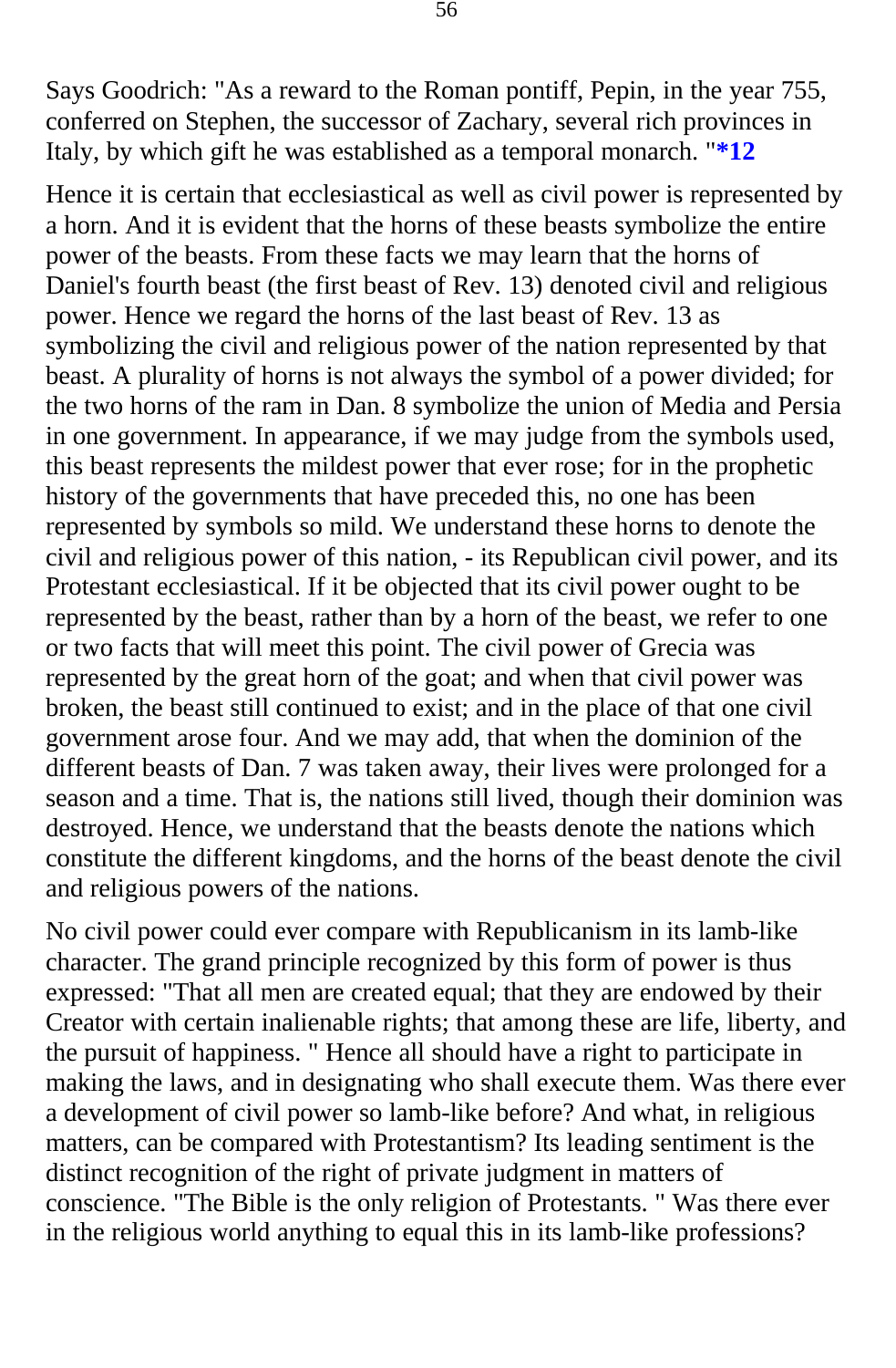Says Goodrich: "As a reward to the Roman pontiff, Pepin, in the year 755, conferred on Stephen, the successor of Zachary, several rich provinces in Italy, by which gift he was established as a temporal monarch. "**\*12**

Hence it is certain that ecclesiastical as well as civil power is represented by a horn. And it is evident that the horns of these beasts symbolize the entire power of the beasts. From these facts we may learn that the horns of Daniel's fourth beast (the first beast of Rev. 13) denoted civil and religious power. Hence we regard the horns of the last beast of Rev. 13 as symbolizing the civil and religious power of the nation represented by that beast. A plurality of horns is not always the symbol of a power divided; for the two horns of the ram in Dan. 8 symbolize the union of Media and Persia in one government. In appearance, if we may judge from the symbols used, this beast represents the mildest power that ever rose; for in the prophetic history of the governments that have preceded this, no one has been represented by symbols so mild. We understand these horns to denote the civil and religious power of this nation, - its Republican civil power, and its Protestant ecclesiastical. If it be objected that its civil power ought to be represented by the beast, rather than by a horn of the beast, we refer to one or two facts that will meet this point. The civil power of Grecia was represented by the great horn of the goat; and when that civil power was broken, the beast still continued to exist; and in the place of that one civil government arose four. And we may add, that when the dominion of the different beasts of Dan. 7 was taken away, their lives were prolonged for a season and a time. That is, the nations still lived, though their dominion was destroyed. Hence, we understand that the beasts denote the nations which constitute the different kingdoms, and the horns of the beast denote the civil and religious powers of the nations.

No civil power could ever compare with Republicanism in its lamb-like character. The grand principle recognized by this form of power is thus expressed: "That all men are created equal; that they are endowed by their Creator with certain inalienable rights; that among these are life, liberty, and the pursuit of happiness. " Hence all should have a right to participate in making the laws, and in designating who shall execute them. Was there ever a development of civil power so lamb-like before? And what, in religious matters, can be compared with Protestantism? Its leading sentiment is the distinct recognition of the right of private judgment in matters of conscience. "The Bible is the only religion of Protestants. " Was there ever in the religious world anything to equal this in its lamb-like professions?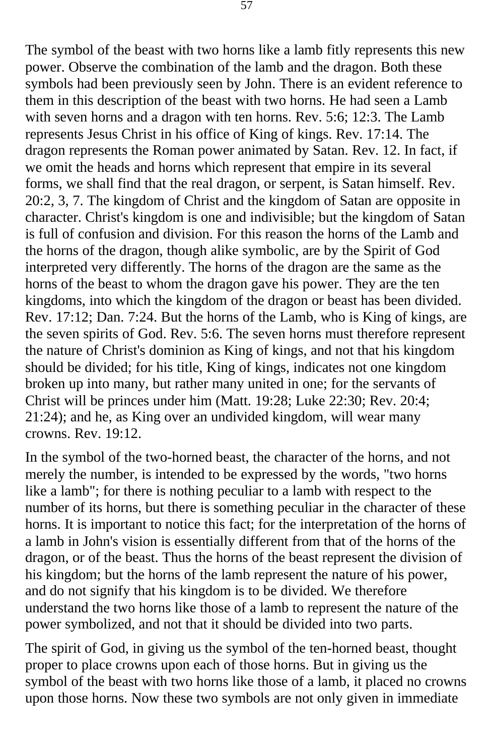The symbol of the beast with two horns like a lamb fitly represents this new power. Observe the combination of the lamb and the dragon. Both these symbols had been previously seen by John. There is an evident reference to them in this description of the beast with two horns. He had seen a Lamb with seven horns and a dragon with ten horns. Rev. 5:6; 12:3. The Lamb represents Jesus Christ in his office of King of kings. Rev. 17:14. The dragon represents the Roman power animated by Satan. Rev. 12. In fact, if we omit the heads and horns which represent that empire in its several forms, we shall find that the real dragon, or serpent, is Satan himself. Rev. 20:2, 3, 7. The kingdom of Christ and the kingdom of Satan are opposite in character. Christ's kingdom is one and indivisible; but the kingdom of Satan is full of confusion and division. For this reason the horns of the Lamb and the horns of the dragon, though alike symbolic, are by the Spirit of God interpreted very differently. The horns of the dragon are the same as the horns of the beast to whom the dragon gave his power. They are the ten kingdoms, into which the kingdom of the dragon or beast has been divided. Rev. 17:12; Dan. 7:24. But the horns of the Lamb, who is King of kings, are the seven spirits of God. Rev. 5:6. The seven horns must therefore represent the nature of Christ's dominion as King of kings, and not that his kingdom should be divided; for his title, King of kings, indicates not one kingdom broken up into many, but rather many united in one; for the servants of Christ will be princes under him (Matt. 19:28; Luke 22:30; Rev. 20:4; 21:24); and he, as King over an undivided kingdom, will wear many crowns. Rev. 19:12.

In the symbol of the two-horned beast, the character of the horns, and not merely the number, is intended to be expressed by the words, "two horns like a lamb"; for there is nothing peculiar to a lamb with respect to the number of its horns, but there is something peculiar in the character of these horns. It is important to notice this fact; for the interpretation of the horns of a lamb in John's vision is essentially different from that of the horns of the dragon, or of the beast. Thus the horns of the beast represent the division of his kingdom; but the horns of the lamb represent the nature of his power, and do not signify that his kingdom is to be divided. We therefore understand the two horns like those of a lamb to represent the nature of the power symbolized, and not that it should be divided into two parts.

The spirit of God, in giving us the symbol of the ten-horned beast, thought proper to place crowns upon each of those horns. But in giving us the symbol of the beast with two horns like those of a lamb, it placed no crowns upon those horns. Now these two symbols are not only given in immediate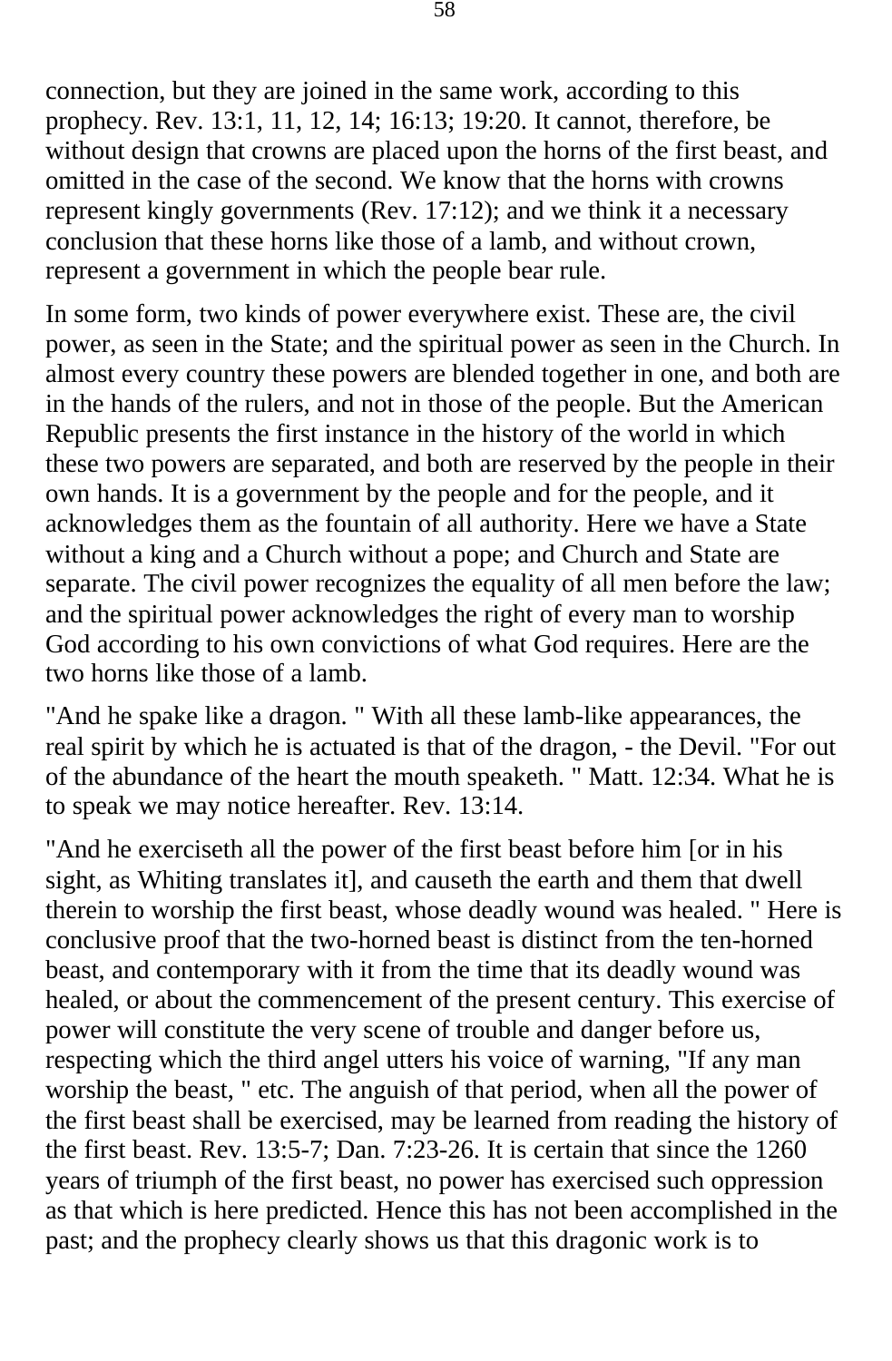connection, but they are joined in the same work, according to this prophecy. Rev. 13:1, 11, 12, 14; 16:13; 19:20. It cannot, therefore, be without design that crowns are placed upon the horns of the first beast, and omitted in the case of the second. We know that the horns with crowns represent kingly governments (Rev. 17:12); and we think it a necessary conclusion that these horns like those of a lamb, and without crown, represent a government in which the people bear rule.

In some form, two kinds of power everywhere exist. These are, the civil power, as seen in the State; and the spiritual power as seen in the Church. In almost every country these powers are blended together in one, and both are in the hands of the rulers, and not in those of the people. But the American Republic presents the first instance in the history of the world in which these two powers are separated, and both are reserved by the people in their own hands. It is a government by the people and for the people, and it acknowledges them as the fountain of all authority. Here we have a State without a king and a Church without a pope; and Church and State are separate. The civil power recognizes the equality of all men before the law; and the spiritual power acknowledges the right of every man to worship God according to his own convictions of what God requires. Here are the two horns like those of a lamb.

"And he spake like a dragon. " With all these lamb-like appearances, the real spirit by which he is actuated is that of the dragon, - the Devil. "For out of the abundance of the heart the mouth speaketh. " Matt. 12:34. What he is to speak we may notice hereafter. Rev. 13:14.

"And he exerciseth all the power of the first beast before him [or in his sight, as Whiting translates it], and causeth the earth and them that dwell therein to worship the first beast, whose deadly wound was healed. " Here is conclusive proof that the two-horned beast is distinct from the ten-horned beast, and contemporary with it from the time that its deadly wound was healed, or about the commencement of the present century. This exercise of power will constitute the very scene of trouble and danger before us, respecting which the third angel utters his voice of warning, "If any man worship the beast, " etc. The anguish of that period, when all the power of the first beast shall be exercised, may be learned from reading the history of the first beast. Rev. 13:5-7; Dan. 7:23-26. It is certain that since the 1260 years of triumph of the first beast, no power has exercised such oppression as that which is here predicted. Hence this has not been accomplished in the past; and the prophecy clearly shows us that this dragonic work is to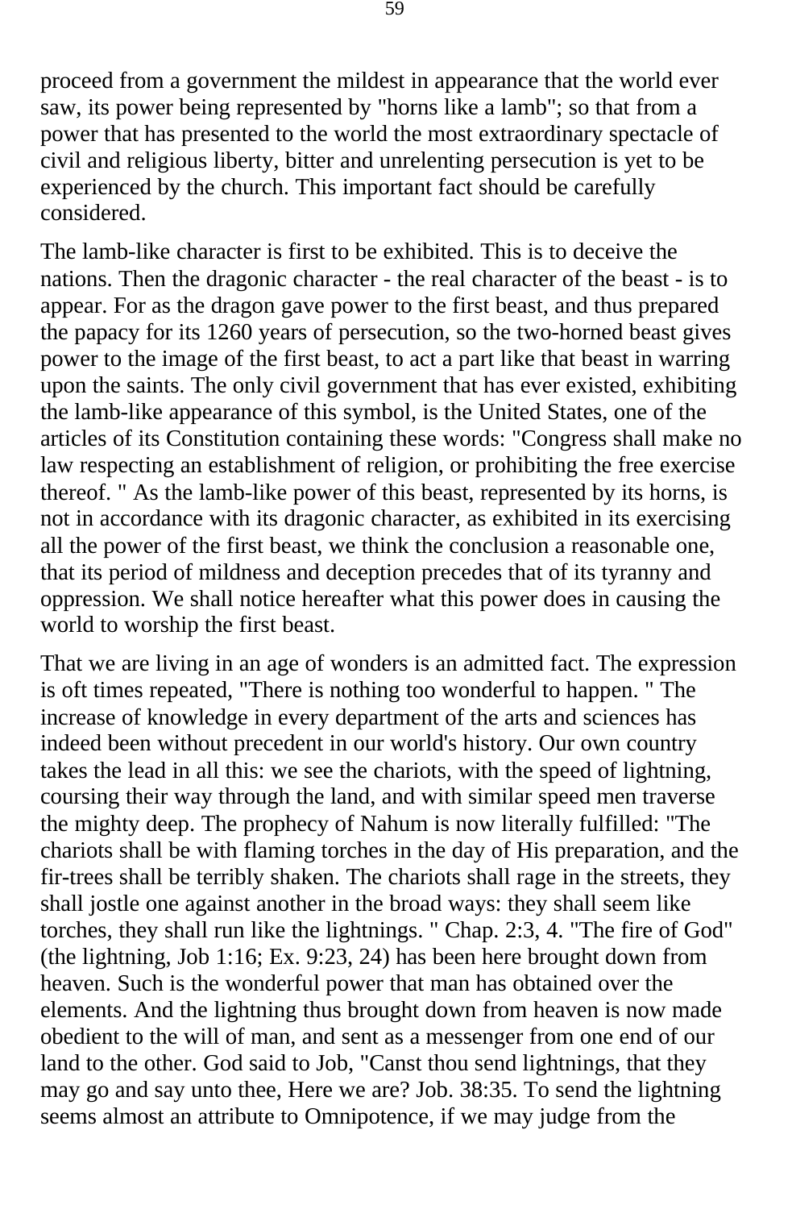proceed from a government the mildest in appearance that the world ever saw, its power being represented by "horns like a lamb"; so that from a power that has presented to the world the most extraordinary spectacle of civil and religious liberty, bitter and unrelenting persecution is yet to be experienced by the church. This important fact should be carefully considered.

The lamb-like character is first to be exhibited. This is to deceive the nations. Then the dragonic character - the real character of the beast - is to appear. For as the dragon gave power to the first beast, and thus prepared the papacy for its 1260 years of persecution, so the two-horned beast gives power to the image of the first beast, to act a part like that beast in warring upon the saints. The only civil government that has ever existed, exhibiting the lamb-like appearance of this symbol, is the United States, one of the articles of its Constitution containing these words: "Congress shall make no law respecting an establishment of religion, or prohibiting the free exercise thereof. " As the lamb-like power of this beast, represented by its horns, is not in accordance with its dragonic character, as exhibited in its exercising all the power of the first beast, we think the conclusion a reasonable one, that its period of mildness and deception precedes that of its tyranny and oppression. We shall notice hereafter what this power does in causing the world to worship the first beast.

That we are living in an age of wonders is an admitted fact. The expression is oft times repeated, "There is nothing too wonderful to happen. " The increase of knowledge in every department of the arts and sciences has indeed been without precedent in our world's history. Our own country takes the lead in all this: we see the chariots, with the speed of lightning, coursing their way through the land, and with similar speed men traverse the mighty deep. The prophecy of Nahum is now literally fulfilled: "The chariots shall be with flaming torches in the day of His preparation, and the fir-trees shall be terribly shaken. The chariots shall rage in the streets, they shall jostle one against another in the broad ways: they shall seem like torches, they shall run like the lightnings. " Chap. 2:3, 4. "The fire of God" (the lightning, Job 1:16; Ex. 9:23, 24) has been here brought down from heaven. Such is the wonderful power that man has obtained over the elements. And the lightning thus brought down from heaven is now made obedient to the will of man, and sent as a messenger from one end of our land to the other. God said to Job, "Canst thou send lightnings, that they may go and say unto thee, Here we are? Job. 38:35. To send the lightning seems almost an attribute to Omnipotence, if we may judge from the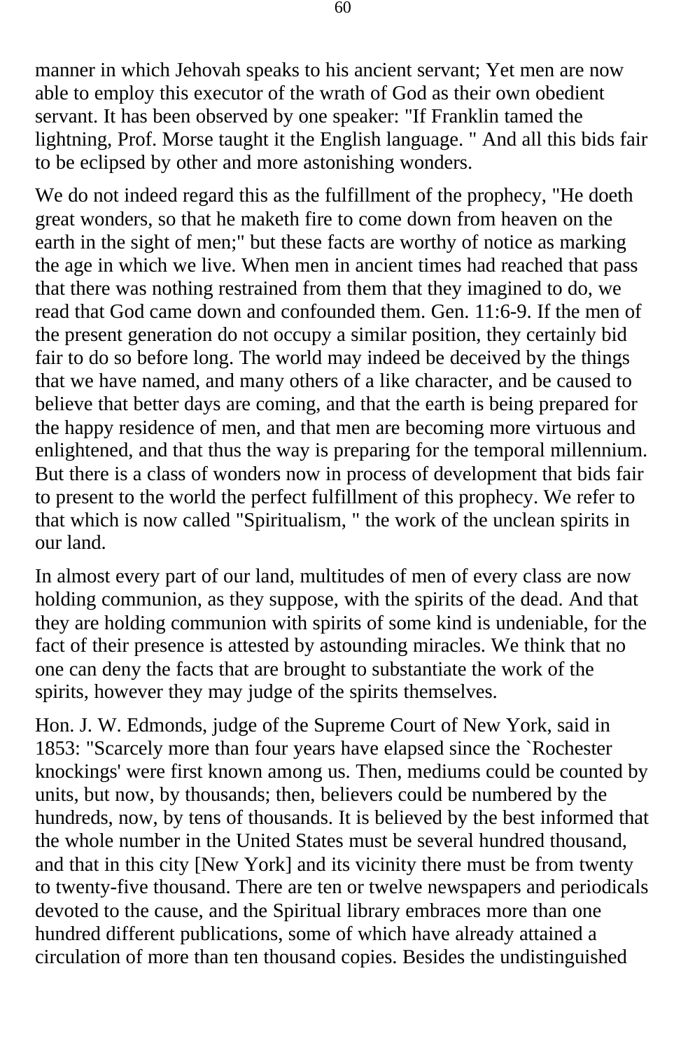manner in which Jehovah speaks to his ancient servant; Yet men are now able to employ this executor of the wrath of God as their own obedient servant. It has been observed by one speaker: "If Franklin tamed the lightning, Prof. Morse taught it the English language. " And all this bids fair to be eclipsed by other and more astonishing wonders.

We do not indeed regard this as the fulfillment of the prophecy, "He doeth great wonders, so that he maketh fire to come down from heaven on the earth in the sight of men;" but these facts are worthy of notice as marking the age in which we live. When men in ancient times had reached that pass that there was nothing restrained from them that they imagined to do, we read that God came down and confounded them. Gen. 11:6-9. If the men of the present generation do not occupy a similar position, they certainly bid fair to do so before long. The world may indeed be deceived by the things that we have named, and many others of a like character, and be caused to believe that better days are coming, and that the earth is being prepared for the happy residence of men, and that men are becoming more virtuous and enlightened, and that thus the way is preparing for the temporal millennium. But there is a class of wonders now in process of development that bids fair to present to the world the perfect fulfillment of this prophecy. We refer to that which is now called "Spiritualism, " the work of the unclean spirits in our land.

In almost every part of our land, multitudes of men of every class are now holding communion, as they suppose, with the spirits of the dead. And that they are holding communion with spirits of some kind is undeniable, for the fact of their presence is attested by astounding miracles. We think that no one can deny the facts that are brought to substantiate the work of the spirits, however they may judge of the spirits themselves.

Hon. J. W. Edmonds, judge of the Supreme Court of New York, said in 1853: "Scarcely more than four years have elapsed since the `Rochester knockings' were first known among us. Then, mediums could be counted by units, but now, by thousands; then, believers could be numbered by the hundreds, now, by tens of thousands. It is believed by the best informed that the whole number in the United States must be several hundred thousand, and that in this city [New York] and its vicinity there must be from twenty to twenty-five thousand. There are ten or twelve newspapers and periodicals devoted to the cause, and the Spiritual library embraces more than one hundred different publications, some of which have already attained a circulation of more than ten thousand copies. Besides the undistinguished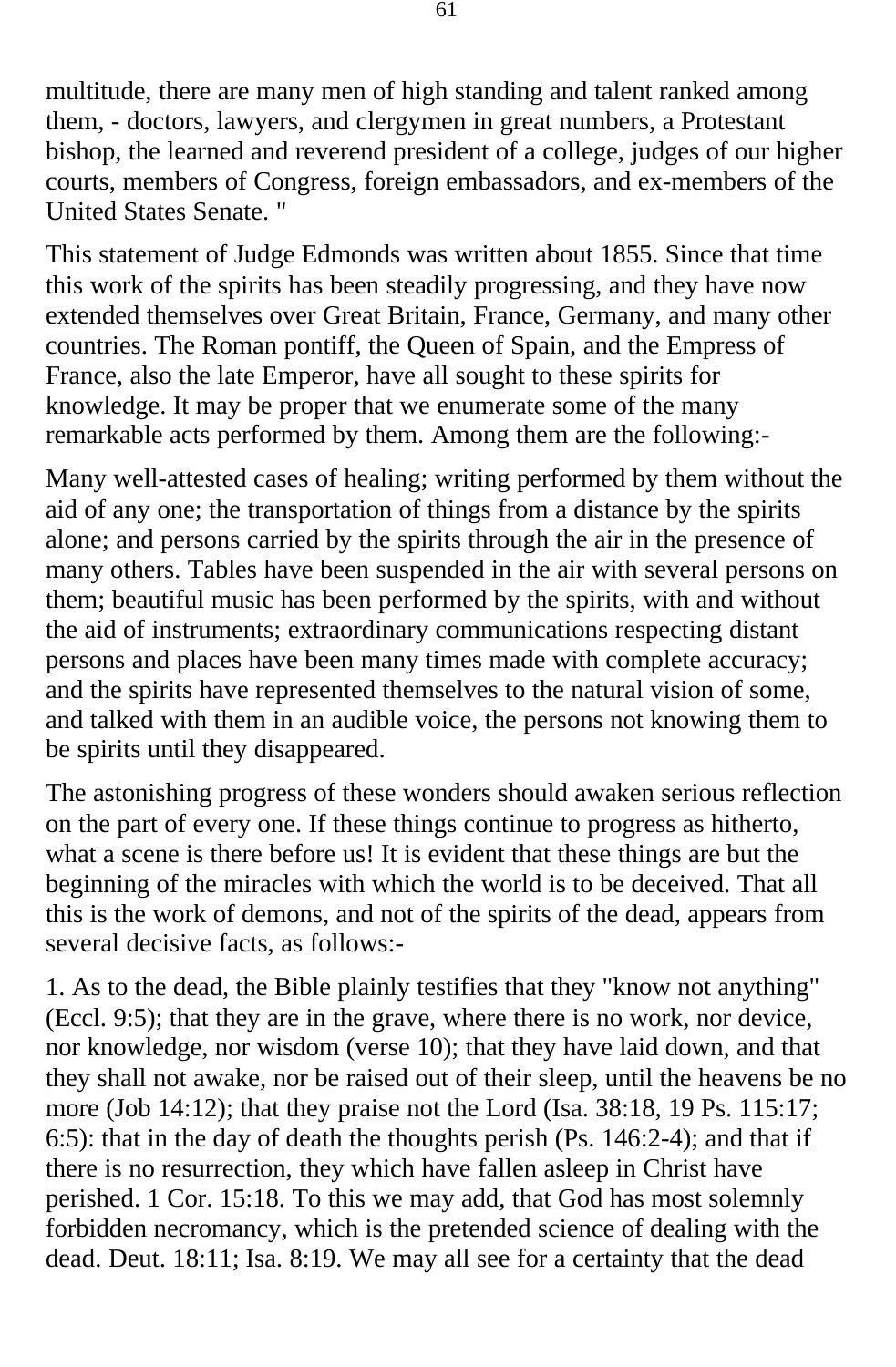multitude, there are many men of high standing and talent ranked among them, - doctors, lawyers, and clergymen in great numbers, a Protestant bishop, the learned and reverend president of a college, judges of our higher courts, members of Congress, foreign embassadors, and ex-members of the United States Senate. "

This statement of Judge Edmonds was written about 1855. Since that time this work of the spirits has been steadily progressing, and they have now extended themselves over Great Britain, France, Germany, and many other countries. The Roman pontiff, the Queen of Spain, and the Empress of France, also the late Emperor, have all sought to these spirits for knowledge. It may be proper that we enumerate some of the many remarkable acts performed by them. Among them are the following:-

Many well-attested cases of healing; writing performed by them without the aid of any one; the transportation of things from a distance by the spirits alone; and persons carried by the spirits through the air in the presence of many others. Tables have been suspended in the air with several persons on them; beautiful music has been performed by the spirits, with and without the aid of instruments; extraordinary communications respecting distant persons and places have been many times made with complete accuracy; and the spirits have represented themselves to the natural vision of some, and talked with them in an audible voice, the persons not knowing them to be spirits until they disappeared.

The astonishing progress of these wonders should awaken serious reflection on the part of every one. If these things continue to progress as hitherto, what a scene is there before us! It is evident that these things are but the beginning of the miracles with which the world is to be deceived. That all this is the work of demons, and not of the spirits of the dead, appears from several decisive facts, as follows:-

1. As to the dead, the Bible plainly testifies that they "know not anything" (Eccl. 9:5); that they are in the grave, where there is no work, nor device, nor knowledge, nor wisdom (verse 10); that they have laid down, and that they shall not awake, nor be raised out of their sleep, until the heavens be no more (Job 14:12); that they praise not the Lord (Isa. 38:18, 19 Ps. 115:17; 6:5): that in the day of death the thoughts perish (Ps. 146:2-4); and that if there is no resurrection, they which have fallen asleep in Christ have perished. 1 Cor. 15:18. To this we may add, that God has most solemnly forbidden necromancy, which is the pretended science of dealing with the dead. Deut. 18:11; Isa. 8:19. We may all see for a certainty that the dead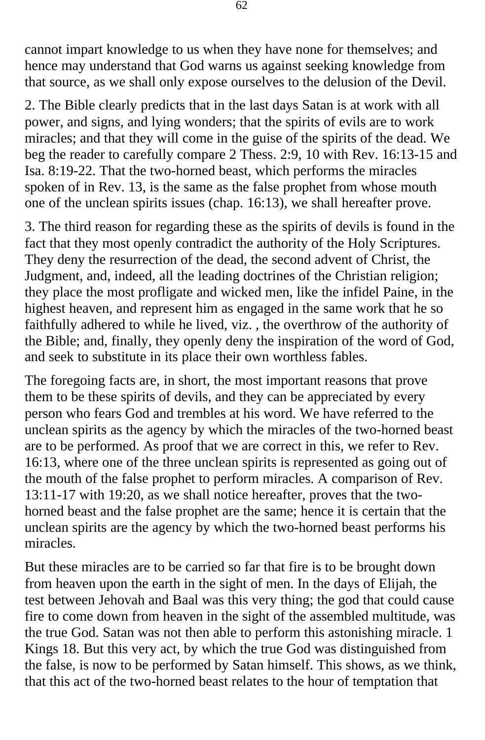cannot impart knowledge to us when they have none for themselves; and hence may understand that God warns us against seeking knowledge from that source, as we shall only expose ourselves to the delusion of the Devil.

2. The Bible clearly predicts that in the last days Satan is at work with all power, and signs, and lying wonders; that the spirits of evils are to work miracles; and that they will come in the guise of the spirits of the dead. We beg the reader to carefully compare 2 Thess. 2:9, 10 with Rev. 16:13-15 and Isa. 8:19-22. That the two-horned beast, which performs the miracles spoken of in Rev. 13, is the same as the false prophet from whose mouth one of the unclean spirits issues (chap. 16:13), we shall hereafter prove.

3. The third reason for regarding these as the spirits of devils is found in the fact that they most openly contradict the authority of the Holy Scriptures. They deny the resurrection of the dead, the second advent of Christ, the Judgment, and, indeed, all the leading doctrines of the Christian religion; they place the most profligate and wicked men, like the infidel Paine, in the highest heaven, and represent him as engaged in the same work that he so faithfully adhered to while he lived, viz. , the overthrow of the authority of the Bible; and, finally, they openly deny the inspiration of the word of God, and seek to substitute in its place their own worthless fables.

The foregoing facts are, in short, the most important reasons that prove them to be these spirits of devils, and they can be appreciated by every person who fears God and trembles at his word. We have referred to the unclean spirits as the agency by which the miracles of the two-horned beast are to be performed. As proof that we are correct in this, we refer to Rev. 16:13, where one of the three unclean spirits is represented as going out of the mouth of the false prophet to perform miracles. A comparison of Rev. 13:11-17 with 19:20, as we shall notice hereafter, proves that the two-horned beast and the false prophet are the same; hence it is certain that the unclean spirits are the agency by which the two-horned beast performs his miracles.

But these miracles are to be carried so far that fire is to be brought down from heaven upon the earth in the sight of men. In the days of Elijah, the test between Jehovah and Baal was this very thing; the god that could cause fire to come down from heaven in the sight of the assembled multitude, was the true God. Satan was not then able to perform this astonishing miracle. 1 Kings 18. But this very act, by which the true God was distinguished from the false, is now to be performed by Satan himself. This shows, as we think, that this act of the two-horned beast relates to the hour of temptation that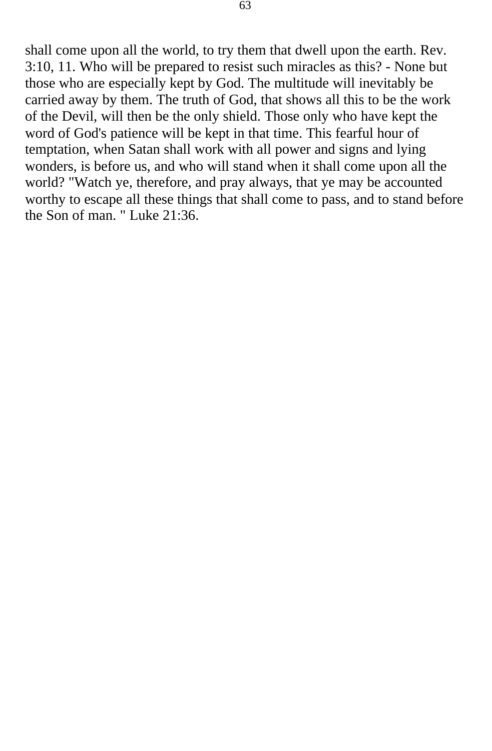shall come upon all the world, to try them that dwell upon the earth. Rev. 3:10, 11. Who will be prepared to resist such miracles as this? - None but those who are especially kept by God. The multitude will inevitably be carried away by them. The truth of God, that shows all this to be the work of the Devil, will then be the only shield. Those only who have kept the word of God's patience will be kept in that time. This fearful hour of temptation, when Satan shall work with all power and signs and lying wonders, is before us, and who will stand when it shall come upon all the world? "Watch ye, therefore, and pray always, that ye may be accounted worthy to escape all these things that shall come to pass, and to stand before the Son of man. " Luke 21:36.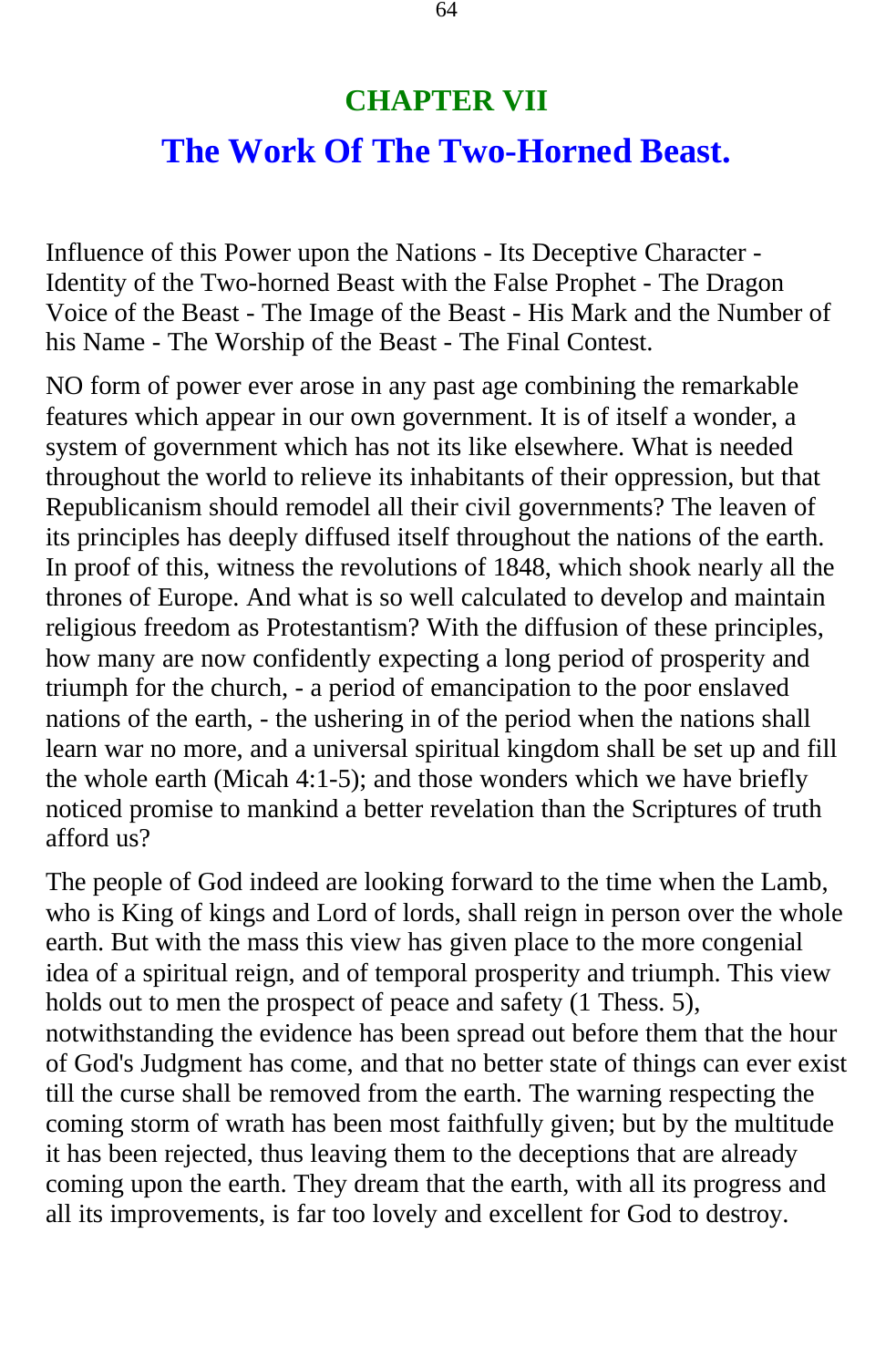## CHAPTER VII

# The Work Of The Two-Horned Beast.

Influence of this Power upon the Nations - Its Deceptive Character - Identity of the Two-horned Beast with the False Prophet - The Dragon Voice of the Beast - The Image of the Beast - His Mark and the Number of his Name - The Worship of the Beast - The Final Contest.

NO form of power ever arose in any past age combining the remarkable features which appear in our own government. It is of itself a wonder, a system of government which has not its like elsewhere. What is needed throughout the world to relieve its inhabitants of their oppression, but that Republicanism should remodel all their civil governments? The leaven of its principles has deeply diffused itself throughout the nations of the earth. In proof of this, witness the revolutions of 1848, which shook nearly all the thrones of Europe. And what is so well calculated to develop and maintain religious freedom as Protestantism? With the diffusion of these principles, how many are now confidently expecting a long period of prosperity and triumph for the church, - a period of emancipation to the poor enslaved nations of the earth, - the ushering in of the period when the nations shall learn war no more, and a universal spiritual kingdom shall be set up and fill the whole earth (Micah 4:1-5); and those wonders which we have briefly noticed promise to mankind a better revelation than the Scriptures of truth afford us?

The people of God indeed are looking forward to the time when the Lamb, who is King of kings and Lord of lords, shall reign in person over the whole earth. But with the mass this view has given place to the more congenial idea of a spiritual reign, and of temporal prosperity and triumph. This view holds out to men the prospect of peace and safety (1 Thess. 5), notwithstanding the evidence has been spread out before them that the hour of God's Judgment has come, and that no better state of things can ever exist till the curse shall be removed from the earth. The warning respecting the coming storm of wrath has been most faithfully given; but by the multitude it has been rejected, thus leaving them to the deceptions that are already coming upon the earth. They dream that the earth, with all its progress and all its improvements, is far too lovely and excellent for God to destroy.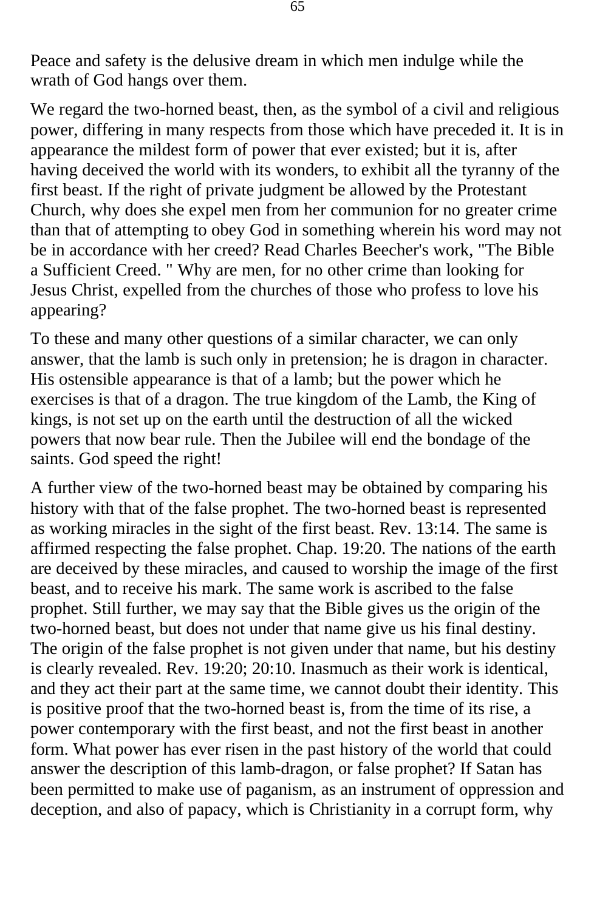Peace and safety is the delusive dream in which men indulge while the wrath of God hangs over them.

We regard the two-horned beast, then, as the symbol of a civil and religious power, differing in many respects from those which have preceded it. It is in appearance the mildest form of power that ever existed; but it is, after having deceived the world with its wonders, to exhibit all the tyranny of the first beast. If the right of private judgment be allowed by the Protestant Church, why does she expel men from her communion for no greater crime than that of attempting to obey God in something wherein his word may not be in accordance with her creed? Read Charles Beecher's work, "The Bible a Sufficient Creed. " Why are men, for no other crime than looking for Jesus Christ, expelled from the churches of those who profess to love his appearing?

To these and many other questions of a similar character, we can only answer, that the lamb is such only in pretension; he is dragon in character. His ostensible appearance is that of a lamb; but the power which he exercises is that of a dragon. The true kingdom of the Lamb, the King of kings, is not set up on the earth until the destruction of all the wicked powers that now bear rule. Then the Jubilee will end the bondage of the saints. God speed the right!

A further view of the two-horned beast may be obtained by comparing his history with that of the false prophet. The two-horned beast is represented as working miracles in the sight of the first beast. Rev. 13:14. The same is affirmed respecting the false prophet. Chap. 19:20. The nations of the earth are deceived by these miracles, and caused to worship the image of the first beast, and to receive his mark. The same work is ascribed to the false prophet. Still further, we may say that the Bible gives us the origin of the two-horned beast, but does not under that name give us his final destiny. The origin of the false prophet is not given under that name, but his destiny is clearly revealed. Rev. 19:20; 20:10. Inasmuch as their work is identical, and they act their part at the same time, we cannot doubt their identity. This is positive proof that the two-horned beast is, from the time of its rise, a power contemporary with the first beast, and not the first beast in another form. What power has ever risen in the past history of the world that could answer the description of this lamb-dragon, or false prophet? If Satan has been permitted to make use of paganism, as an instrument of oppression and deception, and also of papacy, which is Christianity in a corrupt form, why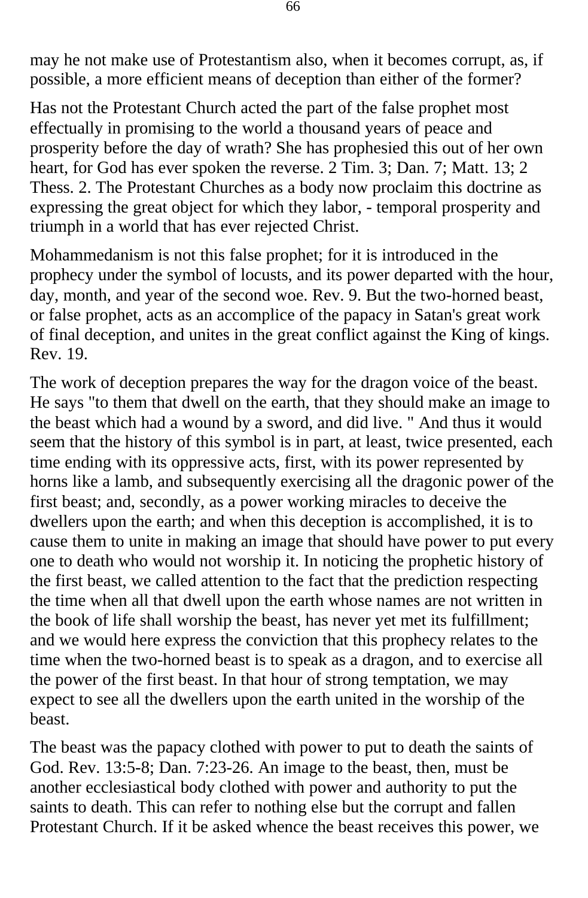may he not make use of Protestantism also, when it becomes corrupt, as, if possible, a more efficient means of deception than either of the former?

Has not the Protestant Church acted the part of the false prophet most effectually in promising to the world a thousand years of peace and prosperity before the day of wrath? She has prophesied this out of her own heart, for God has ever spoken the reverse. 2 Tim. 3; Dan. 7; Matt. 13; 2 Thess. 2. The Protestant Churches as a body now proclaim this doctrine as expressing the great object for which they labor, - temporal prosperity and triumph in a world that has ever rejected Christ.

Mohammedanism is not this false prophet; for it is introduced in the prophecy under the symbol of locusts, and its power departed with the hour, day, month, and year of the second woe. Rev. 9. But the two-horned beast, or false prophet, acts as an accomplice of the papacy in Satan's great work of final deception, and unites in the great conflict against the King of kings. Rev. 19.

The work of deception prepares the way for the dragon voice of the beast. He says "to them that dwell on the earth, that they should make an image to the beast which had a wound by a sword, and did live. " And thus it would seem that the history of this symbol is in part, at least, twice presented, each time ending with its oppressive acts, first, with its power represented by horns like a lamb, and subsequently exercising all the dragonic power of the first beast; and, secondly, as a power working miracles to deceive the dwellers upon the earth; and when this deception is accomplished, it is to cause them to unite in making an image that should have power to put every one to death who would not worship it. In noticing the prophetic history of the first beast, we called attention to the fact that the prediction respecting the time when all that dwell upon the earth whose names are not written in the book of life shall worship the beast, has never yet met its fulfillment; and we would here express the conviction that this prophecy relates to the time when the two-horned beast is to speak as a dragon, and to exercise all the power of the first beast. In that hour of strong temptation, we may expect to see all the dwellers upon the earth united in the worship of the beast.

The beast was the papacy clothed with power to put to death the saints of God. Rev. 13:5-8; Dan. 7:23-26. An image to the beast, then, must be another ecclesiastical body clothed with power and authority to put the saints to death. This can refer to nothing else but the corrupt and fallen Protestant Church. If it be asked whence the beast receives this power, we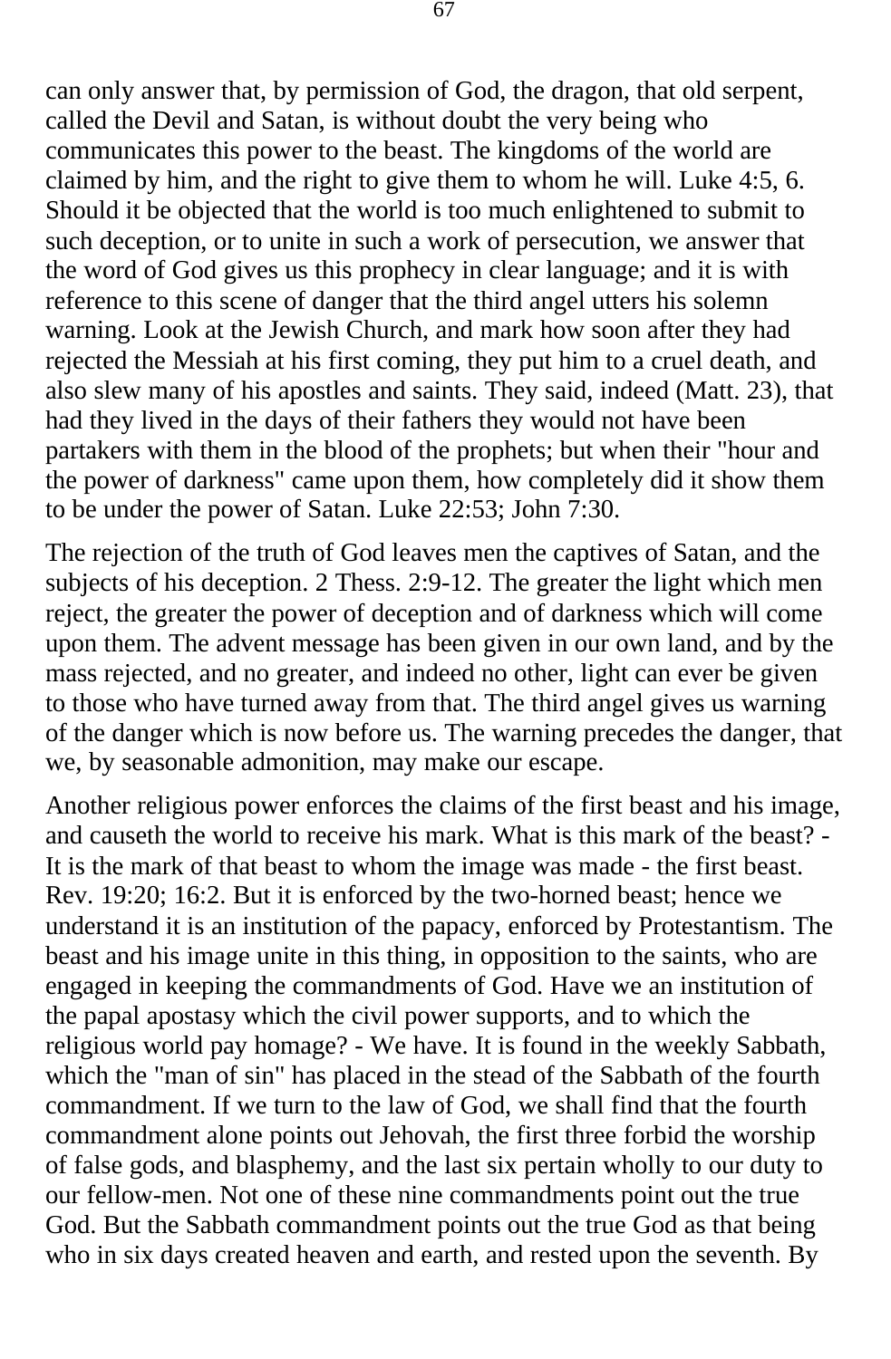can only answer that, by permission of God, the dragon, that old serpent, called the Devil and Satan, is without doubt the very being who communicates this power to the beast. The kingdoms of the world are claimed by him, and the right to give them to whom he will. Luke 4:5, 6. Should it be objected that the world is too much enlightened to submit to such deception, or to unite in such a work of persecution, we answer that the word of God gives us this prophecy in clear language; and it is with reference to this scene of danger that the third angel utters his solemn warning. Look at the Jewish Church, and mark how soon after they had rejected the Messiah at his first coming, they put him to a cruel death, and also slew many of his apostles and saints. They said, indeed (Matt. 23), that had they lived in the days of their fathers they would not have been partakers with them in the blood of the prophets; but when their "hour and the power of darkness" came upon them, how completely did it show them to be under the power of Satan. Luke 22:53; John 7:30.

The rejection of the truth of God leaves men the captives of Satan, and the subjects of his deception. 2 Thess. 2:9-12. The greater the light which men reject, the greater the power of deception and of darkness which will come upon them. The advent message has been given in our own land, and by the mass rejected, and no greater, and indeed no other, light can ever be given to those who have turned away from that. The third angel gives us warning of the danger which is now before us. The warning precedes the danger, that we, by seasonable admonition, may make our escape.

Another religious power enforces the claims of the first beast and his image, and causeth the world to receive his mark. What is this mark of the beast? - It is the mark of that beast to whom the image was made - the first beast. Rev. 19:20; 16:2. But it is enforced by the two-horned beast; hence we understand it is an institution of the papacy, enforced by Protestantism. The beast and his image unite in this thing, in opposition to the saints, who are engaged in keeping the commandments of God. Have we an institution of the papal apostasy which the civil power supports, and to which the religious world pay homage? - We have. It is found in the weekly Sabbath, which the "man of sin" has placed in the stead of the Sabbath of the fourth commandment. If we turn to the law of God, we shall find that the fourth commandment alone points out Jehovah, the first three forbid the worship of false gods, and blasphemy, and the last six pertain wholly to our duty to our fellow-men. Not one of these nine commandments point out the true God. But the Sabbath commandment points out the true God as that being who in six days created heaven and earth, and rested upon the seventh. By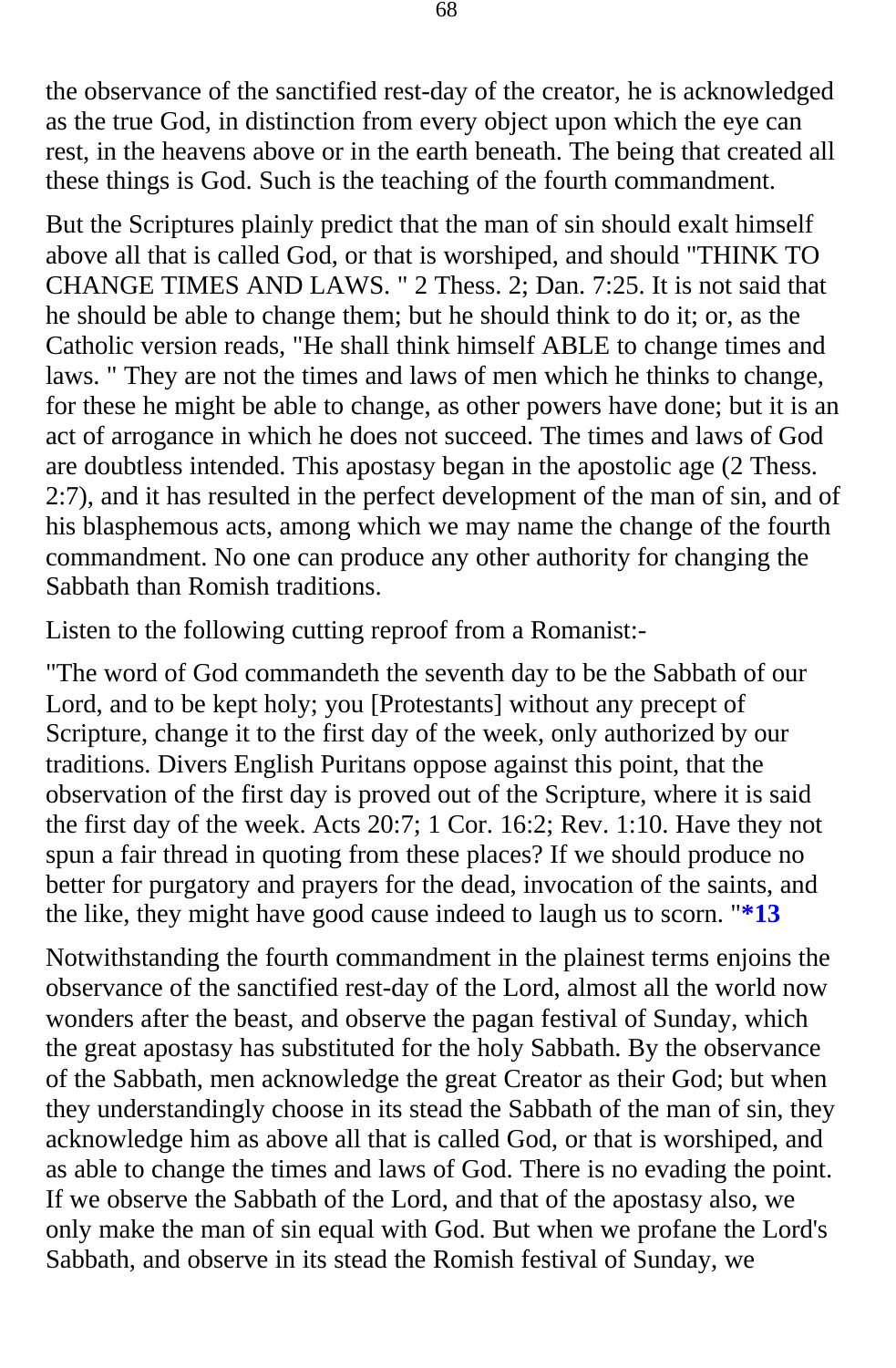the observance of the sanctified rest-day of the creator, he is acknowledged as the true God, in distinction from every object upon which the eye can rest, in the heavens above or in the earth beneath. The being that created all these things is God. Such is the teaching of the fourth commandment.

But the Scriptures plainly predict that the man of sin should exalt himself above all that is called God, or that is worshiped, and should "THINK TO CHANGE TIMES AND LAWS. " 2 Thess. 2; Dan. 7:25. It is not said that he should be able to change them; but he should think to do it; or, as the Catholic version reads, "He shall think himself ABLE to change times and laws. " They are not the times and laws of men which he thinks to change, for these he might be able to change, as other powers have done; but it is an act of arrogance in which he does not succeed. The times and laws of God are doubtless intended. This apostasy began in the apostolic age (2 Thess. 2:7), and it has resulted in the perfect development of the man of sin, and of his blasphemous acts, among which we may name the change of the fourth commandment. No one can produce any other authority for changing the Sabbath than Romish traditions.

Listen to the following cutting reproof from a Romanist:-

"The word of God commandeth the seventh day to be the Sabbath of our Lord, and to be kept holy; you [Protestants] without any precept of Scripture, change it to the first day of the week, only authorized by our traditions. Divers English Puritans oppose against this point, that the observation of the first day is proved out of the Scripture, where it is said the first day of the week. Acts 20:7; 1 Cor. 16:2; Rev. 1:10. Have they not spun a fair thread in quoting from these places? If we should produce no better for purgatory and prayers for the dead, invocation of the saints, and the like, they might have good cause indeed to laugh us to scorn. "**\*13**

Notwithstanding the fourth commandment in the plainest terms enjoins the observance of the sanctified rest-day of the Lord, almost all the world now wonders after the beast, and observe the pagan festival of Sunday, which the great apostasy has substituted for the holy Sabbath. By the observance of the Sabbath, men acknowledge the great Creator as their God; but when they understandingly choose in its stead the Sabbath of the man of sin, they acknowledge him as above all that is called God, or that is worshiped, and as able to change the times and laws of God. There is no evading the point. If we observe the Sabbath of the Lord, and that of the apostasy also, we only make the man of sin equal with God. But when we profane the Lord's Sabbath, and observe in its stead the Romish festival of Sunday, we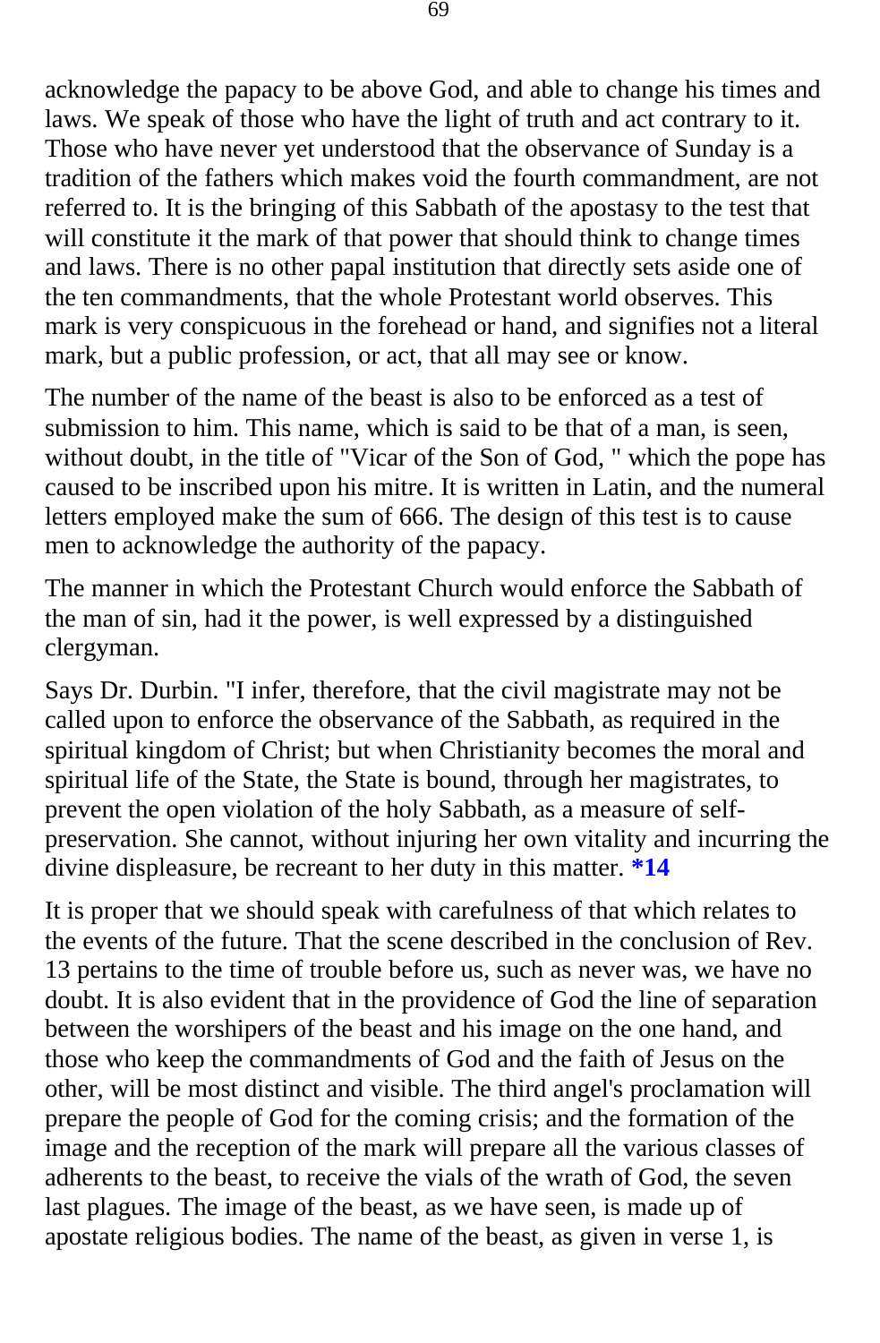acknowledge the papacy to be above God, and able to change his times and laws. We speak of those who have the light of truth and act contrary to it. Those who have never yet understood that the observance of Sunday is a tradition of the fathers which makes void the fourth commandment, are not referred to. It is the bringing of this Sabbath of the apostasy to the test that will constitute it the mark of that power that should think to change times and laws. There is no other papal institution that directly sets aside one of the ten commandments, that the whole Protestant world observes. This mark is very conspicuous in the forehead or hand, and signifies not a literal mark, but a public profession, or act, that all may see or know.

The number of the name of the beast is also to be enforced as a test of submission to him. This name, which is said to be that of a man, is seen, without doubt, in the title of "Vicar of the Son of God, " which the pope has caused to be inscribed upon his mitre. It is written in Latin, and the numeral letters employed make the sum of 666. The design of this test is to cause men to acknowledge the authority of the papacy.

The manner in which the Protestant Church would enforce the Sabbath of the man of sin, had it the power, is well expressed by a distinguished clergyman.

Says Dr. Durbin. "I infer, therefore, that the civil magistrate may not be called upon to enforce the observance of the Sabbath, as required in the spiritual kingdom of Christ; but when Christianity becomes the moral and spiritual life of the State, the State is bound, through her magistrates, to prevent the open violation of the holy Sabbath, as a measure of self-preservation. She cannot, without injuring her own vitality and incurring the divine displeasure, be recreant to her duty in this matter. **\*14**

It is proper that we should speak with carefulness of that which relates to the events of the future. That the scene described in the conclusion of Rev. 13 pertains to the time of trouble before us, such as never was, we have no doubt. It is also evident that in the providence of God the line of separation between the worshipers of the beast and his image on the one hand, and those who keep the commandments of God and the faith of Jesus on the other, will be most distinct and visible. The third angel's proclamation will prepare the people of God for the coming crisis; and the formation of the image and the reception of the mark will prepare all the various classes of adherents to the beast, to receive the vials of the wrath of God, the seven last plagues. The image of the beast, as we have seen, is made up of apostate religious bodies. The name of the beast, as given in verse 1, is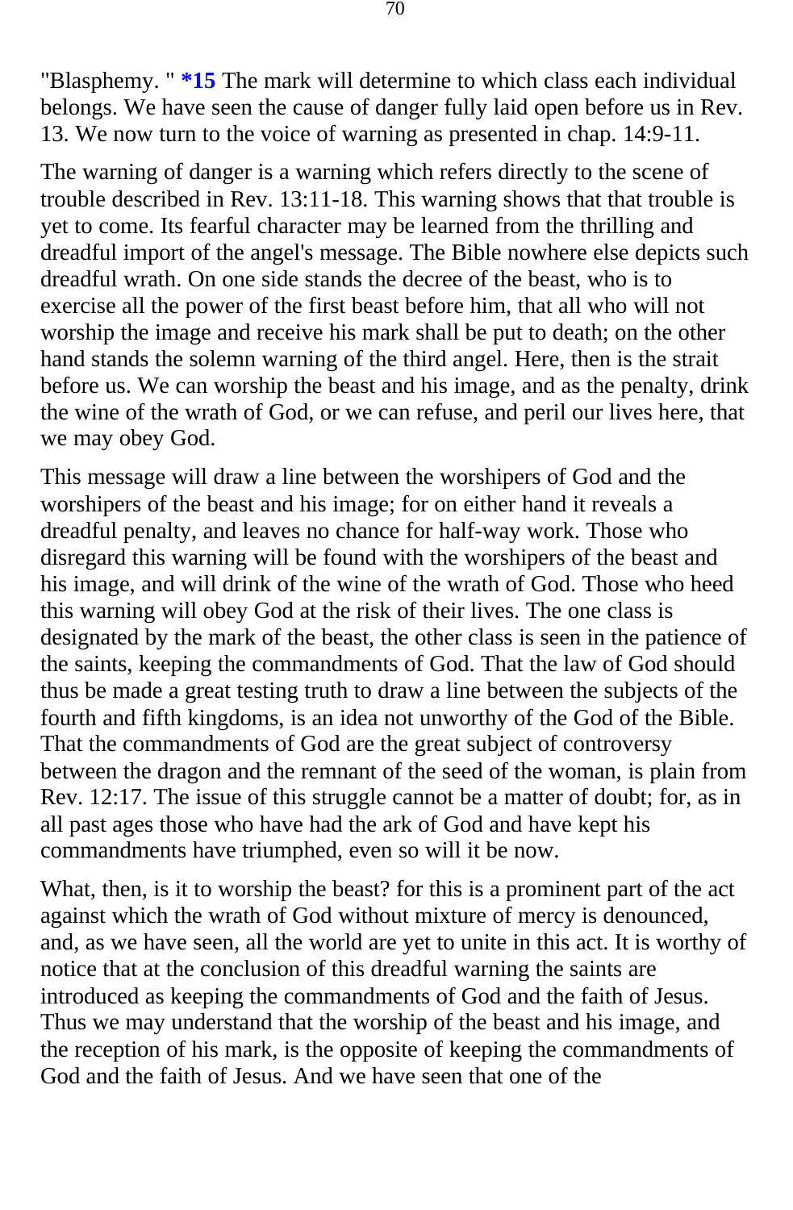"Blasphemy. " **\*15** The mark will determine to which class each individual belongs. We have seen the cause of danger fully laid open before us in Rev. 13. We now turn to the voice of warning as presented in chap. 14:9-11.

The warning of danger is a warning which refers directly to the scene of trouble described in Rev. 13:11-18. This warning shows that that trouble is yet to come. Its fearful character may be learned from the thrilling and dreadful import of the angel's message. The Bible nowhere else depicts such dreadful wrath. On one side stands the decree of the beast, who is to exercise all the power of the first beast before him, that all who will not worship the image and receive his mark shall be put to death; on the other hand stands the solemn warning of the third angel. Here, then is the strait before us. We can worship the beast and his image, and as the penalty, drink the wine of the wrath of God, or we can refuse, and peril our lives here, that we may obey God.

This message will draw a line between the worshipers of God and the worshipers of the beast and his image; for on either hand it reveals a dreadful penalty, and leaves no chance for half-way work. Those who disregard this warning will be found with the worshipers of the beast and his image, and will drink of the wine of the wrath of God. Those who heed this warning will obey God at the risk of their lives. The one class is designated by the mark of the beast, the other class is seen in the patience of the saints, keeping the commandments of God. That the law of God should thus be made a great testing truth to draw a line between the subjects of the fourth and fifth kingdoms, is an idea not unworthy of the God of the Bible. That the commandments of God are the great subject of controversy between the dragon and the remnant of the seed of the woman, is plain from Rev. 12:17. The issue of this struggle cannot be a matter of doubt; for, as in all past ages those who have had the ark of God and have kept his commandments have triumphed, even so will it be now.

What, then, is it to worship the beast? for this is a prominent part of the act against which the wrath of God without mixture of mercy is denounced, and, as we have seen, all the world are yet to unite in this act. It is worthy of notice that at the conclusion of this dreadful warning the saints are introduced as keeping the commandments of God and the faith of Jesus. Thus we may understand that the worship of the beast and his image, and the reception of his mark, is the opposite of keeping the commandments of God and the faith of Jesus. And we have seen that one of the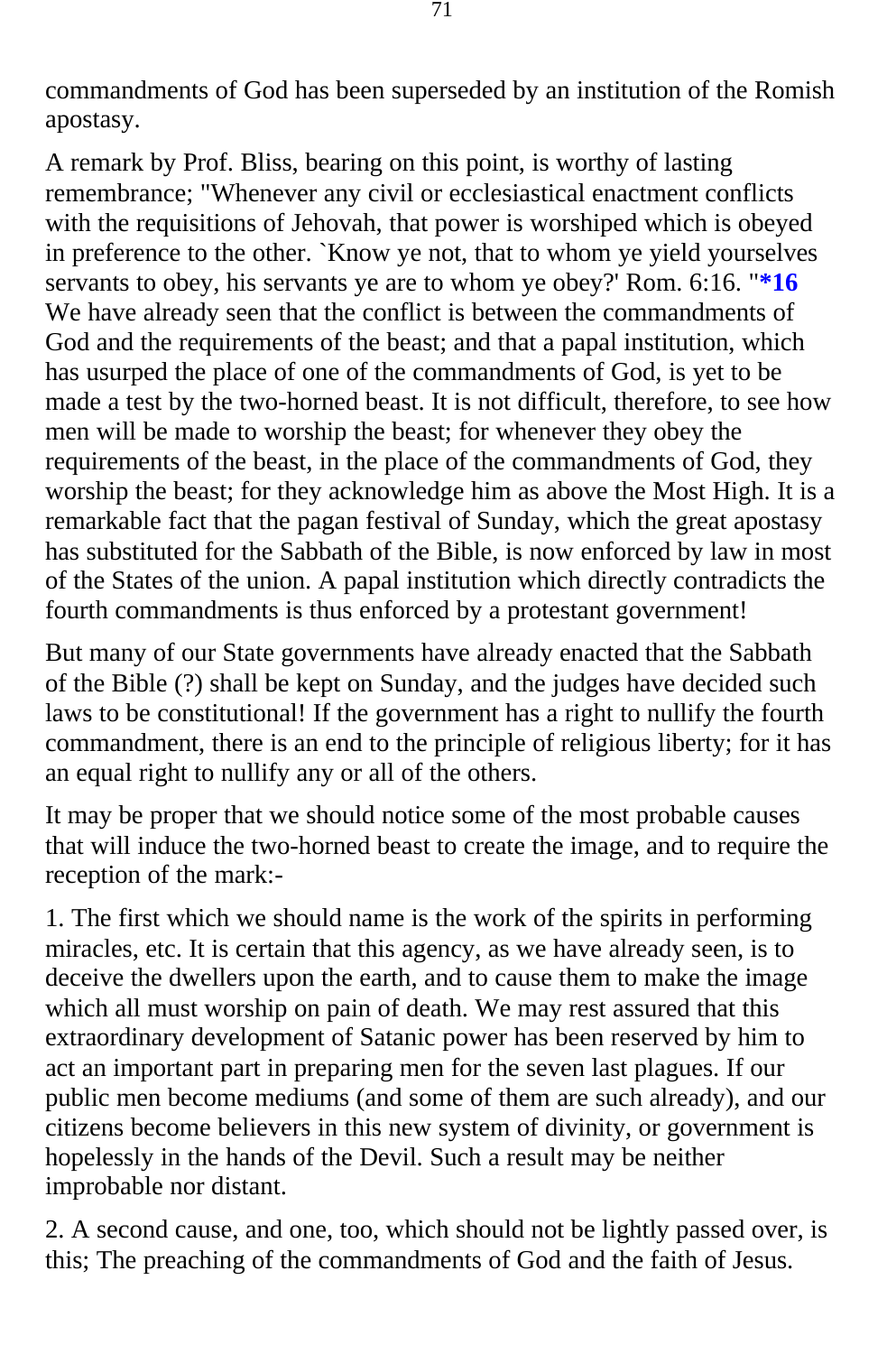commandments of God has been superseded by an institution of the Romish apostasy.

A remark by Prof. Bliss, bearing on this point, is worthy of lasting remembrance; "Whenever any civil or ecclesiastical enactment conflicts with the requisitions of Jehovah, that power is worshiped which is obeyed in preference to the other. `Know ye not, that to whom ye yield yourselves servants to obey, his servants ye are to whom ye obey?' Rom. 6:16. "**\*16** We have already seen that the conflict is between the commandments of God and the requirements of the beast; and that a papal institution, which has usurped the place of one of the commandments of God, is yet to be made a test by the two-horned beast. It is not difficult, therefore, to see how men will be made to worship the beast; for whenever they obey the requirements of the beast, in the place of the commandments of God, they worship the beast; for they acknowledge him as above the Most High. It is a remarkable fact that the pagan festival of Sunday, which the great apostasy has substituted for the Sabbath of the Bible, is now enforced by law in most of the States of the union. A papal institution which directly contradicts the fourth commandments is thus enforced by a protestant government!

But many of our State governments have already enacted that the Sabbath of the Bible (?) shall be kept on Sunday, and the judges have decided such laws to be constitutional! If the government has a right to nullify the fourth commandment, there is an end to the principle of religious liberty; for it has an equal right to nullify any or all of the others.

It may be proper that we should notice some of the most probable causes that will induce the two-horned beast to create the image, and to require the reception of the mark:-

1. The first which we should name is the work of the spirits in performing miracles, etc. It is certain that this agency, as we have already seen, is to deceive the dwellers upon the earth, and to cause them to make the image which all must worship on pain of death. We may rest assured that this extraordinary development of Satanic power has been reserved by him to act an important part in preparing men for the seven last plagues. If our public men become mediums (and some of them are such already), and our citizens become believers in this new system of divinity, or government is hopelessly in the hands of the Devil. Such a result may be neither improbable nor distant.

2. A second cause, and one, too, which should not be lightly passed over, is this; The preaching of the commandments of God and the faith of Jesus.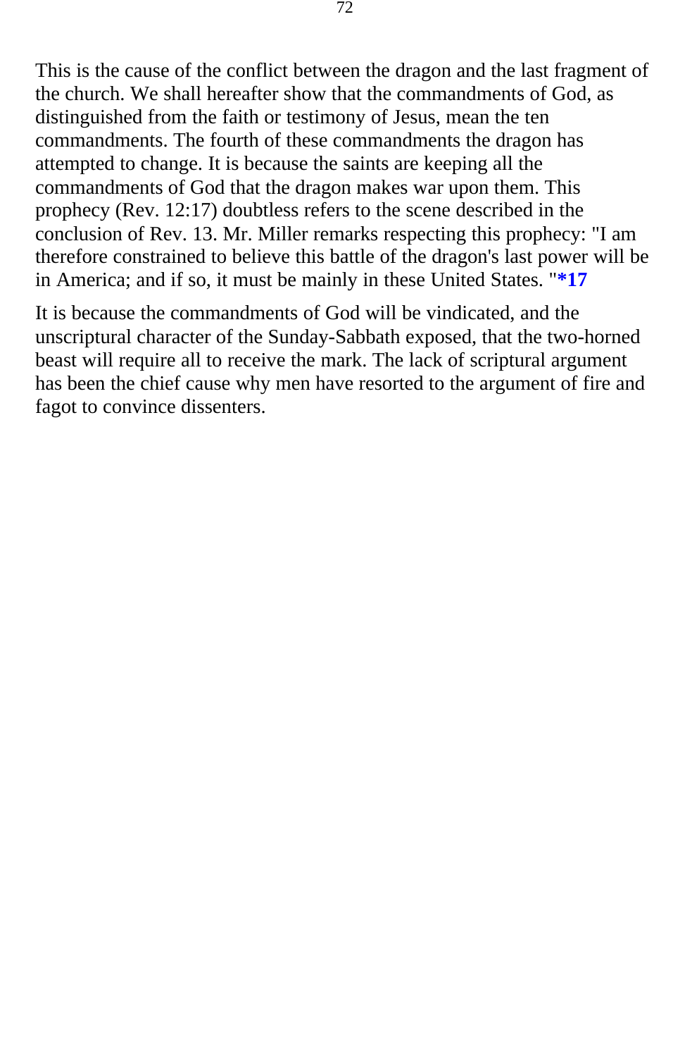This is the cause of the conflict between the dragon and the last fragment of the church. We shall hereafter show that the commandments of God, as distinguished from the faith or testimony of Jesus, mean the ten commandments. The fourth of these commandments the dragon has attempted to change. It is because the saints are keeping all the commandments of God that the dragon makes war upon them. This prophecy (Rev. 12:17) doubtless refers to the scene described in the conclusion of Rev. 13. Mr. Miller remarks respecting this prophecy: "I am therefore constrained to believe this battle of the dragon's last power will be in America; and if so, it must be mainly in these United States. "**\*17**

It is because the commandments of God will be vindicated, and the unscriptural character of the Sunday-Sabbath exposed, that the two-horned beast will require all to receive the mark. The lack of scriptural argument has been the chief cause why men have resorted to the argument of fire and fagot to convince dissenters.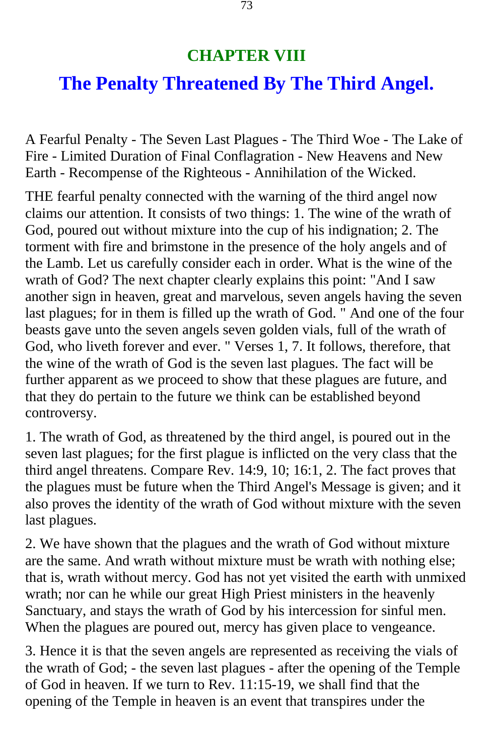## CHAPTER VIII

# The Penalty Threatened By The Third Angel.

A Fearful Penalty - The Seven Last Plagues - The Third Woe - The Lake of Fire - Limited Duration of Final Conflagration - New Heavens and New Earth - Recompense of the Righteous - Annihilation of the Wicked.

THE fearful penalty connected with the warning of the third angel now claims our attention. It consists of two things: 1. The wine of the wrath of God, poured out without mixture into the cup of his indignation; 2. The torment with fire and brimstone in the presence of the holy angels and of the Lamb. Let us carefully consider each in order. What is the wine of the wrath of God? The next chapter clearly explains this point: "And I saw another sign in heaven, great and marvelous, seven angels having the seven last plagues; for in them is filled up the wrath of God. " And one of the four beasts gave unto the seven angels seven golden vials, full of the wrath of God, who liveth forever and ever. " Verses 1, 7. It follows, therefore, that the wine of the wrath of God is the seven last plagues. The fact will be further apparent as we proceed to show that these plagues are future, and that they do pertain to the future we think can be established beyond controversy.

1. The wrath of God, as threatened by the third angel, is poured out in the seven last plagues; for the first plague is inflicted on the very class that the third angel threatens. Compare Rev. 14:9, 10; 16:1, 2. The fact proves that the plagues must be future when the Third Angel's Message is given; and it also proves the identity of the wrath of God without mixture with the seven last plagues.

2. We have shown that the plagues and the wrath of God without mixture are the same. And wrath without mixture must be wrath with nothing else; that is, wrath without mercy. God has not yet visited the earth with unmixed wrath; nor can he while our great High Priest ministers in the heavenly Sanctuary, and stays the wrath of God by his intercession for sinful men. When the plagues are poured out, mercy has given place to vengeance.

3. Hence it is that the seven angels are represented as receiving the vials of the wrath of God; - the seven last plagues - after the opening of the Temple of God in heaven. If we turn to Rev. 11:15-19, we shall find that the opening of the Temple in heaven is an event that transpires under the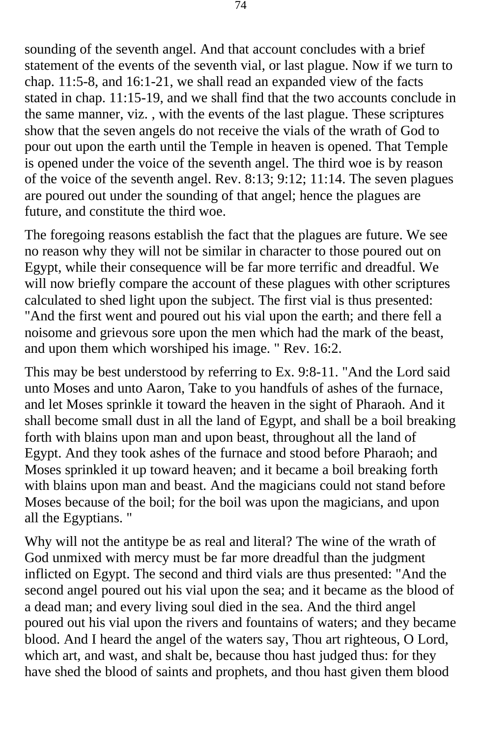sounding of the seventh angel. And that account concludes with a brief statement of the events of the seventh vial, or last plague. Now if we turn to chap. 11:5-8, and 16:1-21, we shall read an expanded view of the facts stated in chap. 11:15-19, and we shall find that the two accounts conclude in the same manner, viz. , with the events of the last plague. These scriptures show that the seven angels do not receive the vials of the wrath of God to pour out upon the earth until the Temple in heaven is opened. That Temple is opened under the voice of the seventh angel. The third woe is by reason of the voice of the seventh angel. Rev. 8:13; 9:12; 11:14. The seven plagues are poured out under the sounding of that angel; hence the plagues are future, and constitute the third woe.

The foregoing reasons establish the fact that the plagues are future. We see no reason why they will not be similar in character to those poured out on Egypt, while their consequence will be far more terrific and dreadful. We will now briefly compare the account of these plagues with other scriptures calculated to shed light upon the subject. The first vial is thus presented: "And the first went and poured out his vial upon the earth; and there fell a noisome and grievous sore upon the men which had the mark of the beast, and upon them which worshiped his image. " Rev. 16:2.

This may be best understood by referring to Ex. 9:8-11. "And the Lord said unto Moses and unto Aaron, Take to you handfuls of ashes of the furnace, and let Moses sprinkle it toward the heaven in the sight of Pharaoh. And it shall become small dust in all the land of Egypt, and shall be a boil breaking forth with blains upon man and upon beast, throughout all the land of Egypt. And they took ashes of the furnace and stood before Pharaoh; and Moses sprinkled it up toward heaven; and it became a boil breaking forth with blains upon man and beast. And the magicians could not stand before Moses because of the boil; for the boil was upon the magicians, and upon all the Egyptians. "

Why will not the antitype be as real and literal? The wine of the wrath of God unmixed with mercy must be far more dreadful than the judgment inflicted on Egypt. The second and third vials are thus presented: "And the second angel poured out his vial upon the sea; and it became as the blood of a dead man; and every living soul died in the sea. And the third angel poured out his vial upon the rivers and fountains of waters; and they became blood. And I heard the angel of the waters say, Thou art righteous, O Lord, which art, and wast, and shalt be, because thou hast judged thus: for they have shed the blood of saints and prophets, and thou hast given them blood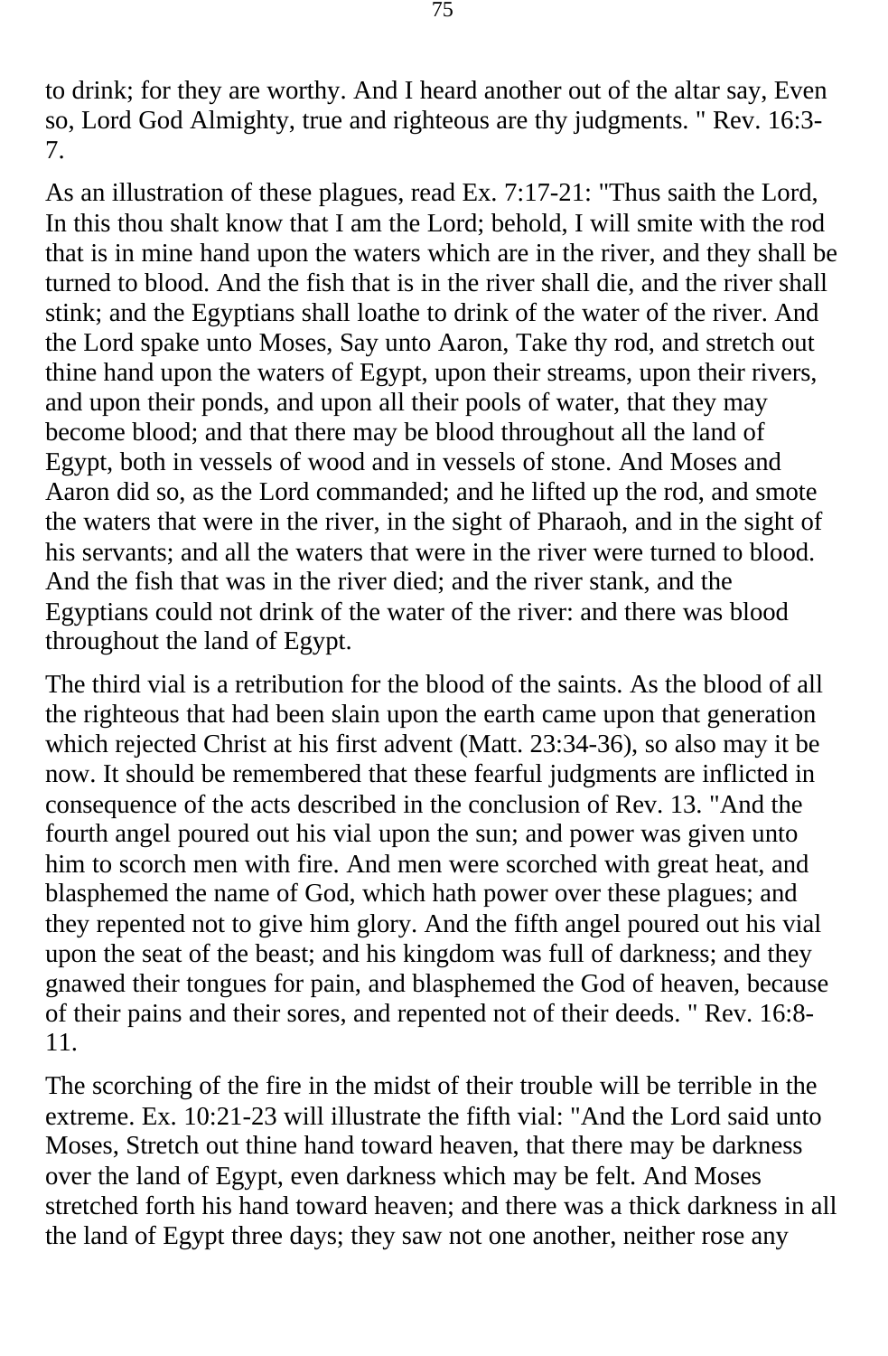to drink; for they are worthy. And I heard another out of the altar say, Even so, Lord God Almighty, true and righteous are thy judgments. " Rev. 16:3-7.

As an illustration of these plagues, read Ex. 7:17-21: "Thus saith the Lord, In this thou shalt know that I am the Lord; behold, I will smite with the rod that is in mine hand upon the waters which are in the river, and they shall be turned to blood. And the fish that is in the river shall die, and the river shall stink; and the Egyptians shall loathe to drink of the water of the river. And the Lord spake unto Moses, Say unto Aaron, Take thy rod, and stretch out thine hand upon the waters of Egypt, upon their streams, upon their rivers, and upon their ponds, and upon all their pools of water, that they may become blood; and that there may be blood throughout all the land of Egypt, both in vessels of wood and in vessels of stone. And Moses and Aaron did so, as the Lord commanded; and he lifted up the rod, and smote the waters that were in the river, in the sight of Pharaoh, and in the sight of his servants; and all the waters that were in the river were turned to blood. And the fish that was in the river died; and the river stank, and the Egyptians could not drink of the water of the river: and there was blood throughout the land of Egypt.

The third vial is a retribution for the blood of the saints. As the blood of all the righteous that had been slain upon the earth came upon that generation which rejected Christ at his first advent (Matt. 23:34-36), so also may it be now. It should be remembered that these fearful judgments are inflicted in consequence of the acts described in the conclusion of Rev. 13. "And the fourth angel poured out his vial upon the sun; and power was given unto him to scorch men with fire. And men were scorched with great heat, and blasphemed the name of God, which hath power over these plagues; and they repented not to give him glory. And the fifth angel poured out his vial upon the seat of the beast; and his kingdom was full of darkness; and they gnawed their tongues for pain, and blasphemed the God of heaven, because of their pains and their sores, and repented not of their deeds. " Rev. 16:8-11.

The scorching of the fire in the midst of their trouble will be terrible in the extreme. Ex. 10:21-23 will illustrate the fifth vial: "And the Lord said unto Moses, Stretch out thine hand toward heaven, that there may be darkness over the land of Egypt, even darkness which may be felt. And Moses stretched forth his hand toward heaven; and there was a thick darkness in all the land of Egypt three days; they saw not one another, neither rose any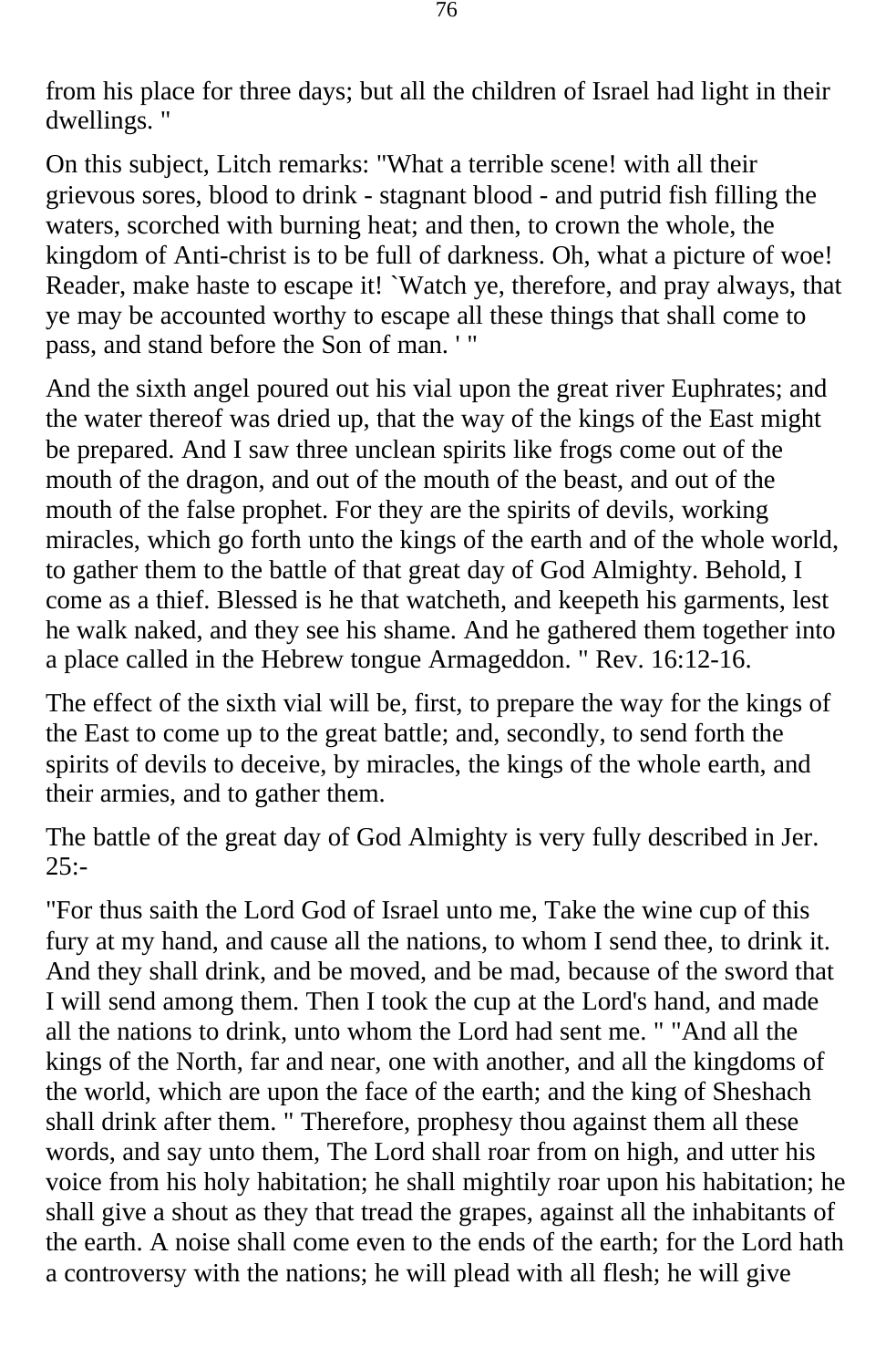from his place for three days; but all the children of Israel had light in their dwellings. "

On this subject, Litch remarks: "What a terrible scene! with all their grievous sores, blood to drink - stagnant blood - and putrid fish filling the waters, scorched with burning heat; and then, to crown the whole, the kingdom of Anti-christ is to be full of darkness. Oh, what a picture of woe! Reader, make haste to escape it! `Watch ye, therefore, and pray always, that ye may be accounted worthy to escape all these things that shall come to pass, and stand before the Son of man. ' "

And the sixth angel poured out his vial upon the great river Euphrates; and the water thereof was dried up, that the way of the kings of the East might be prepared. And I saw three unclean spirits like frogs come out of the mouth of the dragon, and out of the mouth of the beast, and out of the mouth of the false prophet. For they are the spirits of devils, working miracles, which go forth unto the kings of the earth and of the whole world, to gather them to the battle of that great day of God Almighty. Behold, I come as a thief. Blessed is he that watcheth, and keepeth his garments, lest he walk naked, and they see his shame. And he gathered them together into a place called in the Hebrew tongue Armageddon. " Rev. 16:12-16.

The effect of the sixth vial will be, first, to prepare the way for the kings of the East to come up to the great battle; and, secondly, to send forth the spirits of devils to deceive, by miracles, the kings of the whole earth, and their armies, and to gather them.

The battle of the great day of God Almighty is very fully described in Jer. 25:-

"For thus saith the Lord God of Israel unto me, Take the wine cup of this fury at my hand, and cause all the nations, to whom I send thee, to drink it. And they shall drink, and be moved, and be mad, because of the sword that I will send among them. Then I took the cup at the Lord's hand, and made all the nations to drink, unto whom the Lord had sent me. " "And all the kings of the North, far and near, one with another, and all the kingdoms of the world, which are upon the face of the earth; and the king of Sheshach shall drink after them. " Therefore, prophesy thou against them all these words, and say unto them, The Lord shall roar from on high, and utter his voice from his holy habitation; he shall mightily roar upon his habitation; he shall give a shout as they that tread the grapes, against all the inhabitants of the earth. A noise shall come even to the ends of the earth; for the Lord hath a controversy with the nations; he will plead with all flesh; he will give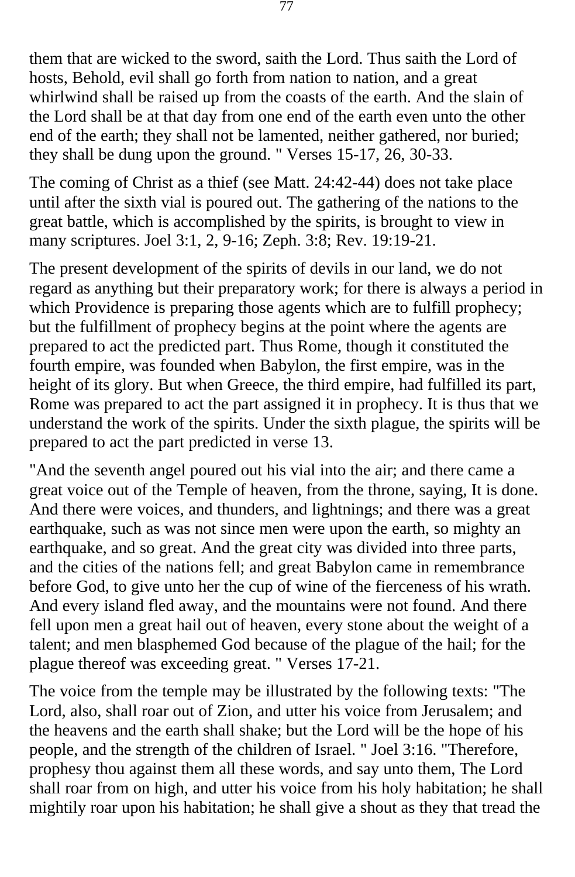them that are wicked to the sword, saith the Lord. Thus saith the Lord of hosts, Behold, evil shall go forth from nation to nation, and a great whirlwind shall be raised up from the coasts of the earth. And the slain of the Lord shall be at that day from one end of the earth even unto the other end of the earth; they shall not be lamented, neither gathered, nor buried; they shall be dung upon the ground. " Verses 15-17, 26, 30-33.

The coming of Christ as a thief (see Matt. 24:42-44) does not take place until after the sixth vial is poured out. The gathering of the nations to the great battle, which is accomplished by the spirits, is brought to view in many scriptures. Joel 3:1, 2, 9-16; Zeph. 3:8; Rev. 19:19-21.

The present development of the spirits of devils in our land, we do not regard as anything but their preparatory work; for there is always a period in which Providence is preparing those agents which are to fulfill prophecy; but the fulfillment of prophecy begins at the point where the agents are prepared to act the predicted part. Thus Rome, though it constituted the fourth empire, was founded when Babylon, the first empire, was in the height of its glory. But when Greece, the third empire, had fulfilled its part, Rome was prepared to act the part assigned it in prophecy. It is thus that we understand the work of the spirits. Under the sixth plague, the spirits will be prepared to act the part predicted in verse 13.

"And the seventh angel poured out his vial into the air; and there came a great voice out of the Temple of heaven, from the throne, saying, It is done. And there were voices, and thunders, and lightnings; and there was a great earthquake, such as was not since men were upon the earth, so mighty an earthquake, and so great. And the great city was divided into three parts, and the cities of the nations fell; and great Babylon came in remembrance before God, to give unto her the cup of wine of the fierceness of his wrath. And every island fled away, and the mountains were not found. And there fell upon men a great hail out of heaven, every stone about the weight of a talent; and men blasphemed God because of the plague of the hail; for the plague thereof was exceeding great. " Verses 17-21.

The voice from the temple may be illustrated by the following texts: "The Lord, also, shall roar out of Zion, and utter his voice from Jerusalem; and the heavens and the earth shall shake; but the Lord will be the hope of his people, and the strength of the children of Israel. " Joel 3:16. "Therefore, prophesy thou against them all these words, and say unto them, The Lord shall roar from on high, and utter his voice from his holy habitation; he shall mightily roar upon his habitation; he shall give a shout as they that tread the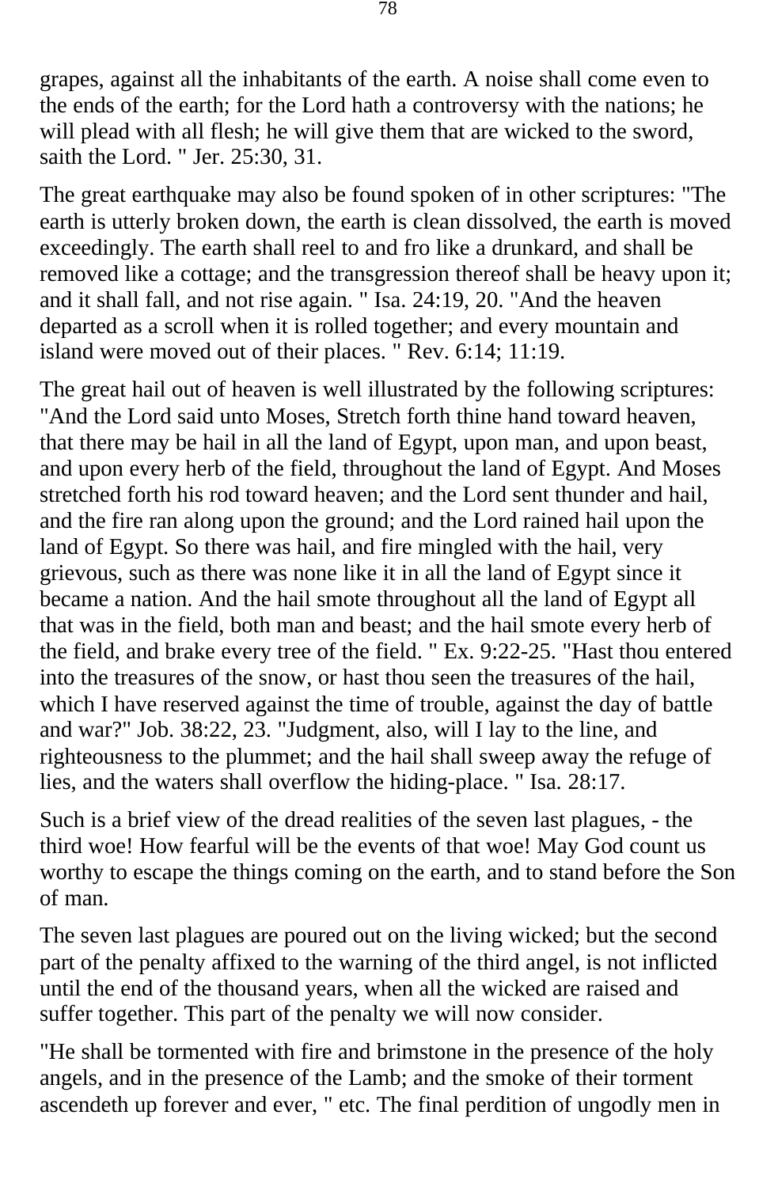grapes, against all the inhabitants of the earth. A noise shall come even to the ends of the earth; for the Lord hath a controversy with the nations; he will plead with all flesh; he will give them that are wicked to the sword, saith the Lord. " Jer. 25:30, 31.

The great earthquake may also be found spoken of in other scriptures: "The earth is utterly broken down, the earth is clean dissolved, the earth is moved exceedingly. The earth shall reel to and fro like a drunkard, and shall be removed like a cottage; and the transgression thereof shall be heavy upon it; and it shall fall, and not rise again. " Isa. 24:19, 20. "And the heaven departed as a scroll when it is rolled together; and every mountain and island were moved out of their places. " Rev. 6:14; 11:19.

The great hail out of heaven is well illustrated by the following scriptures: "And the Lord said unto Moses, Stretch forth thine hand toward heaven, that there may be hail in all the land of Egypt, upon man, and upon beast, and upon every herb of the field, throughout the land of Egypt. And Moses stretched forth his rod toward heaven; and the Lord sent thunder and hail, and the fire ran along upon the ground; and the Lord rained hail upon the land of Egypt. So there was hail, and fire mingled with the hail, very grievous, such as there was none like it in all the land of Egypt since it became a nation. And the hail smote throughout all the land of Egypt all that was in the field, both man and beast; and the hail smote every herb of the field, and brake every tree of the field. " Ex. 9:22-25. "Hast thou entered into the treasures of the snow, or hast thou seen the treasures of the hail, which I have reserved against the time of trouble, against the day of battle and war?" Job. 38:22, 23. "Judgment, also, will I lay to the line, and righteousness to the plummet; and the hail shall sweep away the refuge of lies, and the waters shall overflow the hiding-place. " Isa. 28:17.

Such is a brief view of the dread realities of the seven last plagues, - the third woe! How fearful will be the events of that woe! May God count us worthy to escape the things coming on the earth, and to stand before the Son of man.

The seven last plagues are poured out on the living wicked; but the second part of the penalty affixed to the warning of the third angel, is not inflicted until the end of the thousand years, when all the wicked are raised and suffer together. This part of the penalty we will now consider.

"He shall be tormented with fire and brimstone in the presence of the holy angels, and in the presence of the Lamb; and the smoke of their torment ascendeth up forever and ever, " etc. The final perdition of ungodly men in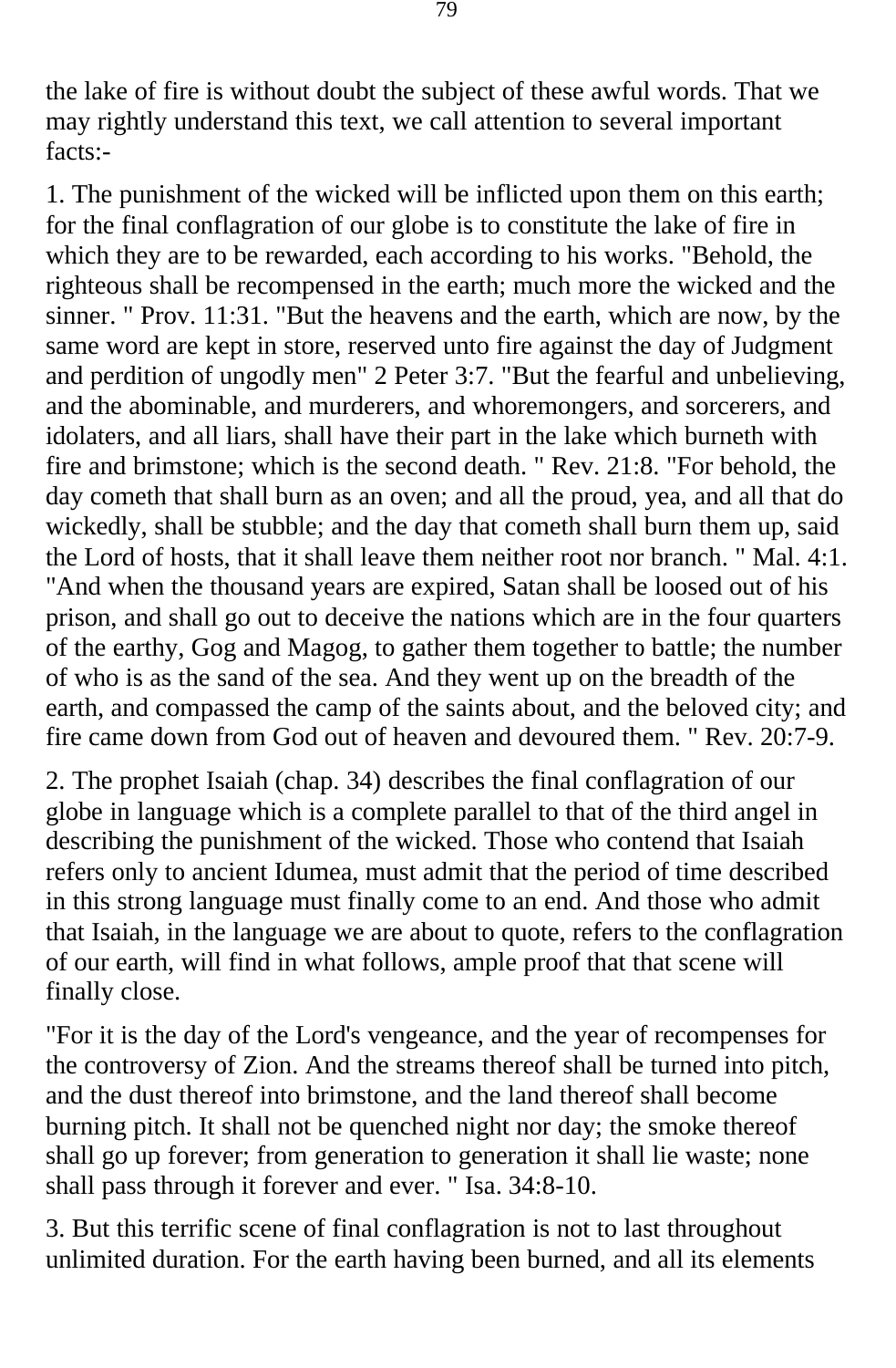the lake of fire is without doubt the subject of these awful words. That we may rightly understand this text, we call attention to several important facts:-

1. The punishment of the wicked will be inflicted upon them on this earth; for the final conflagration of our globe is to constitute the lake of fire in which they are to be rewarded, each according to his works. "Behold, the righteous shall be recompensed in the earth; much more the wicked and the sinner. " Prov. 11:31. "But the heavens and the earth, which are now, by the same word are kept in store, reserved unto fire against the day of Judgment and perdition of ungodly men" 2 Peter 3:7. "But the fearful and unbelieving, and the abominable, and murderers, and whoremongers, and sorcerers, and idolaters, and all liars, shall have their part in the lake which burneth with fire and brimstone; which is the second death. " Rev. 21:8. "For behold, the day cometh that shall burn as an oven; and all the proud, yea, and all that do wickedly, shall be stubble; and the day that cometh shall burn them up, said the Lord of hosts, that it shall leave them neither root nor branch. " Mal. 4:1. "And when the thousand years are expired, Satan shall be loosed out of his prison, and shall go out to deceive the nations which are in the four quarters of the earthy, Gog and Magog, to gather them together to battle; the number of who is as the sand of the sea. And they went up on the breadth of the earth, and compassed the camp of the saints about, and the beloved city; and fire came down from God out of heaven and devoured them. " Rev. 20:7-9.

2. The prophet Isaiah (chap. 34) describes the final conflagration of our globe in language which is a complete parallel to that of the third angel in describing the punishment of the wicked. Those who contend that Isaiah refers only to ancient Idumea, must admit that the period of time described in this strong language must finally come to an end. And those who admit that Isaiah, in the language we are about to quote, refers to the conflagration of our earth, will find in what follows, ample proof that that scene will finally close.

"For it is the day of the Lord's vengeance, and the year of recompenses for the controversy of Zion. And the streams thereof shall be turned into pitch, and the dust thereof into brimstone, and the land thereof shall become burning pitch. It shall not be quenched night nor day; the smoke thereof shall go up forever; from generation to generation it shall lie waste; none shall pass through it forever and ever. " Isa. 34:8-10.

3. But this terrific scene of final conflagration is not to last throughout unlimited duration. For the earth having been burned, and all its elements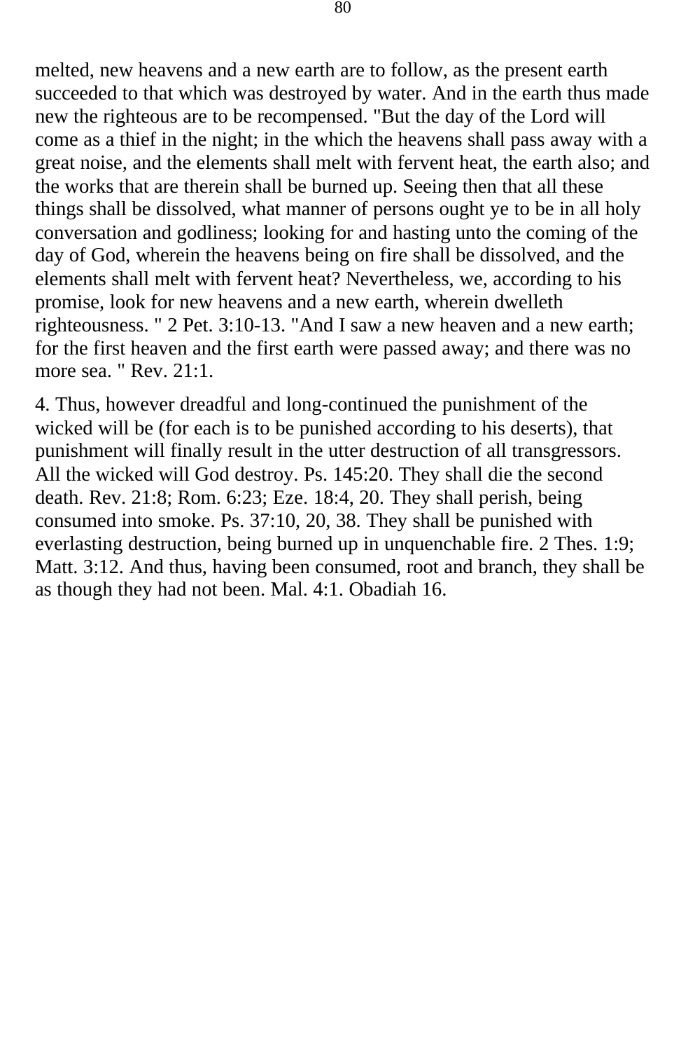melted, new heavens and a new earth are to follow, as the present earth succeeded to that which was destroyed by water. And in the earth thus made new the righteous are to be recompensed. "But the day of the Lord will come as a thief in the night; in the which the heavens shall pass away with a great noise, and the elements shall melt with fervent heat, the earth also; and the works that are therein shall be burned up. Seeing then that all these things shall be dissolved, what manner of persons ought ye to be in all holy conversation and godliness; looking for and hasting unto the coming of the day of God, wherein the heavens being on fire shall be dissolved, and the elements shall melt with fervent heat? Nevertheless, we, according to his promise, look for new heavens and a new earth, wherein dwelleth righteousness. " 2 Pet. 3:10-13. "And I saw a new heaven and a new earth; for the first heaven and the first earth were passed away; and there was no more sea. " Rev. 21:1.

4. Thus, however dreadful and long-continued the punishment of the wicked will be (for each is to be punished according to his deserts), that punishment will finally result in the utter destruction of all transgressors. All the wicked will God destroy. Ps. 145:20. They shall die the second death. Rev. 21:8; Rom. 6:23; Eze. 18:4, 20. They shall perish, being consumed into smoke. Ps. 37:10, 20, 38. They shall be punished with everlasting destruction, being burned up in unquenchable fire. 2 Thes. 1:9; Matt. 3:12. And thus, having been consumed, root and branch, they shall be as though they had not been. Mal. 4:1. Obadiah 16.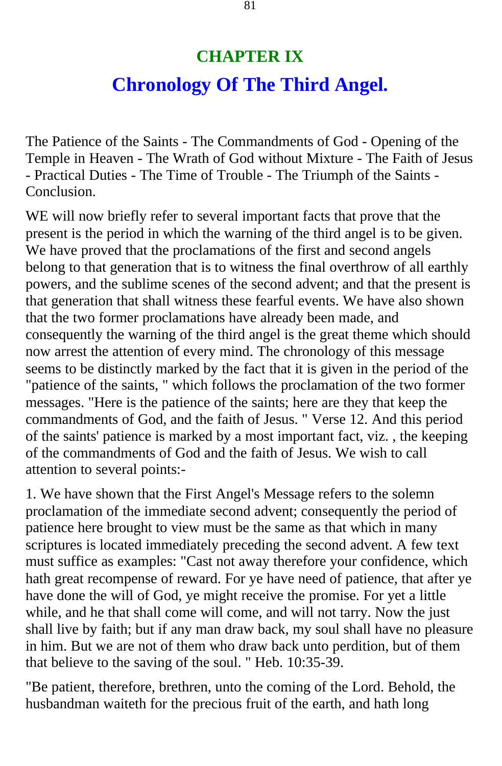# CHAPTER IX

## Chronology Of The Third Angel.

The Patience of the Saints - The Commandments of God - Opening of the Temple in Heaven - The Wrath of God without Mixture - The Faith of Jesus - Practical Duties - The Time of Trouble - The Triumph of the Saints - Conclusion.

WE will now briefly refer to several important facts that prove that the present is the period in which the warning of the third angel is to be given. We have proved that the proclamations of the first and second angels belong to that generation that is to witness the final overthrow of all earthly powers, and the sublime scenes of the second advent; and that the present is that generation that shall witness these fearful events. We have also shown that the two former proclamations have already been made, and consequently the warning of the third angel is the great theme which should now arrest the attention of every mind. The chronology of this message seems to be distinctly marked by the fact that it is given in the period of the "patience of the saints, " which follows the proclamation of the two former messages. "Here is the patience of the saints; here are they that keep the commandments of God, and the faith of Jesus. " Verse 12. And this period of the saints' patience is marked by a most important fact, viz. , the keeping of the commandments of God and the faith of Jesus. We wish to call attention to several points:-

1. We have shown that the First Angel's Message refers to the solemn proclamation of the immediate second advent; consequently the period of patience here brought to view must be the same as that which in many scriptures is located immediately preceding the second advent. A few text must suffice as examples: "Cast not away therefore your confidence, which hath great recompense of reward. For ye have need of patience, that after ye have done the will of God, ye might receive the promise. For yet a little while, and he that shall come will come, and will not tarry. Now the just shall live by faith; but if any man draw back, my soul shall have no pleasure in him. But we are not of them who draw back unto perdition, but of them that believe to the saving of the soul. " Heb. 10:35-39.

"Be patient, therefore, brethren, unto the coming of the Lord. Behold, the husbandman waiteth for the precious fruit of the earth, and hath long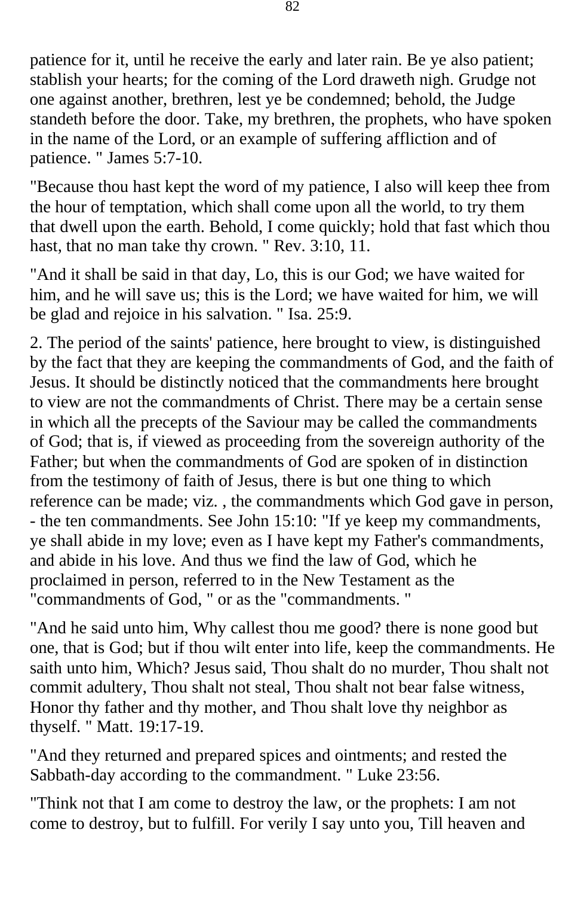patience for it, until he receive the early and later rain. Be ye also patient; stablish your hearts; for the coming of the Lord draweth nigh. Grudge not one against another, brethren, lest ye be condemned; behold, the Judge standeth before the door. Take, my brethren, the prophets, who have spoken in the name of the Lord, or an example of suffering affliction and of patience. " James 5:7-10.

"Because thou hast kept the word of my patience, I also will keep thee from the hour of temptation, which shall come upon all the world, to try them that dwell upon the earth. Behold, I come quickly; hold that fast which thou hast, that no man take thy crown. " Rev. 3:10, 11.

"And it shall be said in that day, Lo, this is our God; we have waited for him, and he will save us; this is the Lord; we have waited for him, we will be glad and rejoice in his salvation. " Isa. 25:9.

2. The period of the saints' patience, here brought to view, is distinguished by the fact that they are keeping the commandments of God, and the faith of Jesus. It should be distinctly noticed that the commandments here brought to view are not the commandments of Christ. There may be a certain sense in which all the precepts of the Saviour may be called the commandments of God; that is, if viewed as proceeding from the sovereign authority of the Father; but when the commandments of God are spoken of in distinction from the testimony of faith of Jesus, there is but one thing to which reference can be made; viz. , the commandments which God gave in person, - the ten commandments. See John 15:10: "If ye keep my commandments, ye shall abide in my love; even as I have kept my Father's commandments, and abide in his love. And thus we find the law of God, which he proclaimed in person, referred to in the New Testament as the "commandments of God, " or as the "commandments. "

"And he said unto him, Why callest thou me good? there is none good but one, that is God; but if thou wilt enter into life, keep the commandments. He saith unto him, Which? Jesus said, Thou shalt do no murder, Thou shalt not commit adultery, Thou shalt not steal, Thou shalt not bear false witness, Honor thy father and thy mother, and Thou shalt love thy neighbor as thyself. " Matt. 19:17-19.

"And they returned and prepared spices and ointments; and rested the Sabbath-day according to the commandment. " Luke 23:56.

"Think not that I am come to destroy the law, or the prophets: I am not come to destroy, but to fulfill. For verily I say unto you, Till heaven and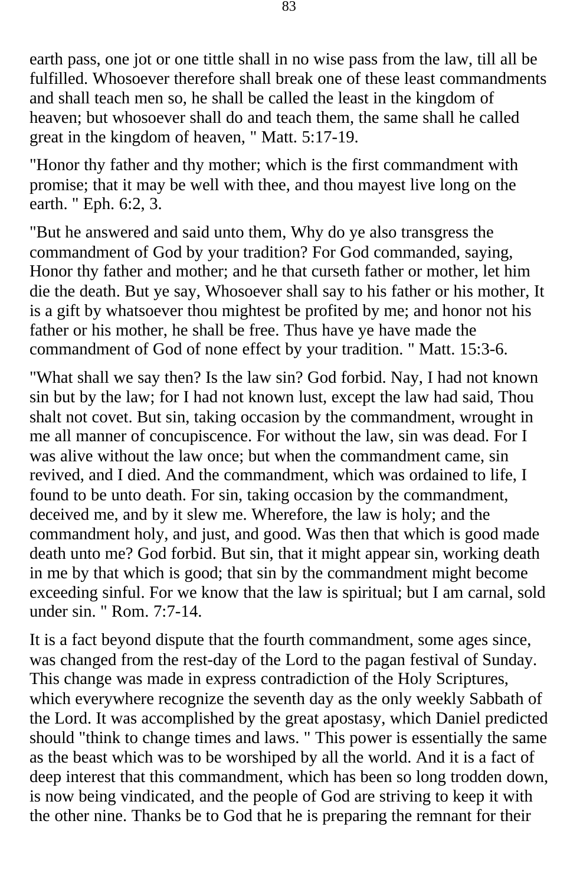earth pass, one jot or one tittle shall in no wise pass from the law, till all be fulfilled. Whosoever therefore shall break one of these least commandments and shall teach men so, he shall be called the least in the kingdom of heaven; but whosoever shall do and teach them, the same shall he called great in the kingdom of heaven, " Matt. 5:17-19.

"Honor thy father and thy mother; which is the first commandment with promise; that it may be well with thee, and thou mayest live long on the earth. " Eph. 6:2, 3.

"But he answered and said unto them, Why do ye also transgress the commandment of God by your tradition? For God commanded, saying, Honor thy father and mother; and he that curseth father or mother, let him die the death. But ye say, Whosoever shall say to his father or his mother, It is a gift by whatsoever thou mightest be profited by me; and honor not his father or his mother, he shall be free. Thus have ye have made the commandment of God of none effect by your tradition. " Matt. 15:3-6.

"What shall we say then? Is the law sin? God forbid. Nay, I had not known sin but by the law; for I had not known lust, except the law had said, Thou shalt not covet. But sin, taking occasion by the commandment, wrought in me all manner of concupiscence. For without the law, sin was dead. For I was alive without the law once; but when the commandment came, sin revived, and I died. And the commandment, which was ordained to life, I found to be unto death. For sin, taking occasion by the commandment, deceived me, and by it slew me. Wherefore, the law is holy; and the commandment holy, and just, and good. Was then that which is good made death unto me? God forbid. But sin, that it might appear sin, working death in me by that which is good; that sin by the commandment might become exceeding sinful. For we know that the law is spiritual; but I am carnal, sold under sin. " Rom. 7:7-14.

It is a fact beyond dispute that the fourth commandment, some ages since, was changed from the rest-day of the Lord to the pagan festival of Sunday. This change was made in express contradiction of the Holy Scriptures, which everywhere recognize the seventh day as the only weekly Sabbath of the Lord. It was accomplished by the great apostasy, which Daniel predicted should "think to change times and laws. " This power is essentially the same as the beast which was to be worshiped by all the world. And it is a fact of deep interest that this commandment, which has been so long trodden down, is now being vindicated, and the people of God are striving to keep it with the other nine. Thanks be to God that he is preparing the remnant for their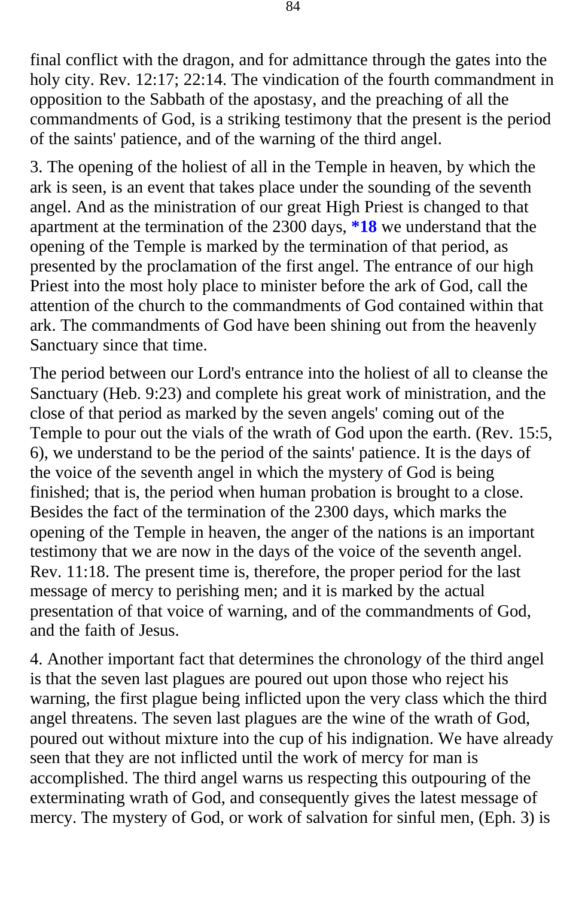final conflict with the dragon, and for admittance through the gates into the holy city. Rev. 12:17; 22:14. The vindication of the fourth commandment in opposition to the Sabbath of the apostasy, and the preaching of all the commandments of God, is a striking testimony that the present is the period of the saints' patience, and of the warning of the third angel.

3. The opening of the holiest of all in the Temple in heaven, by which the ark is seen, is an event that takes place under the sounding of the seventh angel. And as the ministration of our great High Priest is changed to that apartment at the termination of the 2300 days, **\*18** we understand that the opening of the Temple is marked by the termination of that period, as presented by the proclamation of the first angel. The entrance of our high Priest into the most holy place to minister before the ark of God, call the attention of the church to the commandments of God contained within that ark. The commandments of God have been shining out from the heavenly Sanctuary since that time.

The period between our Lord's entrance into the holiest of all to cleanse the Sanctuary (Heb. 9:23) and complete his great work of ministration, and the close of that period as marked by the seven angels' coming out of the Temple to pour out the vials of the wrath of God upon the earth. (Rev. 15:5, 6), we understand to be the period of the saints' patience. It is the days of the voice of the seventh angel in which the mystery of God is being finished; that is, the period when human probation is brought to a close. Besides the fact of the termination of the 2300 days, which marks the opening of the Temple in heaven, the anger of the nations is an important testimony that we are now in the days of the voice of the seventh angel. Rev. 11:18. The present time is, therefore, the proper period for the last message of mercy to perishing men; and it is marked by the actual presentation of that voice of warning, and of the commandments of God, and the faith of Jesus.

4. Another important fact that determines the chronology of the third angel is that the seven last plagues are poured out upon those who reject his warning, the first plague being inflicted upon the very class which the third angel threatens. The seven last plagues are the wine of the wrath of God, poured out without mixture into the cup of his indignation. We have already seen that they are not inflicted until the work of mercy for man is accomplished. The third angel warns us respecting this outpouring of the exterminating wrath of God, and consequently gives the latest message of mercy. The mystery of God, or work of salvation for sinful men, (Eph. 3) is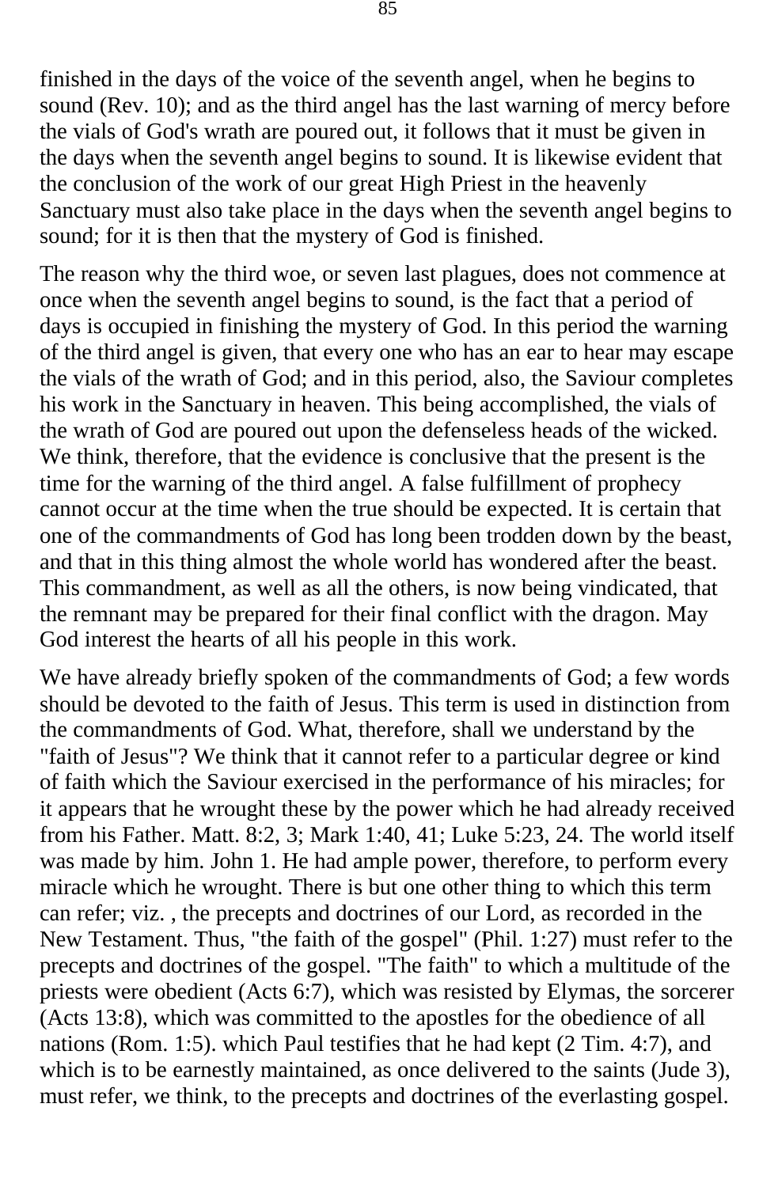finished in the days of the voice of the seventh angel, when he begins to sound (Rev. 10); and as the third angel has the last warning of mercy before the vials of God's wrath are poured out, it follows that it must be given in the days when the seventh angel begins to sound. It is likewise evident that the conclusion of the work of our great High Priest in the heavenly Sanctuary must also take place in the days when the seventh angel begins to sound; for it is then that the mystery of God is finished.

The reason why the third woe, or seven last plagues, does not commence at once when the seventh angel begins to sound, is the fact that a period of days is occupied in finishing the mystery of God. In this period the warning of the third angel is given, that every one who has an ear to hear may escape the vials of the wrath of God; and in this period, also, the Saviour completes his work in the Sanctuary in heaven. This being accomplished, the vials of the wrath of God are poured out upon the defenseless heads of the wicked. We think, therefore, that the evidence is conclusive that the present is the time for the warning of the third angel. A false fulfillment of prophecy cannot occur at the time when the true should be expected. It is certain that one of the commandments of God has long been trodden down by the beast, and that in this thing almost the whole world has wondered after the beast. This commandment, as well as all the others, is now being vindicated, that the remnant may be prepared for their final conflict with the dragon. May God interest the hearts of all his people in this work.

We have already briefly spoken of the commandments of God; a few words should be devoted to the faith of Jesus. This term is used in distinction from the commandments of God. What, therefore, shall we understand by the "faith of Jesus"? We think that it cannot refer to a particular degree or kind of faith which the Saviour exercised in the performance of his miracles; for it appears that he wrought these by the power which he had already received from his Father. Matt. 8:2, 3; Mark 1:40, 41; Luke 5:23, 24. The world itself was made by him. John 1. He had ample power, therefore, to perform every miracle which he wrought. There is but one other thing to which this term can refer; viz. , the precepts and doctrines of our Lord, as recorded in the New Testament. Thus, "the faith of the gospel" (Phil. 1:27) must refer to the precepts and doctrines of the gospel. "The faith" to which a multitude of the priests were obedient (Acts 6:7), which was resisted by Elymas, the sorcerer (Acts 13:8), which was committed to the apostles for the obedience of all nations (Rom. 1:5). which Paul testifies that he had kept (2 Tim. 4:7), and which is to be earnestly maintained, as once delivered to the saints (Jude 3), must refer, we think, to the precepts and doctrines of the everlasting gospel.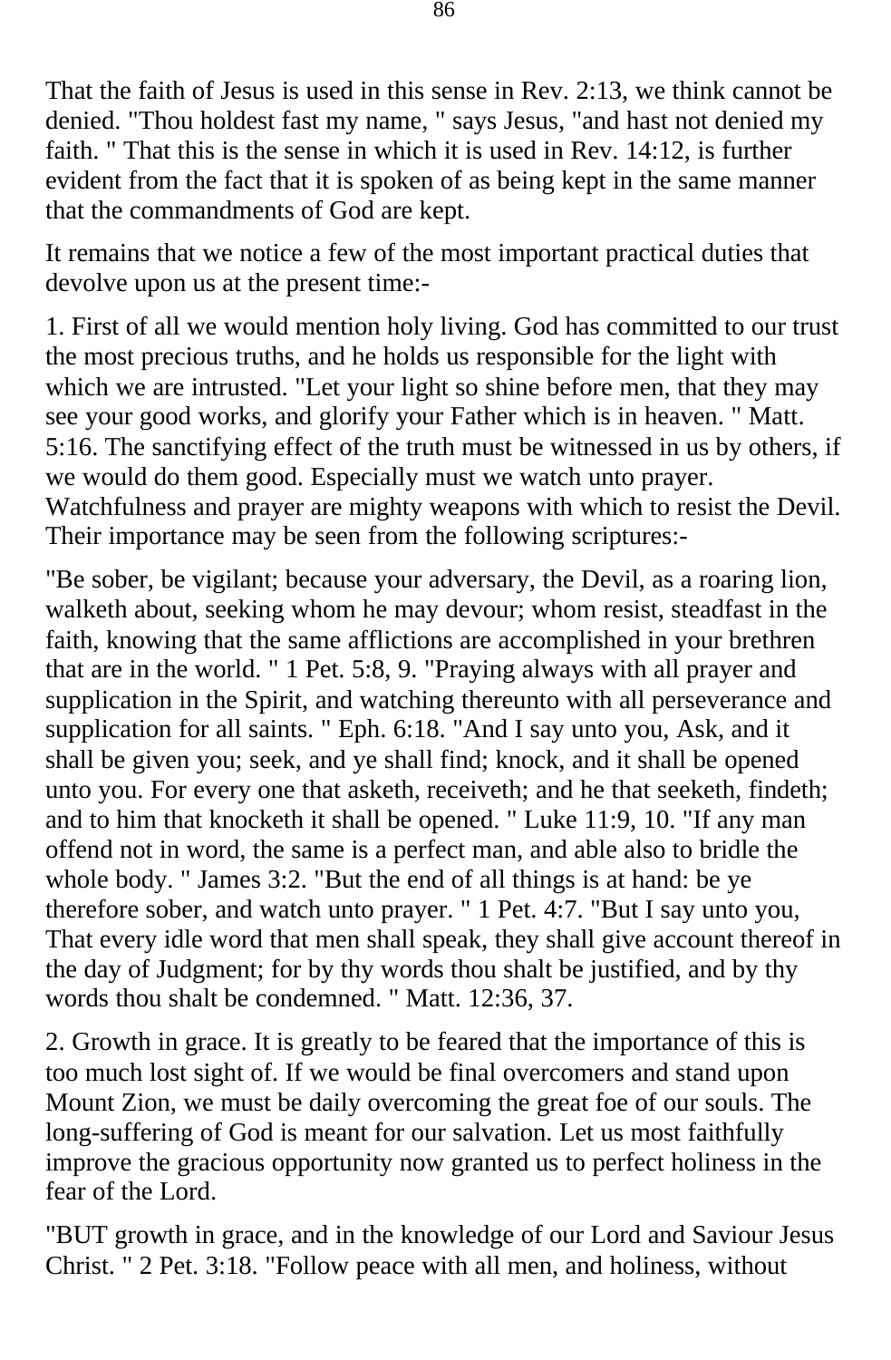That the faith of Jesus is used in this sense in Rev. 2:13, we think cannot be denied. "Thou holdest fast my name, " says Jesus, "and hast not denied my faith. " That this is the sense in which it is used in Rev. 14:12, is further evident from the fact that it is spoken of as being kept in the same manner that the commandments of God are kept.

It remains that we notice a few of the most important practical duties that devolve upon us at the present time:-

1. First of all we would mention holy living. God has committed to our trust the most precious truths, and he holds us responsible for the light with which we are intrusted. "Let your light so shine before men, that they may see your good works, and glorify your Father which is in heaven. " Matt. 5:16. The sanctifying effect of the truth must be witnessed in us by others, if we would do them good. Especially must we watch unto prayer. Watchfulness and prayer are mighty weapons with which to resist the Devil. Their importance may be seen from the following scriptures:-

"Be sober, be vigilant; because your adversary, the Devil, as a roaring lion, walketh about, seeking whom he may devour; whom resist, steadfast in the faith, knowing that the same afflictions are accomplished in your brethren that are in the world. " 1 Pet. 5:8, 9. "Praying always with all prayer and supplication in the Spirit, and watching thereunto with all perseverance and supplication for all saints. " Eph. 6:18. "And I say unto you, Ask, and it shall be given you; seek, and ye shall find; knock, and it shall be opened unto you. For every one that asketh, receiveth; and he that seeketh, findeth; and to him that knocketh it shall be opened. " Luke 11:9, 10. "If any man offend not in word, the same is a perfect man, and able also to bridle the whole body. " James 3:2. "But the end of all things is at hand: be ye therefore sober, and watch unto prayer. " 1 Pet. 4:7. "But I say unto you, That every idle word that men shall speak, they shall give account thereof in the day of Judgment; for by thy words thou shalt be justified, and by thy words thou shalt be condemned. " Matt. 12:36, 37.

2. Growth in grace. It is greatly to be feared that the importance of this is too much lost sight of. If we would be final overcomers and stand upon Mount Zion, we must be daily overcoming the great foe of our souls. The long-suffering of God is meant for our salvation. Let us most faithfully improve the gracious opportunity now granted us to perfect holiness in the fear of the Lord.

"BUT growth in grace, and in the knowledge of our Lord and Saviour Jesus Christ. " 2 Pet. 3:18. "Follow peace with all men, and holiness, without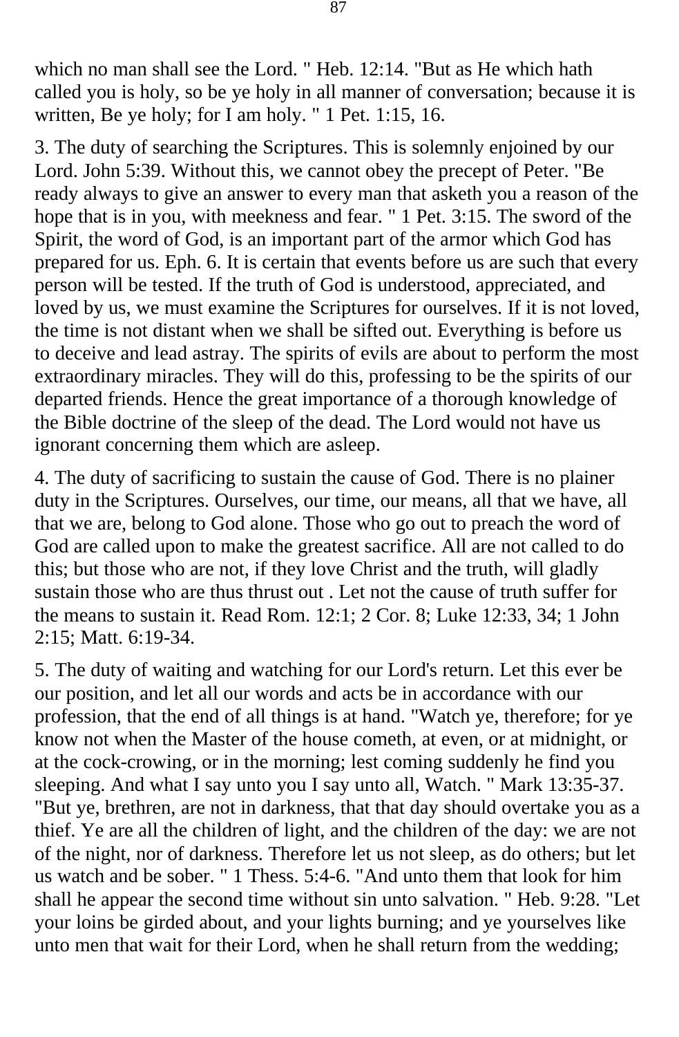which no man shall see the Lord. " Heb. 12:14. "But as He which hath called you is holy, so be ye holy in all manner of conversation; because it is written, Be ye holy; for I am holy. " 1 Pet. 1:15, 16.

3. The duty of searching the Scriptures. This is solemnly enjoined by our Lord. John 5:39. Without this, we cannot obey the precept of Peter. "Be ready always to give an answer to every man that asketh you a reason of the hope that is in you, with meekness and fear. " 1 Pet. 3:15. The sword of the Spirit, the word of God, is an important part of the armor which God has prepared for us. Eph. 6. It is certain that events before us are such that every person will be tested. If the truth of God is understood, appreciated, and loved by us, we must examine the Scriptures for ourselves. If it is not loved, the time is not distant when we shall be sifted out. Everything is before us to deceive and lead astray. The spirits of evils are about to perform the most extraordinary miracles. They will do this, professing to be the spirits of our departed friends. Hence the great importance of a thorough knowledge of the Bible doctrine of the sleep of the dead. The Lord would not have us ignorant concerning them which are asleep.

4. The duty of sacrificing to sustain the cause of God. There is no plainer duty in the Scriptures. Ourselves, our time, our means, all that we have, all that we are, belong to God alone. Those who go out to preach the word of God are called upon to make the greatest sacrifice. All are not called to do this; but those who are not, if they love Christ and the truth, will gladly sustain those who are thus thrust out . Let not the cause of truth suffer for the means to sustain it. Read Rom. 12:1; 2 Cor. 8; Luke 12:33, 34; 1 John 2:15; Matt. 6:19-34.

5. The duty of waiting and watching for our Lord's return. Let this ever be our position, and let all our words and acts be in accordance with our profession, that the end of all things is at hand. "Watch ye, therefore; for ye know not when the Master of the house cometh, at even, or at midnight, or at the cock-crowing, or in the morning; lest coming suddenly he find you sleeping. And what I say unto you I say unto all, Watch. " Mark 13:35-37. "But ye, brethren, are not in darkness, that that day should overtake you as a thief. Ye are all the children of light, and the children of the day: we are not of the night, nor of darkness. Therefore let us not sleep, as do others; but let us watch and be sober. " 1 Thess. 5:4-6. "And unto them that look for him shall he appear the second time without sin unto salvation. " Heb. 9:28. "Let your loins be girded about, and your lights burning; and ye yourselves like unto men that wait for their Lord, when he shall return from the wedding;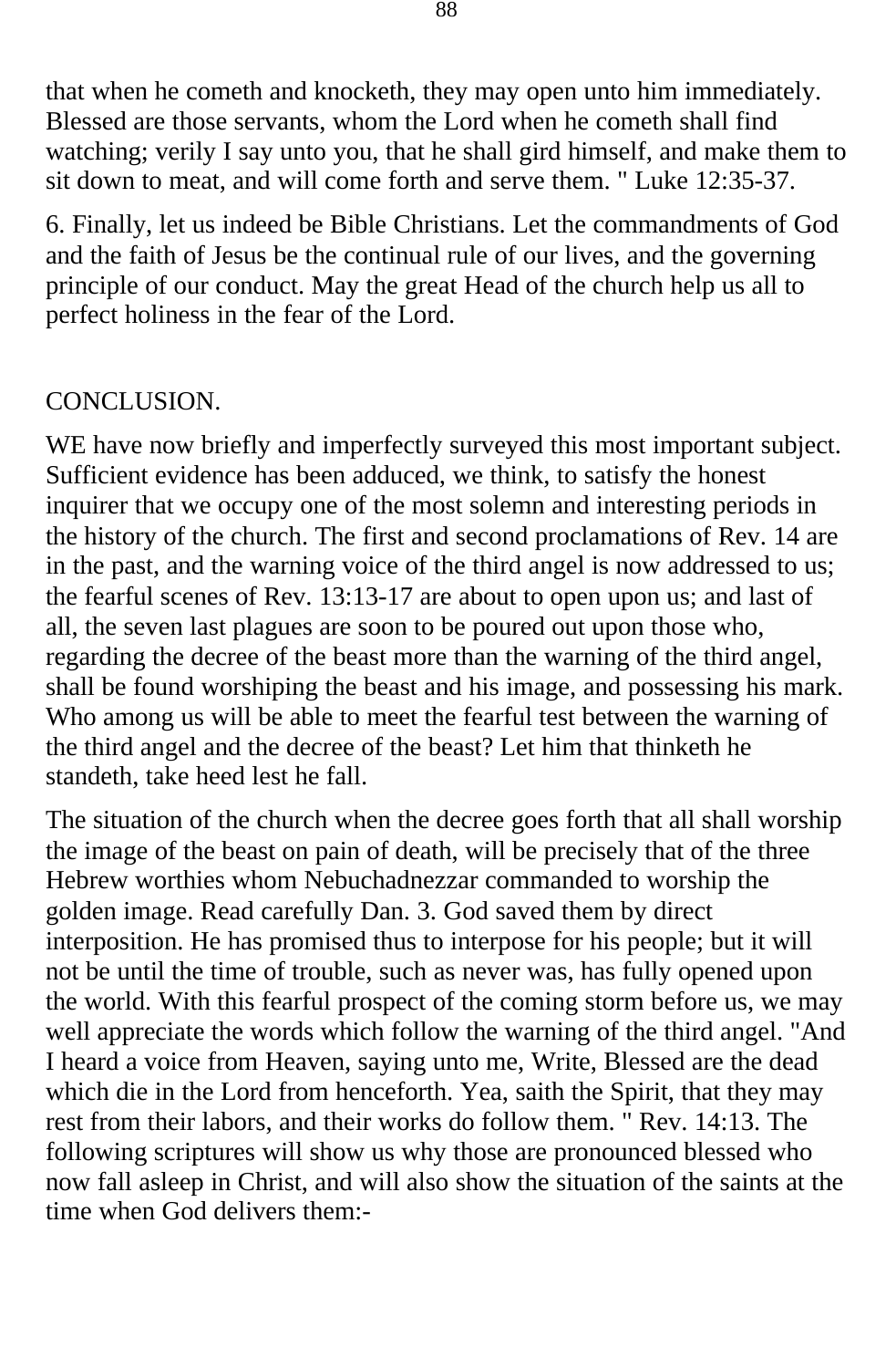that when he cometh and knocketh, they may open unto him immediately. Blessed are those servants, whom the Lord when he cometh shall find watching; verily I say unto you, that he shall gird himself, and make them to sit down to meat, and will come forth and serve them. " Luke 12:35-37.

6. Finally, let us indeed be Bible Christians. Let the commandments of God and the faith of Jesus be the continual rule of our lives, and the governing principle of our conduct. May the great Head of the church help us all to perfect holiness in the fear of the Lord.

## CONCLUSION.

WE have now briefly and imperfectly surveyed this most important subject. Sufficient evidence has been adduced, we think, to satisfy the honest inquirer that we occupy one of the most solemn and interesting periods in the history of the church. The first and second proclamations of Rev. 14 are in the past, and the warning voice of the third angel is now addressed to us; the fearful scenes of Rev. 13:13-17 are about to open upon us; and last of all, the seven last plagues are soon to be poured out upon those who, regarding the decree of the beast more than the warning of the third angel, shall be found worshiping the beast and his image, and possessing his mark. Who among us will be able to meet the fearful test between the warning of the third angel and the decree of the beast? Let him that thinketh he standeth, take heed lest he fall.

The situation of the church when the decree goes forth that all shall worship the image of the beast on pain of death, will be precisely that of the three Hebrew worthies whom Nebuchadnezzar commanded to worship the golden image. Read carefully Dan. 3. God saved them by direct interposition. He has promised thus to interpose for his people; but it will not be until the time of trouble, such as never was, has fully opened upon the world. With this fearful prospect of the coming storm before us, we may well appreciate the words which follow the warning of the third angel. "And I heard a voice from Heaven, saying unto me, Write, Blessed are the dead which die in the Lord from henceforth. Yea, saith the Spirit, that they may rest from their labors, and their works do follow them. " Rev. 14:13. The following scriptures will show us why those are pronounced blessed who now fall asleep in Christ, and will also show the situation of the saints at the time when God delivers them:-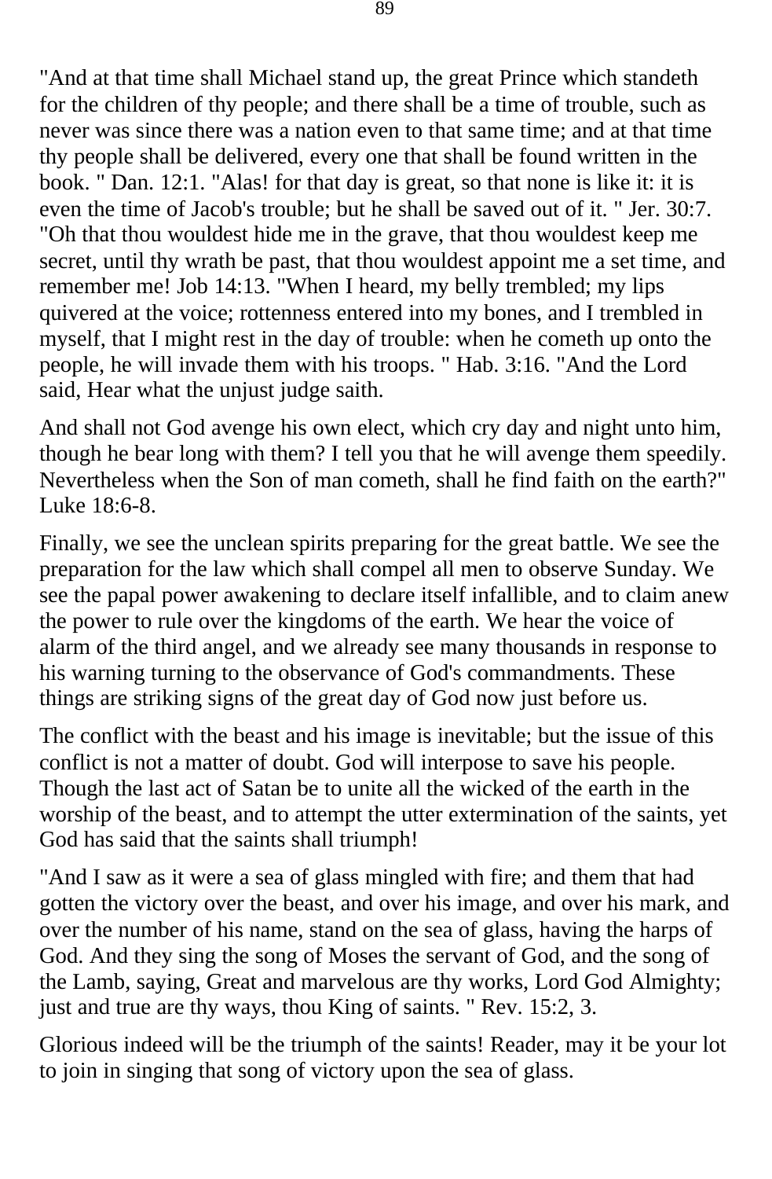"And at that time shall Michael stand up, the great Prince which standeth for the children of thy people; and there shall be a time of trouble, such as never was since there was a nation even to that same time; and at that time thy people shall be delivered, every one that shall be found written in the book. " Dan. 12:1. "Alas! for that day is great, so that none is like it: it is even the time of Jacob's trouble; but he shall be saved out of it. " Jer. 30:7. "Oh that thou wouldest hide me in the grave, that thou wouldest keep me secret, until thy wrath be past, that thou wouldest appoint me a set time, and remember me! Job 14:13. "When I heard, my belly trembled; my lips quivered at the voice; rottenness entered into my bones, and I trembled in myself, that I might rest in the day of trouble: when he cometh up onto the people, he will invade them with his troops. " Hab. 3:16. "And the Lord said, Hear what the unjust judge saith.

And shall not God avenge his own elect, which cry day and night unto him, though he bear long with them? I tell you that he will avenge them speedily. Nevertheless when the Son of man cometh, shall he find faith on the earth?" Luke 18:6-8.

Finally, we see the unclean spirits preparing for the great battle. We see the preparation for the law which shall compel all men to observe Sunday. We see the papal power awakening to declare itself infallible, and to claim anew the power to rule over the kingdoms of the earth. We hear the voice of alarm of the third angel, and we already see many thousands in response to his warning turning to the observance of God's commandments. These things are striking signs of the great day of God now just before us.

The conflict with the beast and his image is inevitable; but the issue of this conflict is not a matter of doubt. God will interpose to save his people. Though the last act of Satan be to unite all the wicked of the earth in the worship of the beast, and to attempt the utter extermination of the saints, yet God has said that the saints shall triumph!

"And I saw as it were a sea of glass mingled with fire; and them that had gotten the victory over the beast, and over his image, and over his mark, and over the number of his name, stand on the sea of glass, having the harps of God. And they sing the song of Moses the servant of God, and the song of the Lamb, saying, Great and marvelous are thy works, Lord God Almighty; just and true are thy ways, thou King of saints. " Rev. 15:2, 3.

Glorious indeed will be the triumph of the saints! Reader, may it be your lot to join in singing that song of victory upon the sea of glass.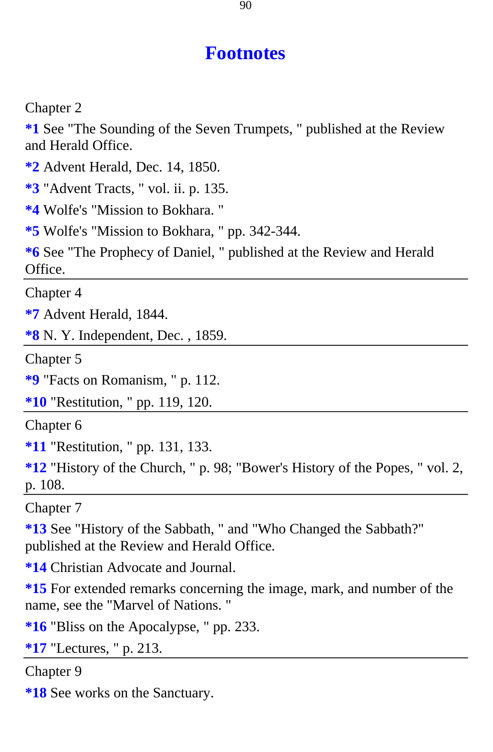# Footnotes

Chapter 2

**\*1** See "The Sounding of the Seven Trumpets, " published at the Review and Herald Office.

**\*2** Advent Herald, Dec. 14, 1850.

**\*3** "Advent Tracts, " vol. ii. p. 135.

**\*4** Wolfe's "Mission to Bokhara. "

**\*5** Wolfe's "Mission to Bokhara, " pp. 342-344.

**\*6** See "The Prophecy of Daniel, " published at the Review and Herald Office.

---

Chapter 4

**\*7** Advent Herald, 1844.

**\*8** N. Y. Independent, Dec. , 1859.

---

Chapter 5

**\*9** "Facts on Romanism, " p. 112.

**\*10** "Restitution, " pp. 119, 120.

---

Chapter 6

**\*11** "Restitution, " pp. 131, 133.

**\*12** "History of the Church, " p. 98; "Bower's History of the Popes, " vol. 2, p. 108.

---

Chapter 7

**\*13** See "History of the Sabbath, " and "Who Changed the Sabbath?" published at the Review and Herald Office.

**\*14** Christian Advocate and Journal.

**\*15** For extended remarks concerning the image, mark, and number of the name, see the "Marvel of Nations. "

**\*16** "Bliss on the Apocalypse, " pp. 233.

**\*17** "Lectures, " p. 213.

---

Chapter 9

**\*18** See works on the Sanctuary.